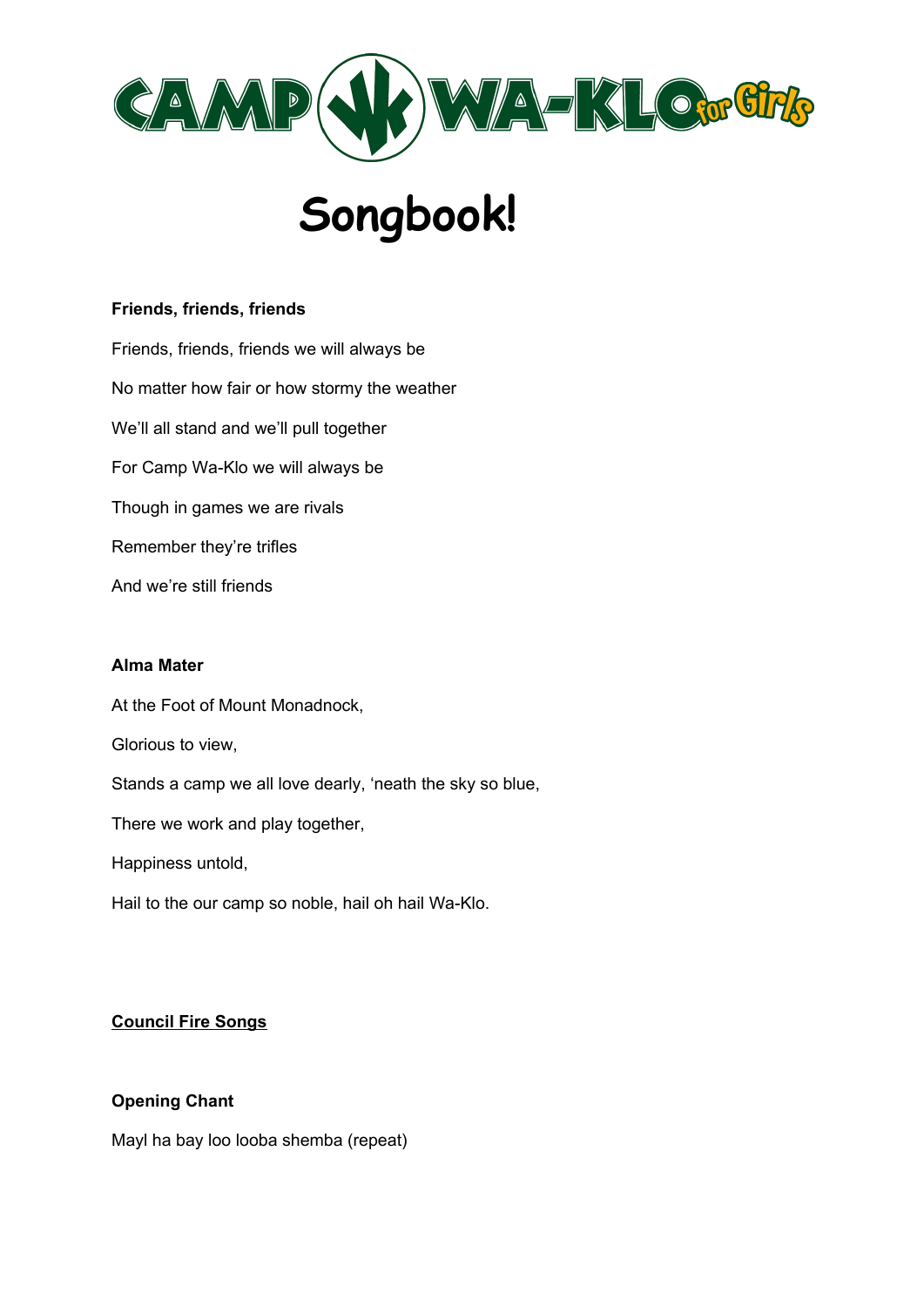# CAMP WA-KLO for Girls

# Songbook!

**Friends, friends, friends**

Friends, friends, friends we will always be

No matter how fair or how stormy the weather

We'll all stand and we'll pull together

For Camp Wa-Klo we will always be

Though in games we are rivals

Remember they're trifles

And we're still friends

**Alma Mater**

At the Foot of Mount Monadnock,

Glorious to view,

Stands a camp we all love dearly, 'neath the sky so blue,

There we work and play together,

Happiness untold,

Hail to the our camp so noble, hail oh hail Wa-Klo.

**<u>Council Fire Songs</u>**

**Opening Chant**

Mayl ha bay loo looba shemba (repeat)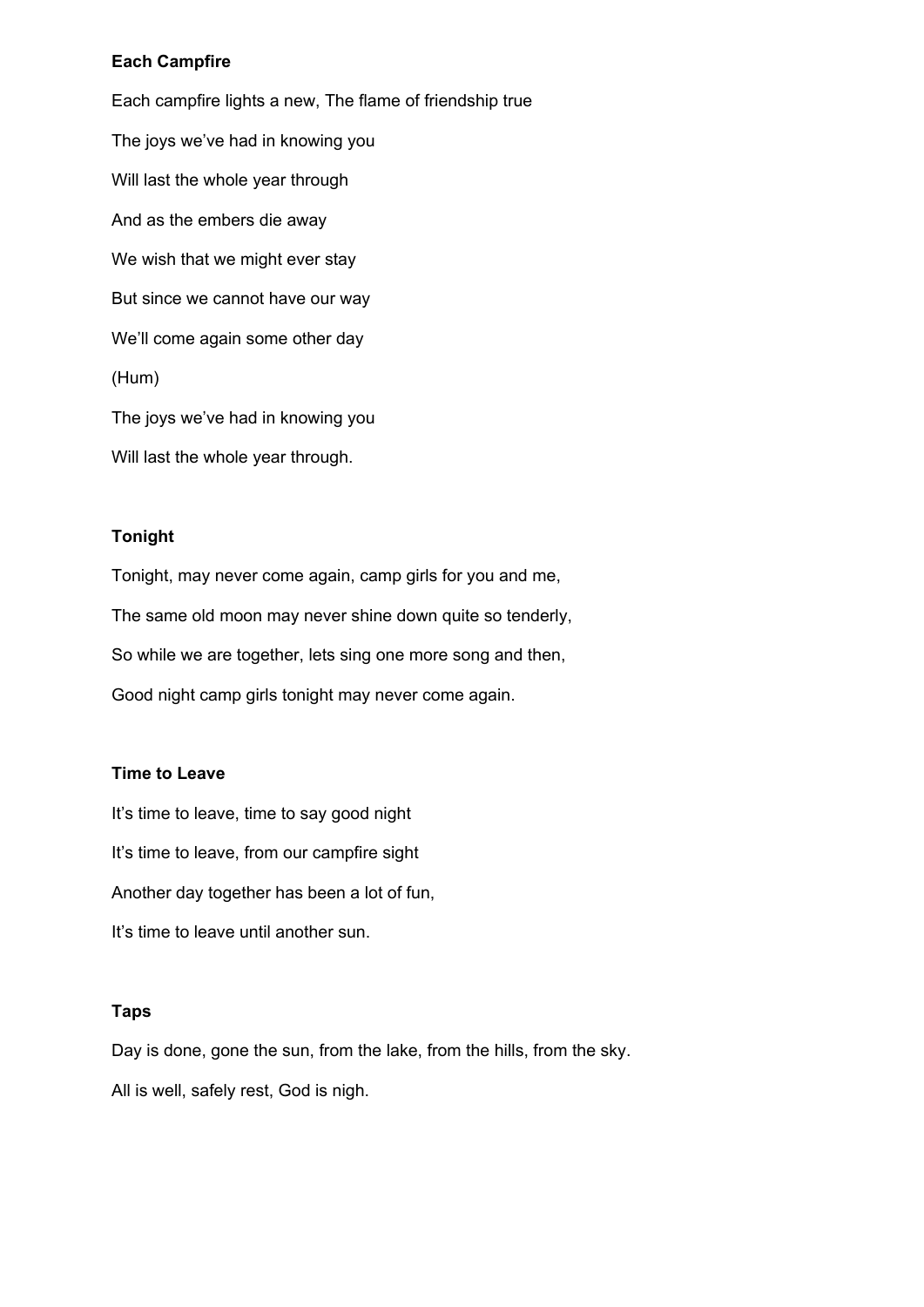**Each Campfire**

Each campfire lights a new, The flame of friendship true

The joys we've had in knowing you

Will last the whole year through

And as the embers die away

We wish that we might ever stay

But since we cannot have our way

We'll come again some other day

(Hum)

The joys we've had in knowing you

Will last the whole year through.

**Tonight**

Tonight, may never come again, camp girls for you and me,

The same old moon may never shine down quite so tenderly,

So while we are together, lets sing one more song and then,

Good night camp girls tonight may never come again.

**Time to Leave**

It's time to leave, time to say good night

It's time to leave, from our campfire sight

Another day together has been a lot of fun,

It's time to leave until another sun.

**Taps**

Day is done, gone the sun, from the lake, from the hills, from the sky.

All is well, safely rest, God is nigh.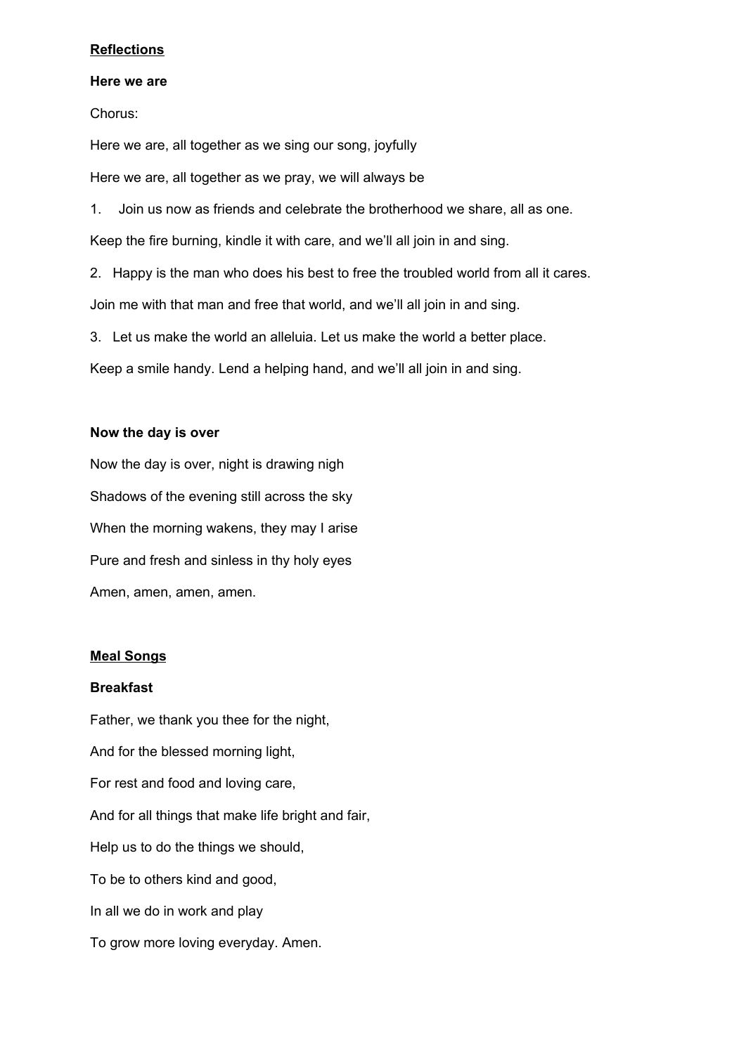## **Reflections**

### Here we are

Chorus:

Here we are, all together as we sing our song, joyfully

Here we are, all together as we pray, we will always be

1. Join us now as friends and celebrate the brotherhood we share, all as one.

Keep the fire burning, kindle it with care, and we'll all join in and sing.

2. Happy is the man who does his best to free the troubled world from all it cares.

Join me with that man and free that world, and we'll all join in and sing.

3. Let us make the world an alleluia. Let us make the world a better place.

Keep a smile handy. Lend a helping hand, and we'll all join in and sing.

### Now the day is over

Now the day is over, night is drawing nigh

Shadows of the evening still across the sky

When the morning wakens, they may I arise

Pure and fresh and sinless in thy holy eyes

Amen, amen, amen, amen.

## **Meal Songs**

### Breakfast

Father, we thank you thee for the night,

And for the blessed morning light,

For rest and food and loving care,

And for all things that make life bright and fair,

Help us to do the things we should,

To be to others kind and good,

In all we do in work and play

To grow more loving everyday. Amen.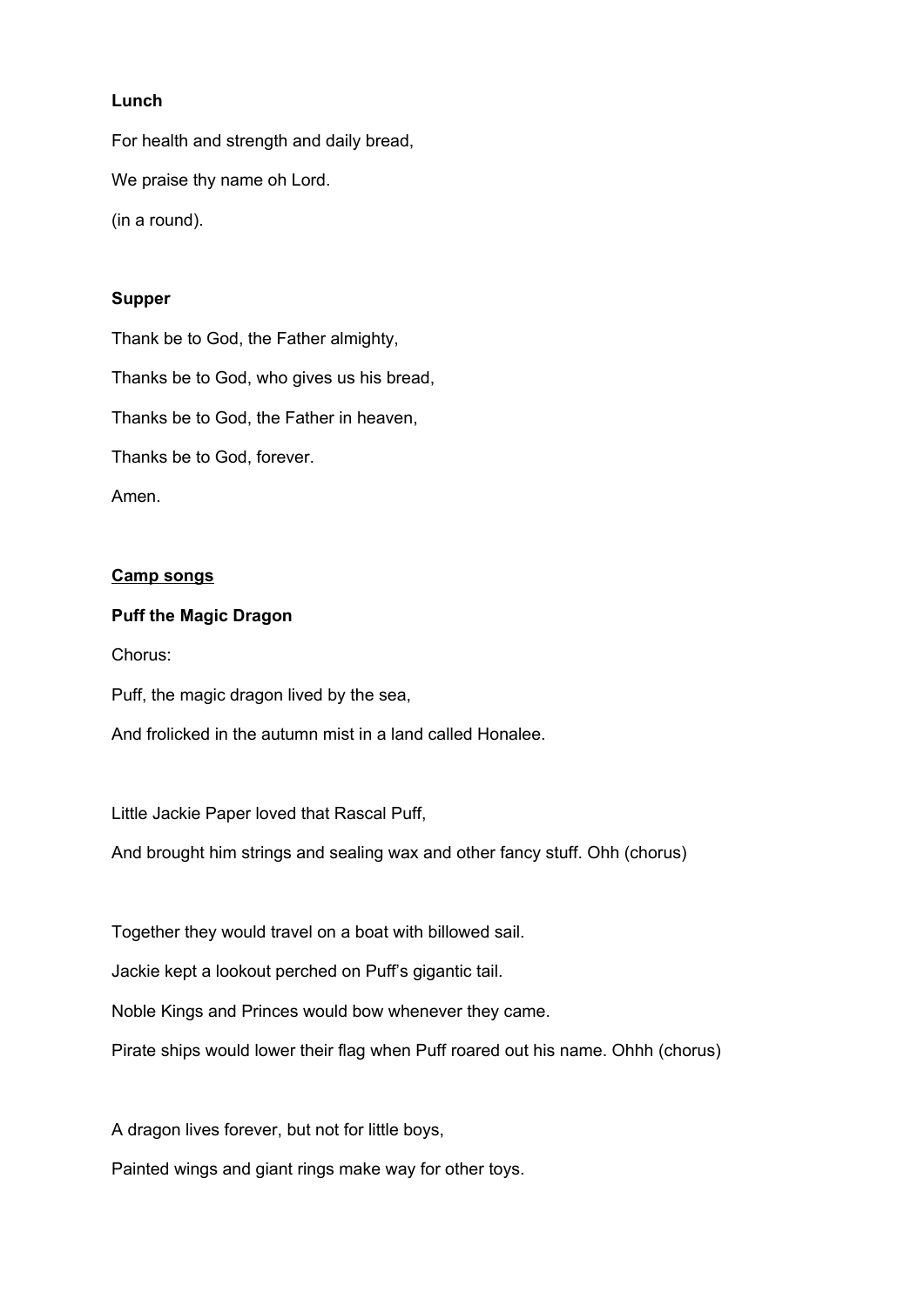**Lunch**

For health and strength and daily bread,

We praise thy name oh Lord.

(in a round).

**Supper**

Thank be to God, the Father almighty,

Thanks be to God, who gives us his bread,

Thanks be to God, the Father in heaven,

Thanks be to God, forever.

Amen.

**<u>Camp songs</u>**

**Puff the Magic Dragon**

Chorus:

Puff, the magic dragon lived by the sea,

And frolicked in the autumn mist in a land called Honalee.

Little Jackie Paper loved that Rascal Puff,

And brought him strings and sealing wax and other fancy stuff. Ohh (chorus)

Together they would travel on a boat with billowed sail.

Jackie kept a lookout perched on Puff's gigantic tail.

Noble Kings and Princes would bow whenever they came.

Pirate ships would lower their flag when Puff roared out his name. Ohhh (chorus)

A dragon lives forever, but not for little boys,

Painted wings and giant rings make way for other toys.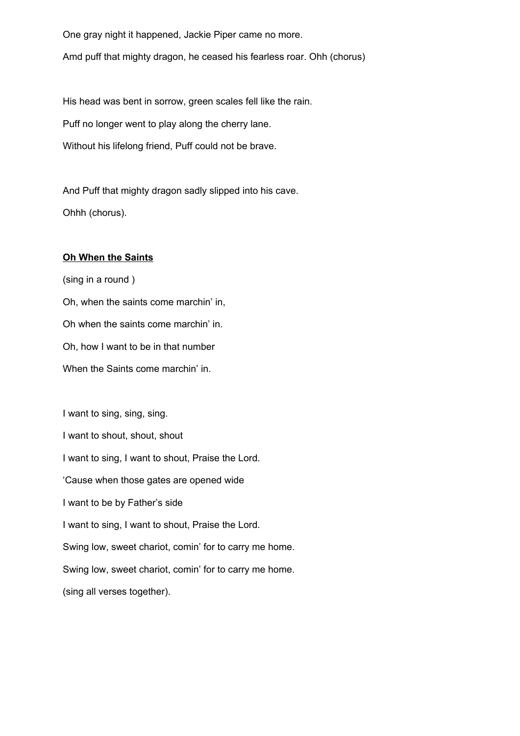One gray night it happened, Jackie Piper came no more.

Amd puff that mighty dragon, he ceased his fearless roar. Ohh (chorus)

His head was bent in sorrow, green scales fell like the rain.

Puff no longer went to play along the cherry lane.

Without his lifelong friend, Puff could not be brave.

And Puff that mighty dragon sadly slipped into his cave.

Ohhh (chorus).

**<u>Oh When the Saints</u>**

(sing in a round )

Oh, when the saints come marchin' in,

Oh when the saints come marchin' in.

Oh, how I want to be in that number

When the Saints come marchin' in.

I want to sing, sing, sing.

I want to shout, shout, shout

I want to sing, I want to shout, Praise the Lord.

'Cause when those gates are opened wide

I want to be by Father's side

I want to sing, I want to shout, Praise the Lord.

Swing low, sweet chariot, comin' for to carry me home.

Swing low, sweet chariot, comin' for to carry me home.

(sing all verses together).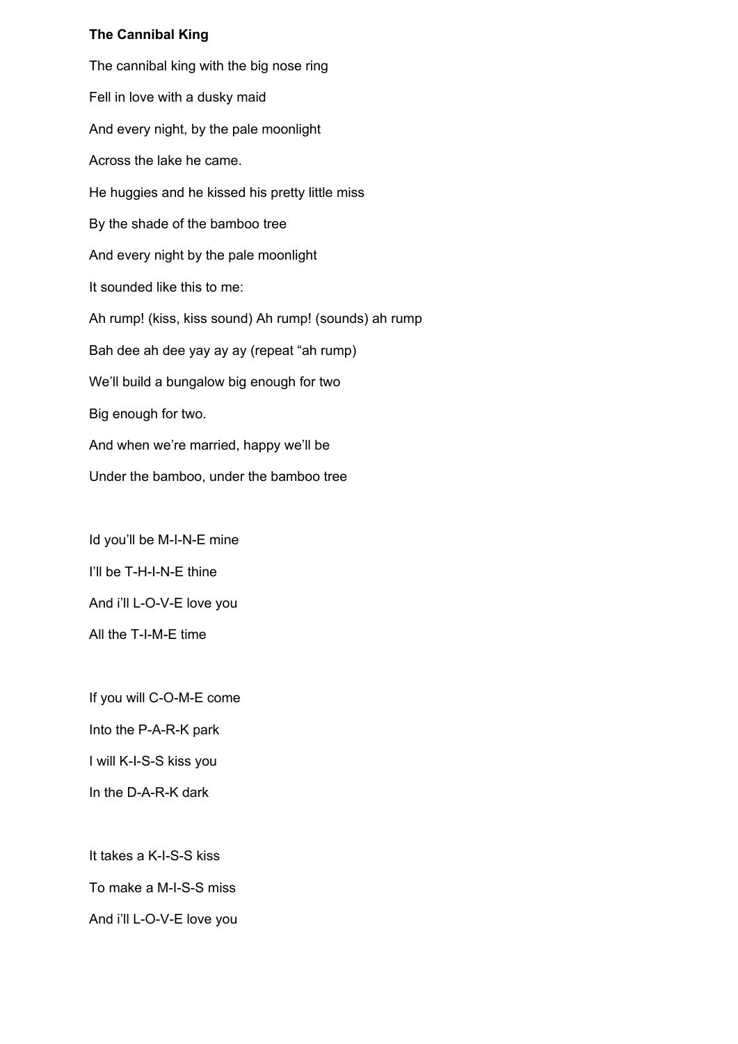**The Cannibal King**

The cannibal king with the big nose ring

Fell in love with a dusky maid

And every night, by the pale moonlight

Across the lake he came.

He huggies and he kissed his pretty little miss

By the shade of the bamboo tree

And every night by the pale moonlight

It sounded like this to me:

Ah rump! (kiss, kiss sound) Ah rump! (sounds) ah rump

Bah dee ah dee yay ay ay (repeat "ah rump)

We'll build a bungalow big enough for two

Big enough for two.

And when we're married, happy we'll be

Under the bamboo, under the bamboo tree

Id you'll be M-I-N-E mine

I'll be T-H-I-N-E thine

And i'll L-O-V-E love you

All the T-I-M-E time

If you will C-O-M-E come

Into the P-A-R-K park

I will K-I-S-S kiss you

In the D-A-R-K dark

It takes a K-I-S-S kiss

To make a M-I-S-S miss

And i'll L-O-V-E love you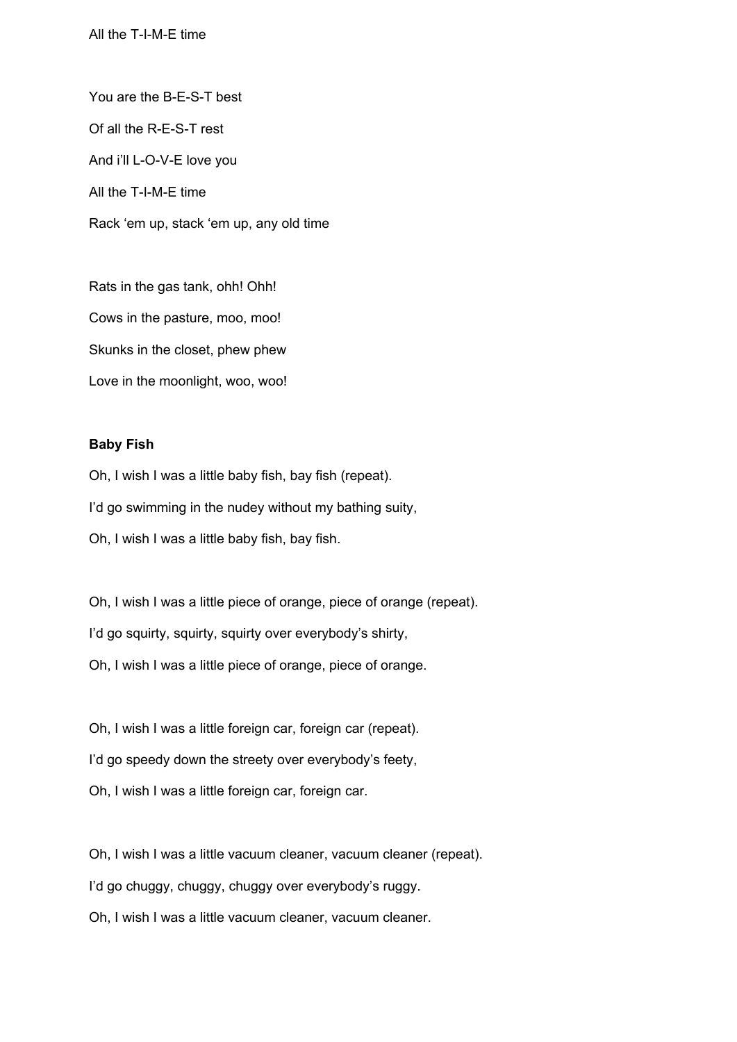All the T-I-M-E time

You are the B-E-S-T best

Of all the R-E-S-T rest

And i'll L-O-V-E love you

All the T-I-M-E time

Rack 'em up, stack 'em up, any old time

Rats in the gas tank, ohh! Ohh!

Cows in the pasture, moo, moo!

Skunks in the closet, phew phew

Love in the moonlight, woo, woo!

**Baby Fish**

Oh, I wish I was a little baby fish, bay fish (repeat).

I'd go swimming in the nudey without my bathing suity,

Oh, I wish I was a little baby fish, bay fish.

Oh, I wish I was a little piece of orange, piece of orange (repeat).

I'd go squirty, squirty, squirty over everybody's shirty,

Oh, I wish I was a little piece of orange, piece of orange.

Oh, I wish I was a little foreign car, foreign car (repeat).

I'd go speedy down the streety over everybody's feety,

Oh, I wish I was a little foreign car, foreign car.

Oh, I wish I was a little vacuum cleaner, vacuum cleaner (repeat).

I'd go chuggy, chuggy, chuggy over everybody's ruggy.

Oh, I wish I was a little vacuum cleaner, vacuum cleaner.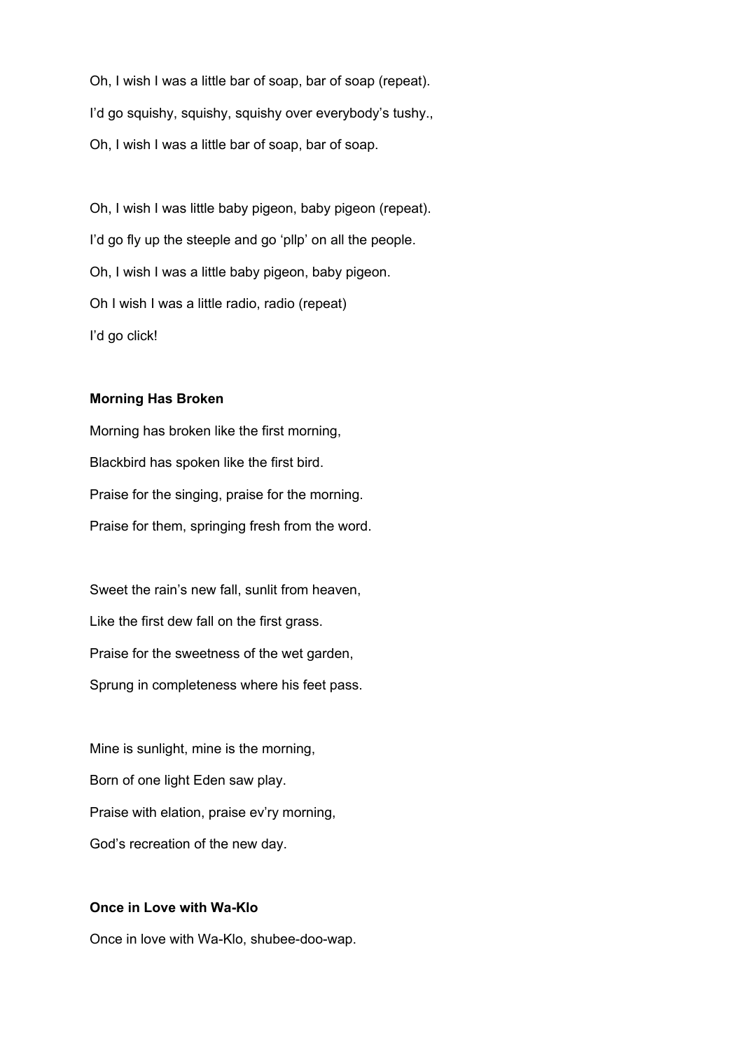Oh, I wish I was a little bar of soap, bar of soap (repeat).

I'd go squishy, squishy, squishy over everybody's tushy.,

Oh, I wish I was a little bar of soap, bar of soap.

Oh, I wish I was little baby pigeon, baby pigeon (repeat).

I'd go fly up the steeple and go 'pllp' on all the people.

Oh, I wish I was a little baby pigeon, baby pigeon.

Oh I wish I was a little radio, radio (repeat)

I'd go click!

**Morning Has Broken**

Morning has broken like the first morning,

Blackbird has spoken like the first bird.

Praise for the singing, praise for the morning.

Praise for them, springing fresh from the word.

Sweet the rain's new fall, sunlit from heaven,

Like the first dew fall on the first grass.

Praise for the sweetness of the wet garden,

Sprung in completeness where his feet pass.

Mine is sunlight, mine is the morning,

Born of one light Eden saw play.

Praise with elation, praise ev'ry morning,

God's recreation of the new day.

**Once in Love with Wa-Klo**

Once in love with Wa-Klo, shubee-doo-wap.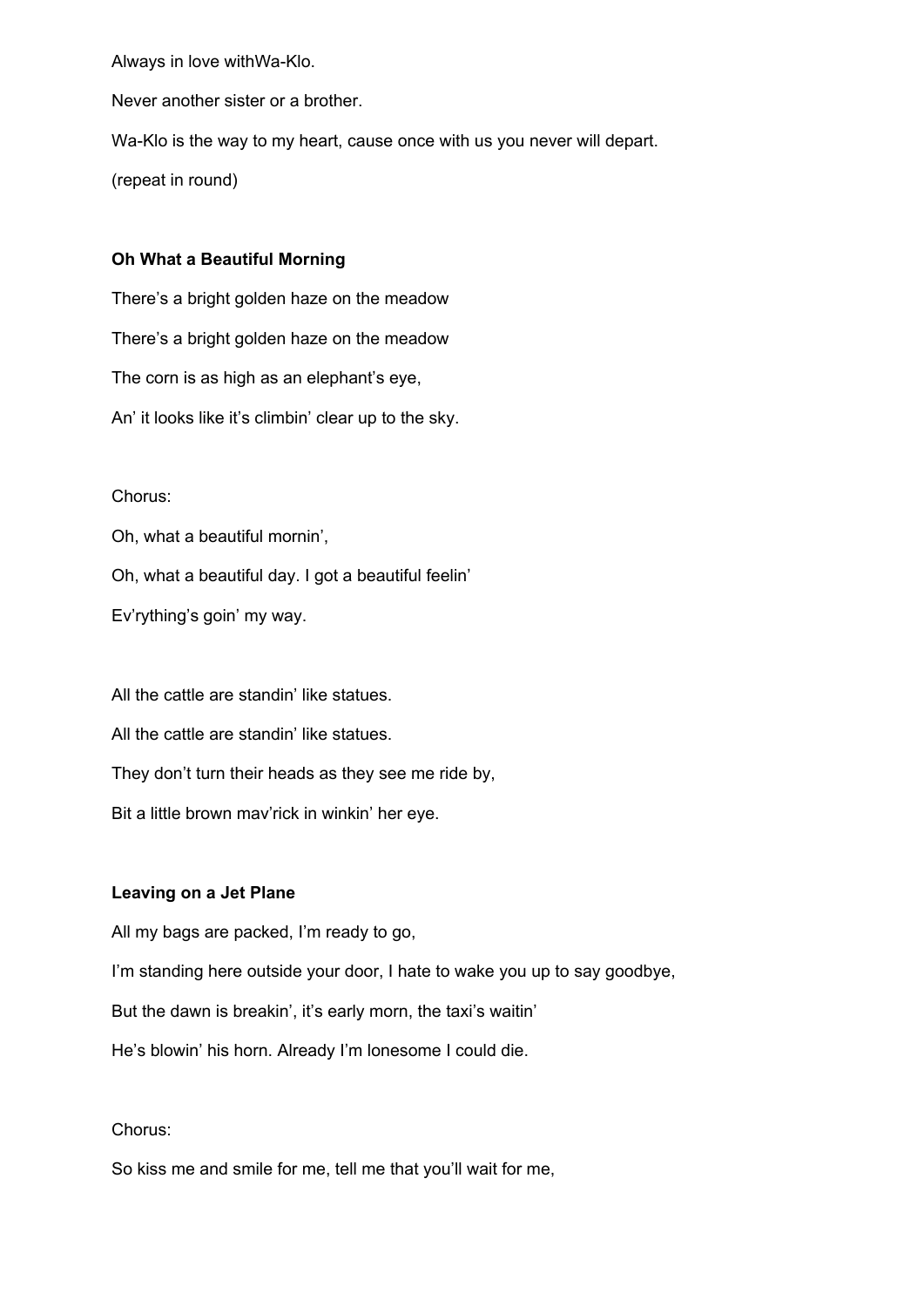Always in love withWa-Klo.

Never another sister or a brother.

Wa-Klo is the way to my heart, cause once with us you never will depart.

(repeat in round)

**Oh What a Beautiful Morning**

There's a bright golden haze on the meadow

There's a bright golden haze on the meadow

The corn is as high as an elephant's eye,

An' it looks like it's climbin' clear up to the sky.

Chorus:

Oh, what a beautiful mornin',

Oh, what a beautiful day. I got a beautiful feelin'

Ev'rything's goin' my way.

All the cattle are standin' like statues.

All the cattle are standin' like statues.

They don't turn their heads as they see me ride by,

Bit a little brown mav'rick in winkin' her eye.

**Leaving on a Jet Plane**

All my bags are packed, I'm ready to go,

I'm standing here outside your door, I hate to wake you up to say goodbye,

But the dawn is breakin', it's early morn, the taxi's waitin'

He's blowin' his horn. Already I'm lonesome I could die.

Chorus:

So kiss me and smile for me, tell me that you'll wait for me,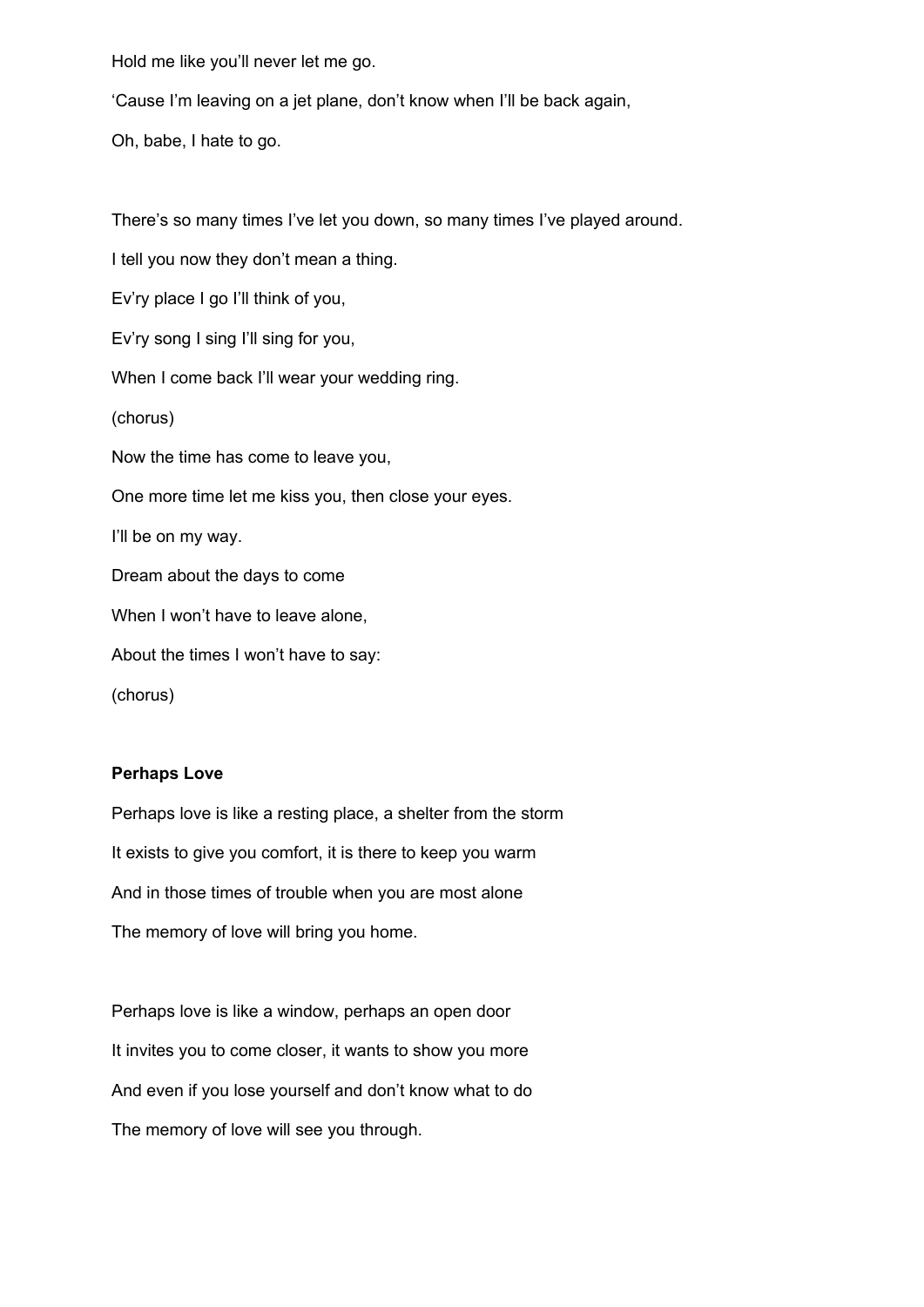Hold me like you'll never let me go.

'Cause I'm leaving on a jet plane, don't know when I'll be back again,

Oh, babe, I hate to go.

There's so many times I've let you down, so many times I've played around.

I tell you now they don't mean a thing.

Ev'ry place I go I'll think of you,

Ev'ry song I sing I'll sing for you,

When I come back I'll wear your wedding ring.

(chorus)

Now the time has come to leave you,

One more time let me kiss you, then close your eyes.

I'll be on my way.

Dream about the days to come

When I won't have to leave alone,

About the times I won't have to say:

(chorus)

**Perhaps Love**

Perhaps love is like a resting place, a shelter from the storm

It exists to give you comfort, it is there to keep you warm

And in those times of trouble when you are most alone

The memory of love will bring you home.

Perhaps love is like a window, perhaps an open door

It invites you to come closer, it wants to show you more

And even if you lose yourself and don't know what to do

The memory of love will see you through.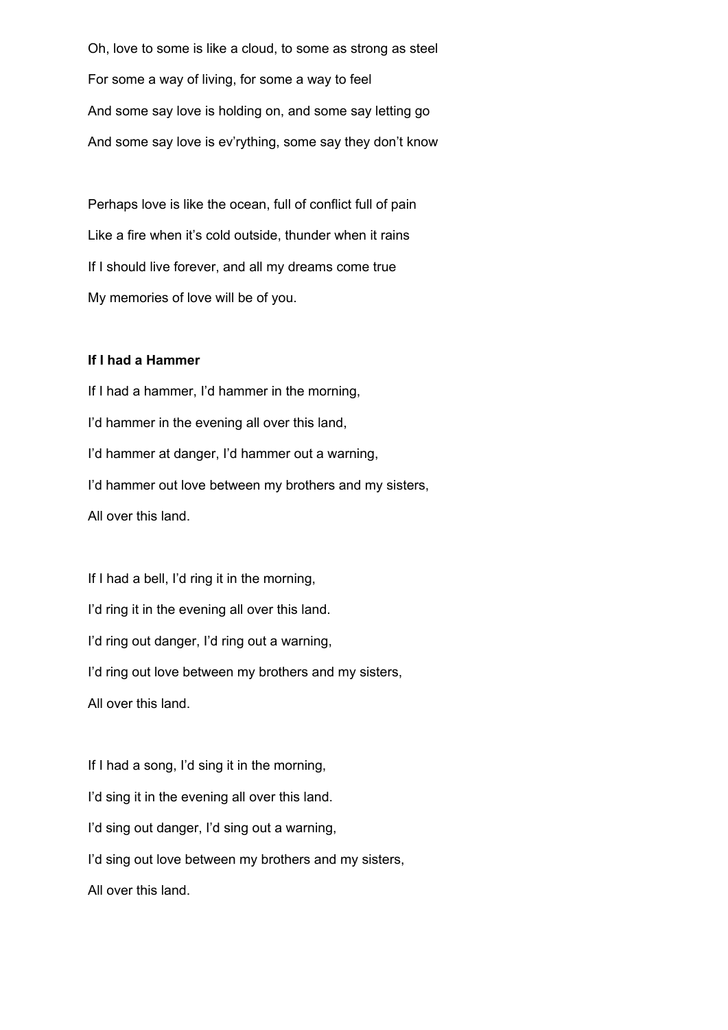Oh, love to some is like a cloud, to some as strong as steel

For some a way of living, for some a way to feel

And some say love is holding on, and some say letting go

And some say love is ev'rything, some say they don't know

Perhaps love is like the ocean, full of conflict full of pain

Like a fire when it's cold outside, thunder when it rains

If I should live forever, and all my dreams come true

My memories of love will be of you.

**If I had a Hammer**

If I had a hammer, I'd hammer in the morning,

I'd hammer in the evening all over this land,

I'd hammer at danger, I'd hammer out a warning,

I'd hammer out love between my brothers and my sisters,

All over this land.

If I had a bell, I'd ring it in the morning,

I'd ring it in the evening all over this land.

I'd ring out danger, I'd ring out a warning,

I'd ring out love between my brothers and my sisters,

All over this land.

If I had a song, I'd sing it in the morning,

I'd sing it in the evening all over this land.

I'd sing out danger, I'd sing out a warning,

I'd sing out love between my brothers and my sisters,

All over this land.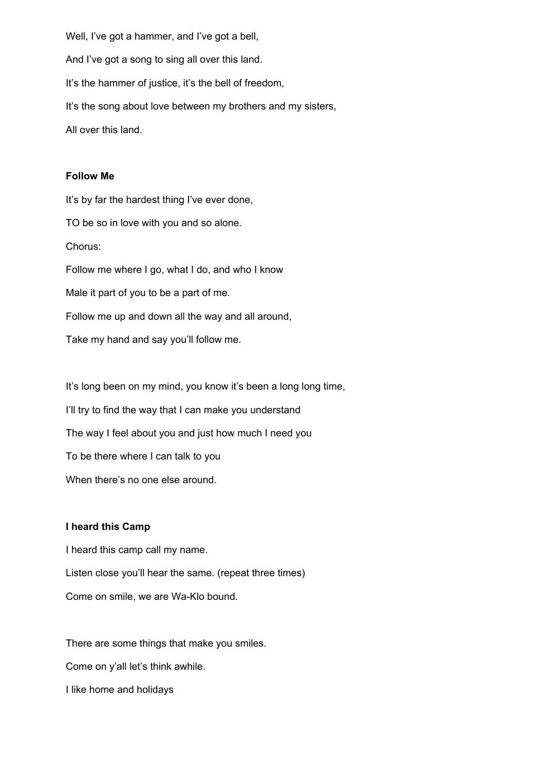Well, I’ve got a hammer, and I’ve got a bell,

And I’ve got a song to sing all over this land.

It’s the hammer of justice, it’s the bell of freedom,

It’s the song about love between my brothers and my sisters,

All over this land.

**Follow Me**

It’s by far the hardest thing I’ve ever done,

TO be so in love with you and so alone.

Chorus:

Follow me where I go, what I do, and who I know

Male it part of you to be a part of me.

Follow me up and down all the way and all around,

Take my hand and say you’ll follow me.

It’s long been on my mind, you know it’s been a long long time,

I’ll try to find the way that I can make you understand

The way I feel about you and just how much I need you

To be there where I can talk to you

When there’s no one else around.

**I heard this Camp**

I heard this camp call my name.

Listen close you’ll hear the same. (repeat three times)

Come on smile, we are Wa-Klo bound.

There are some things that make you smiles.

Come on y’all let’s think awhile.

I like home and holidays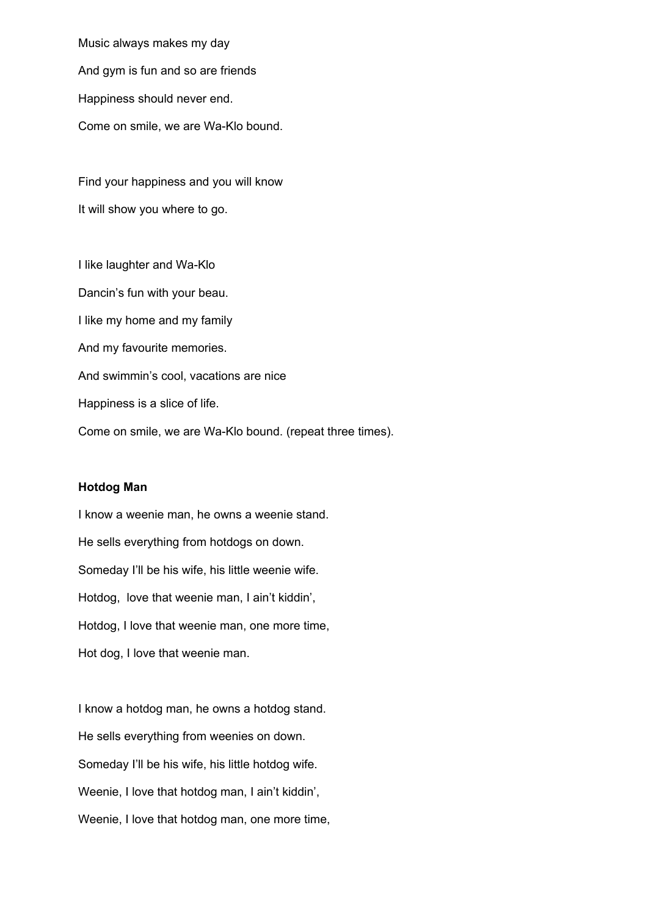Music always makes my day

And gym is fun and so are friends

Happiness should never end.

Come on smile, we are Wa-Klo bound.

Find your happiness and you will know

It will show you where to go.

I like laughter and Wa-Klo

Dancin's fun with your beau.

I like my home and my family

And my favourite memories.

And swimmin's cool, vacations are nice

Happiness is a slice of life.

Come on smile, we are Wa-Klo bound. (repeat three times).

**Hotdog Man**

I know a weenie man, he owns a weenie stand.

He sells everything from hotdogs on down.

Someday I'll be his wife, his little weenie wife.

Hotdog, love that weenie man, I ain't kiddin',

Hotdog, I love that weenie man, one more time,

Hot dog, I love that weenie man.

I know a hotdog man, he owns a hotdog stand.

He sells everything from weenies on down.

Someday I'll be his wife, his little hotdog wife.

Weenie, I love that hotdog man, I ain't kiddin',

Weenie, I love that hotdog man, one more time,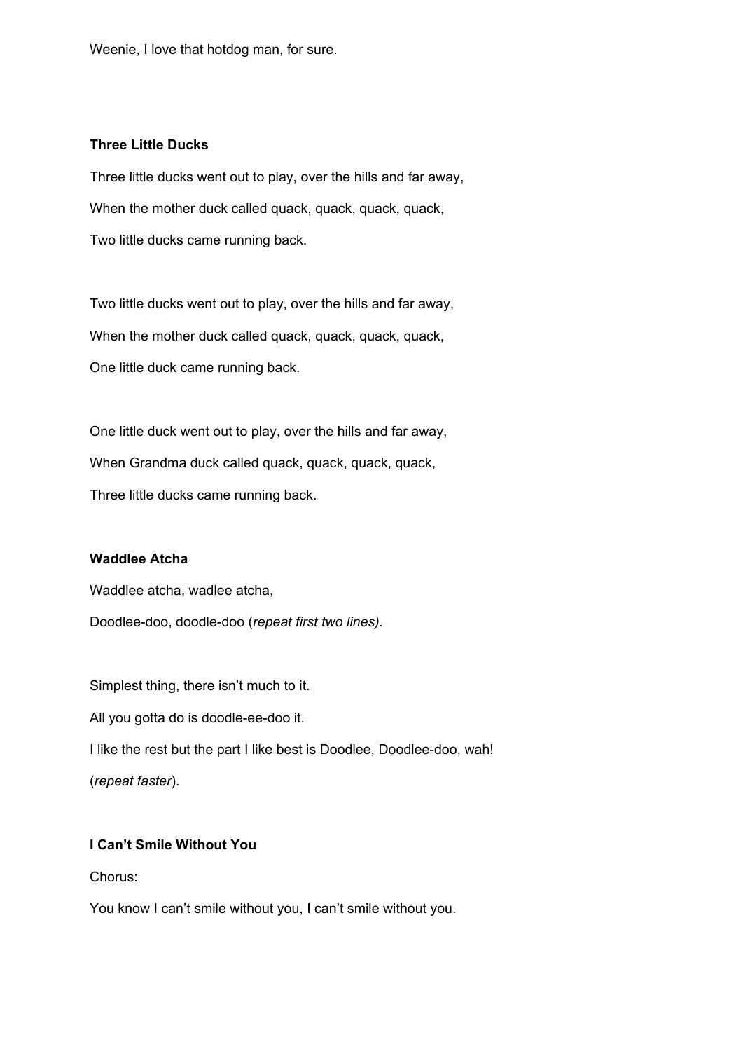Weenie, I love that hotdog man, for sure.

**Three Little Ducks**

Three little ducks went out to play, over the hills and far away,

When the mother duck called quack, quack, quack, quack,

Two little ducks came running back.

Two little ducks went out to play, over the hills and far away,

When the mother duck called quack, quack, quack, quack,

One little duck came running back.

One little duck went out to play, over the hills and far away,

When Grandma duck called quack, quack, quack, quack,

Three little ducks came running back.

**Waddlee Atcha**

Waddlee atcha, wadlee atcha,

Doodlee-doo, doodle-doo (*repeat first two lines).*

Simplest thing, there isn't much to it.

All you gotta do is doodle-ee-doo it.

I like the rest but the part I like best is Doodlee, Doodlee-doo, wah!

(*repeat faster*).

**I Can't Smile Without You**

Chorus:

You know I can't smile without you, I can't smile without you.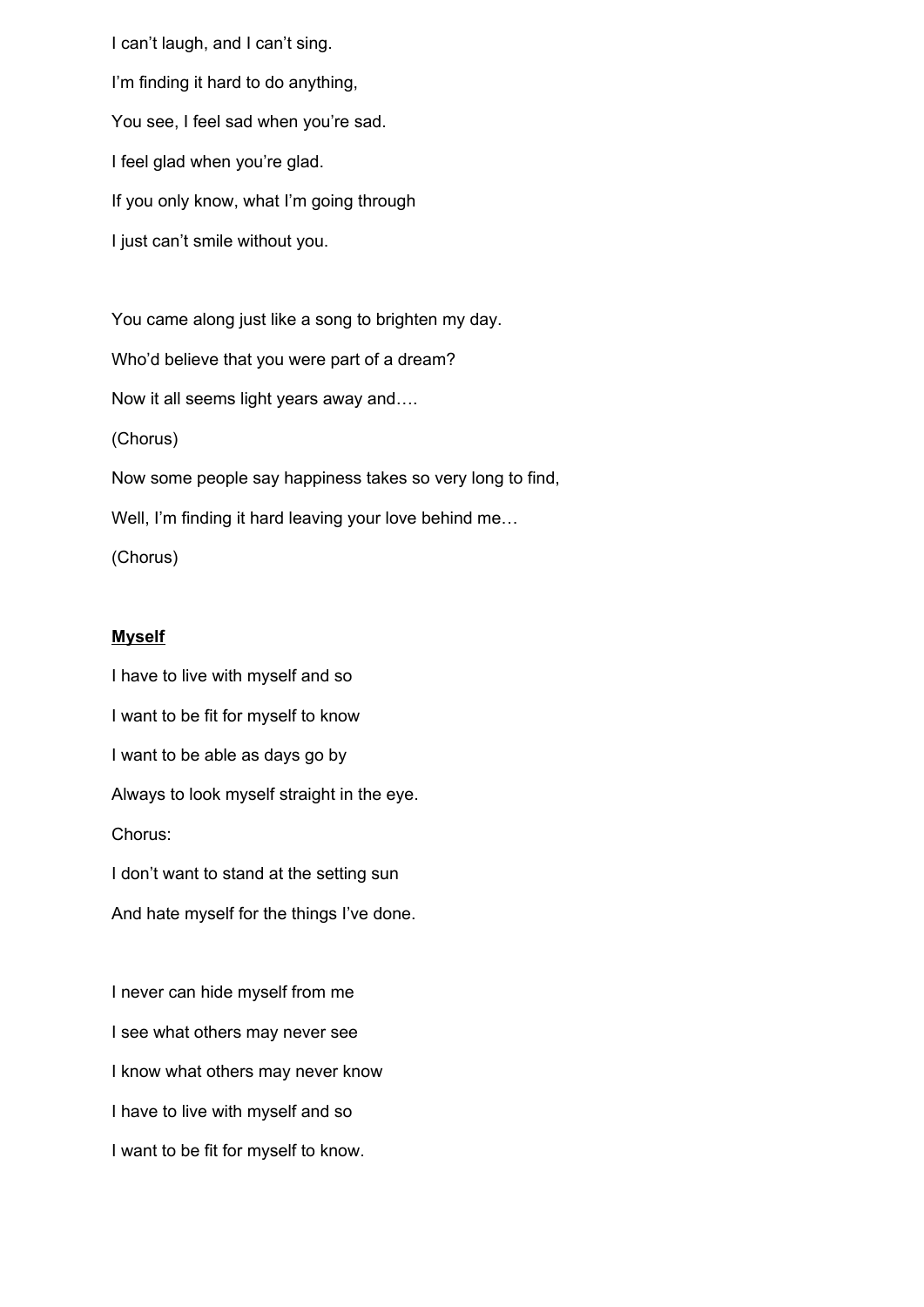I can't laugh, and I can't sing.

I'm finding it hard to do anything,

You see, I feel sad when you're sad.

I feel glad when you're glad.

If you only know, what I'm going through

I just can't smile without you.

You came along just like a song to brighten my day.

Who'd believe that you were part of a dream?

Now it all seems light years away and….

(Chorus)

Now some people say happiness takes so very long to find,

Well, I'm finding it hard leaving your love behind me…

(Chorus)

**<u>Myself</u>**

I have to live with myself and so

I want to be fit for myself to know

I want to be able as days go by

Always to look myself straight in the eye.

Chorus:

I don't want to stand at the setting sun

And hate myself for the things I've done.

I never can hide myself from me

I see what others may never see

I know what others may never know

I have to live with myself and so

I want to be fit for myself to know.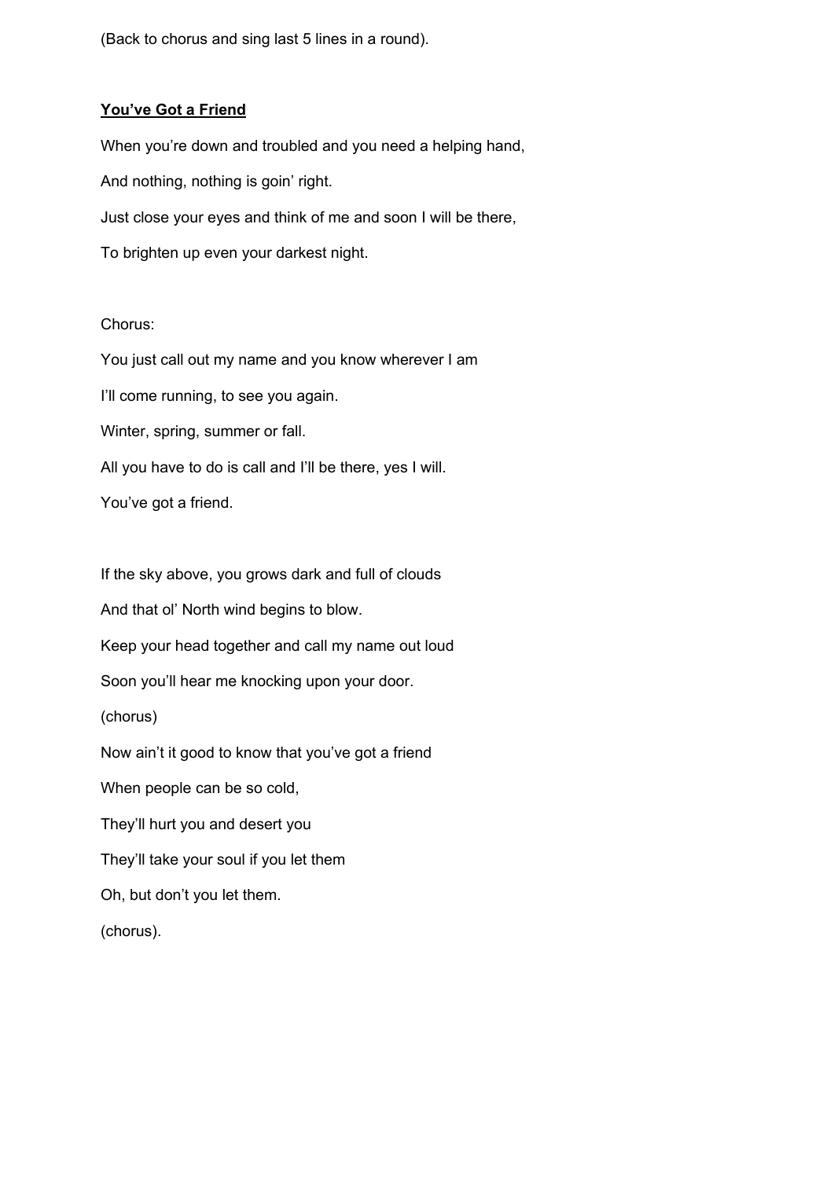(Back to chorus and sing last 5 lines in a round).

**You've Got a Friend**

When you're down and troubled and you need a helping hand,

And nothing, nothing is goin' right.

Just close your eyes and think of me and soon I will be there,

To brighten up even your darkest night.

Chorus:

You just call out my name and you know wherever I am

I'll come running, to see you again.

Winter, spring, summer or fall.

All you have to do is call and I'll be there, yes I will.

You've got a friend.

If the sky above, you grows dark and full of clouds

And that ol' North wind begins to blow.

Keep your head together and call my name out loud

Soon you'll hear me knocking upon your door.

(chorus)

Now ain't it good to know that you've got a friend

When people can be so cold,

They'll hurt you and desert you

They'll take your soul if you let them

Oh, but don't you let them.

(chorus).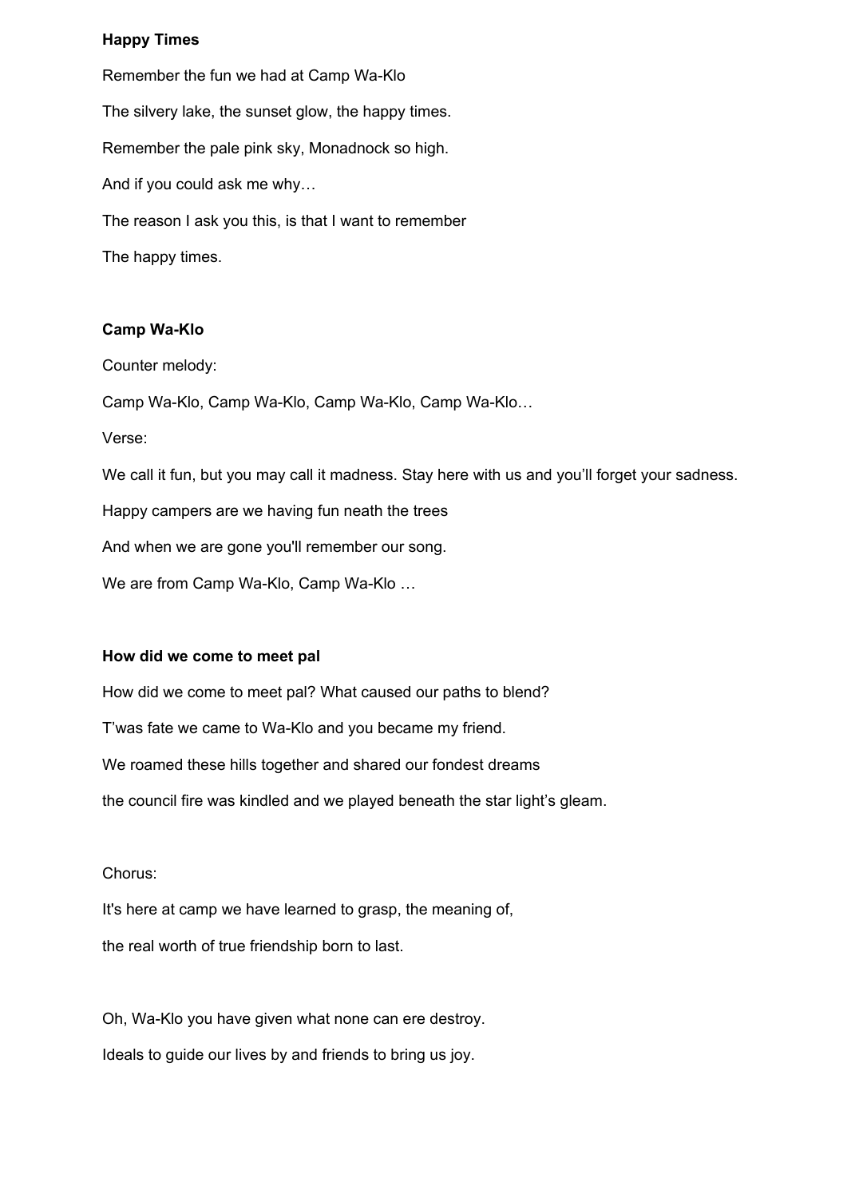**Happy Times**

Remember the fun we had at Camp Wa-Klo

The silvery lake, the sunset glow, the happy times.

Remember the pale pink sky, Monadnock so high.

And if you could ask me why…

The reason I ask you this, is that I want to remember

The happy times.

**Camp Wa-Klo**

Counter melody:

Camp Wa-Klo, Camp Wa-Klo, Camp Wa-Klo, Camp Wa-Klo…

Verse:

We call it fun, but you may call it madness. Stay here with us and you'll forget your sadness.

Happy campers are we having fun neath the trees

And when we are gone you'll remember our song.

We are from Camp Wa-Klo, Camp Wa-Klo …

**How did we come to meet pal**

How did we come to meet pal? What caused our paths to blend?

T'was fate we came to Wa-Klo and you became my friend.

We roamed these hills together and shared our fondest dreams

the council fire was kindled and we played beneath the star light's gleam.

Chorus:

It's here at camp we have learned to grasp, the meaning of,

the real worth of true friendship born to last.

Oh, Wa-Klo you have given what none can ere destroy.

Ideals to guide our lives by and friends to bring us joy.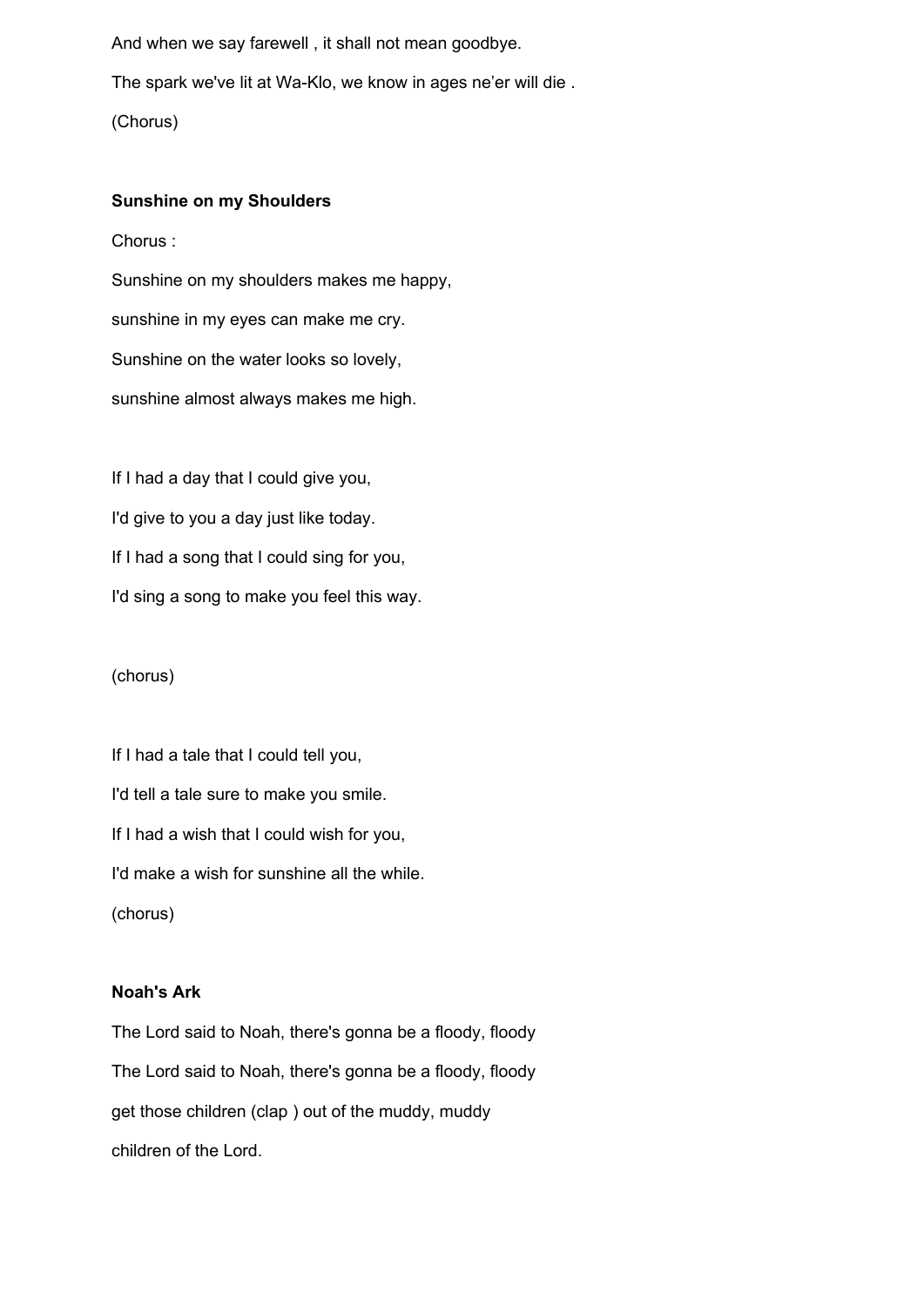And when we say farewell , it shall not mean goodbye.

The spark we've lit at Wa-Klo, we know in ages ne'er will die .

(Chorus)

**Sunshine on my Shoulders**

Chorus :

Sunshine on my shoulders makes me happy,

sunshine in my eyes can make me cry.

Sunshine on the water looks so lovely,

sunshine almost always makes me high.

If I had a day that I could give you,

I'd give to you a day just like today.

If I had a song that I could sing for you,

I'd sing a song to make you feel this way.

(chorus)

If I had a tale that I could tell you,

I'd tell a tale sure to make you smile.

If I had a wish that I could wish for you,

I'd make a wish for sunshine all the while.

(chorus)

**Noah's Ark**

The Lord said to Noah, there's gonna be a floody, floody

The Lord said to Noah, there's gonna be a floody, floody

get those children (clap ) out of the muddy, muddy

children of the Lord.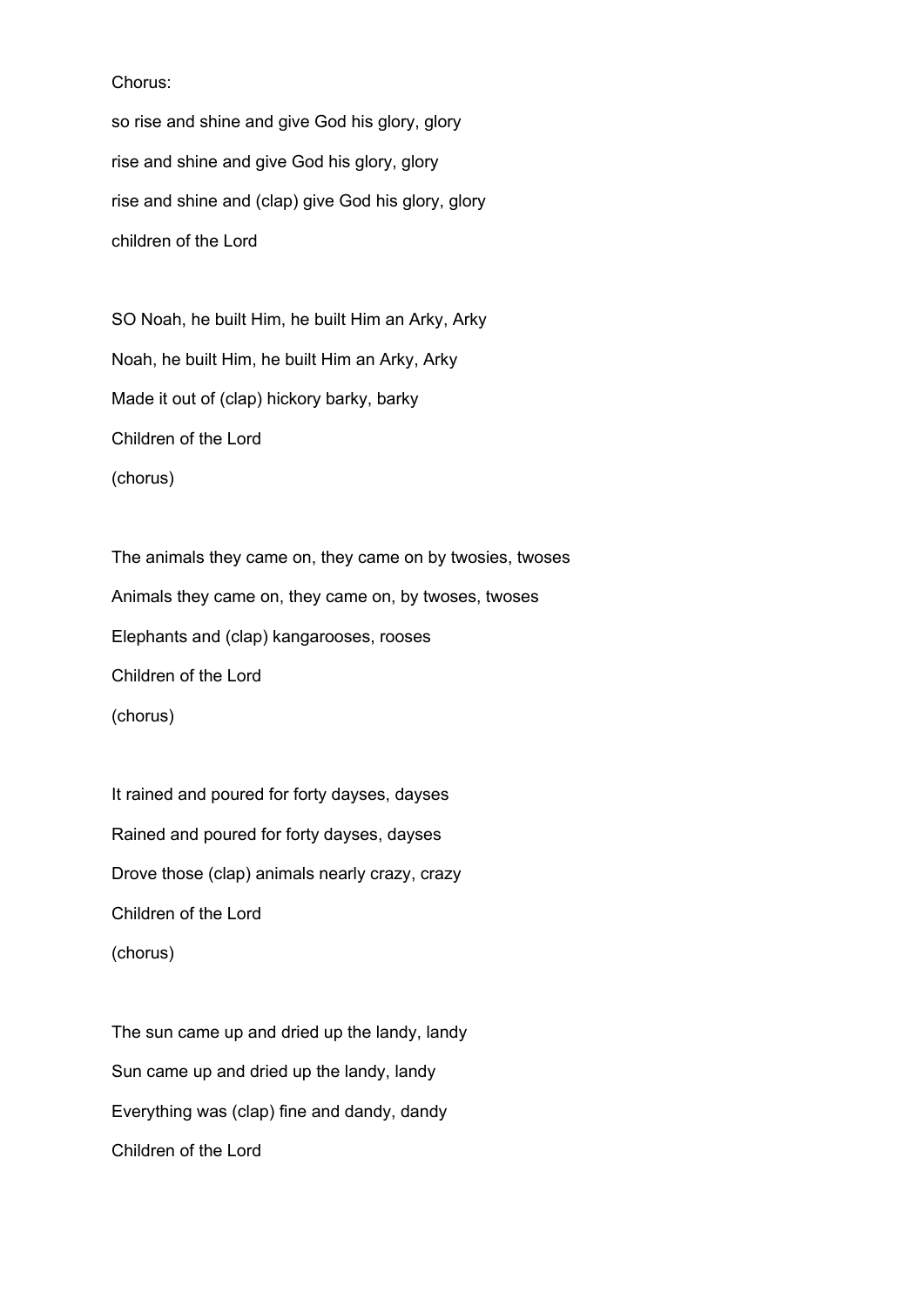Chorus:

so rise and shine and give God his glory, glory

rise and shine and give God his glory, glory

rise and shine and (clap) give God his glory, glory

children of the Lord

SO Noah, he built Him, he built Him an Arky, Arky

Noah, he built Him, he built Him an Arky, Arky

Made it out of (clap) hickory barky, barky

Children of the Lord

(chorus)

The animals they came on, they came on by twosies, twoses

Animals they came on, they came on, by twoses, twoses

Elephants and (clap) kangarooses, rooses

Children of the Lord

(chorus)

It rained and poured for forty dayses, dayses

Rained and poured for forty dayses, dayses

Drove those (clap) animals nearly crazy, crazy

Children of the Lord

(chorus)

The sun came up and dried up the landy, landy

Sun came up and dried up the landy, landy

Everything was (clap) fine and dandy, dandy

Children of the Lord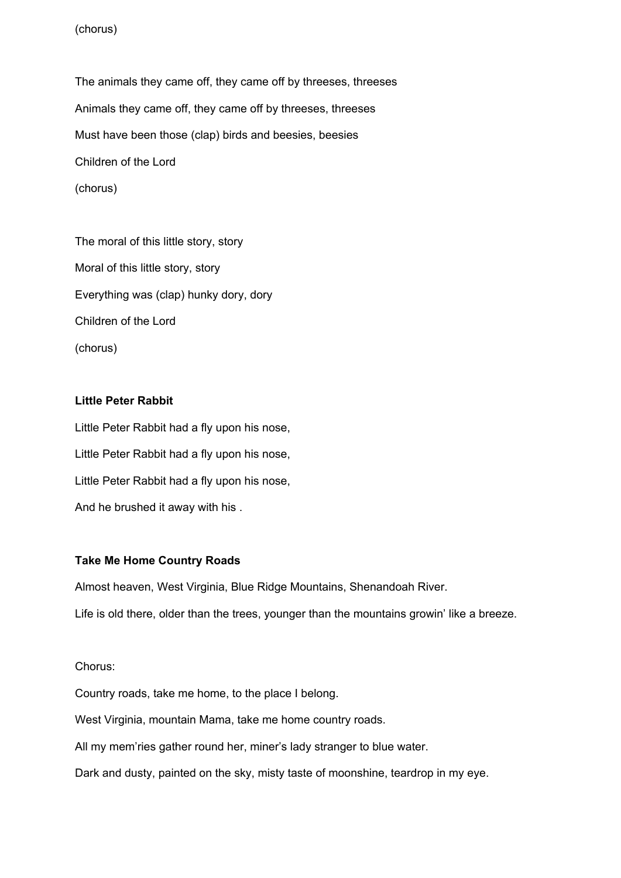(chorus)

The animals they came off, they came off by threeses, threeses

Animals they came off, they came off by threeses, threeses

Must have been those (clap) birds and beesies, beesies

Children of the Lord

(chorus)

The moral of this little story, story

Moral of this little story, story

Everything was (clap) hunky dory, dory

Children of the Lord

(chorus)

**Little Peter Rabbit**

Little Peter Rabbit had a fly upon his nose,

Little Peter Rabbit had a fly upon his nose,

Little Peter Rabbit had a fly upon his nose,

And he brushed it away with his .

**Take Me Home Country Roads**

Almost heaven, West Virginia, Blue Ridge Mountains, Shenandoah River.

Life is old there, older than the trees, younger than the mountains growin' like a breeze.

Chorus:

Country roads, take me home, to the place I belong.

West Virginia, mountain Mama, take me home country roads.

All my mem'ries gather round her, miner's lady stranger to blue water.

Dark and dusty, painted on the sky, misty taste of moonshine, teardrop in my eye.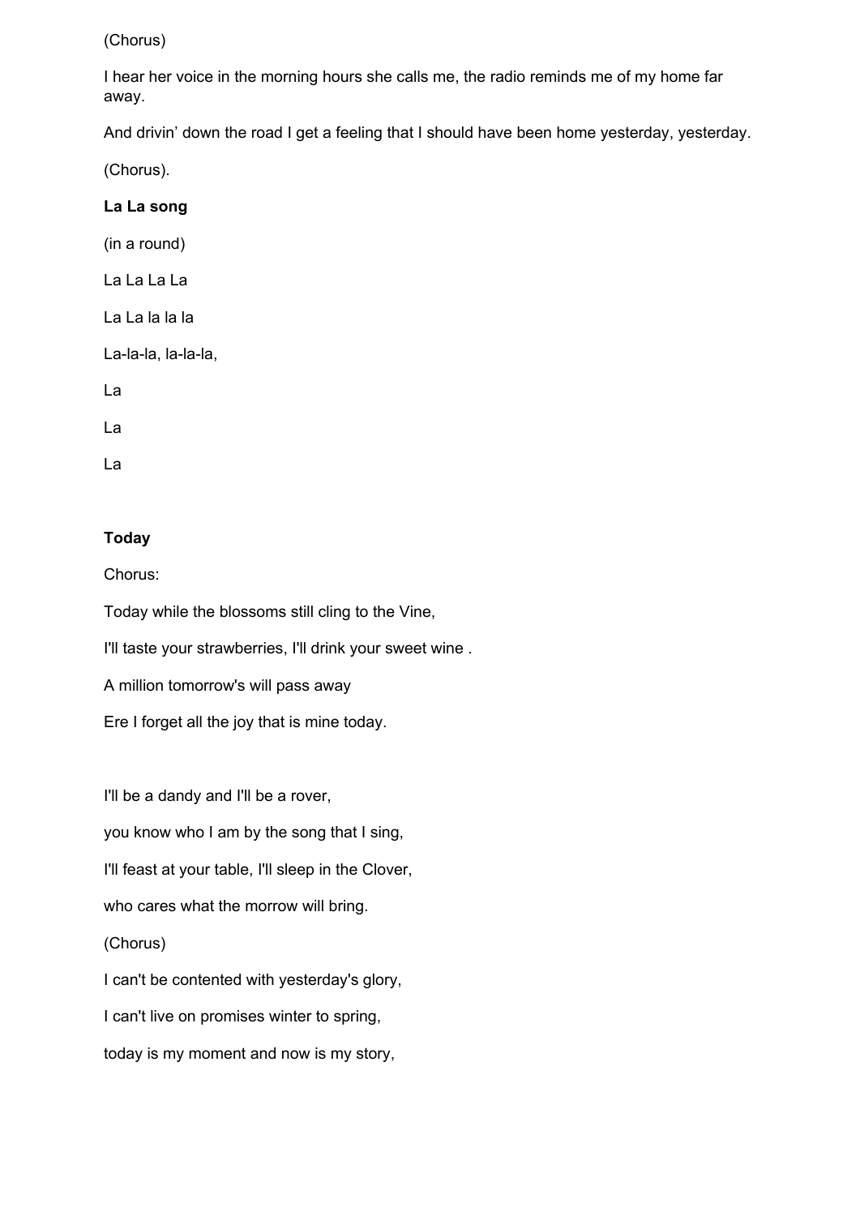(Chorus)

I hear her voice in the morning hours she calls me, the radio reminds me of my home far away.

And drivin' down the road I get a feeling that I should have been home yesterday, yesterday.

(Chorus).

**La La song**

(in a round)

La La La La

La La la la la

La-la-la, la-la-la,

La

La

La

**Today**

Chorus:

Today while the blossoms still cling to the Vine,

I'll taste your strawberries, I'll drink your sweet wine .

A million tomorrow's will pass away

Ere I forget all the joy that is mine today.

I'll be a dandy and I'll be a rover,

you know who I am by the song that I sing,

I'll feast at your table, I'll sleep in the Clover,

who cares what the morrow will bring.

(Chorus)

I can't be contented with yesterday's glory,

I can't live on promises winter to spring,

today is my moment and now is my story,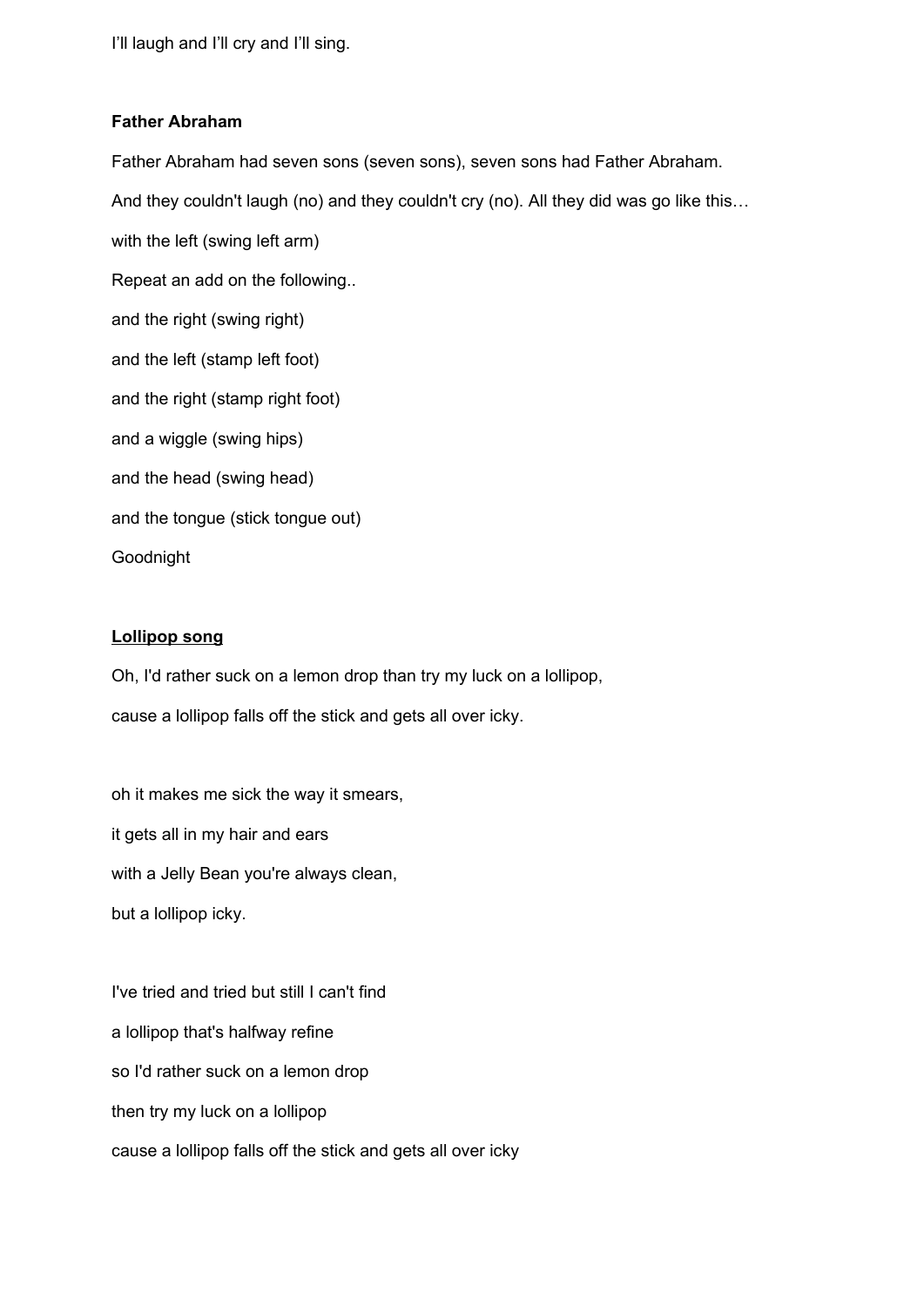I'll laugh and I'll cry and I'll sing.

**Father Abraham**

Father Abraham had seven sons (seven sons), seven sons had Father Abraham.

And they couldn't laugh (no) and they couldn't cry (no). All they did was go like this…

with the left (swing left arm)

Repeat an add on the following..

and the right (swing right)

and the left (stamp left foot)

and the right (stamp right foot)

and a wiggle (swing hips)

and the head (swing head)

and the tongue (stick tongue out)

Goodnight

**Lollipop song**

Oh, I'd rather suck on a lemon drop than try my luck on a lollipop,

cause a lollipop falls off the stick and gets all over icky.

oh it makes me sick the way it smears,

it gets all in my hair and ears

with a Jelly Bean you're always clean,

but a lollipop icky.

I've tried and tried but still I can't find

a lollipop that's halfway refine

so I'd rather suck on a lemon drop

then try my luck on a lollipop

cause a lollipop falls off the stick and gets all over icky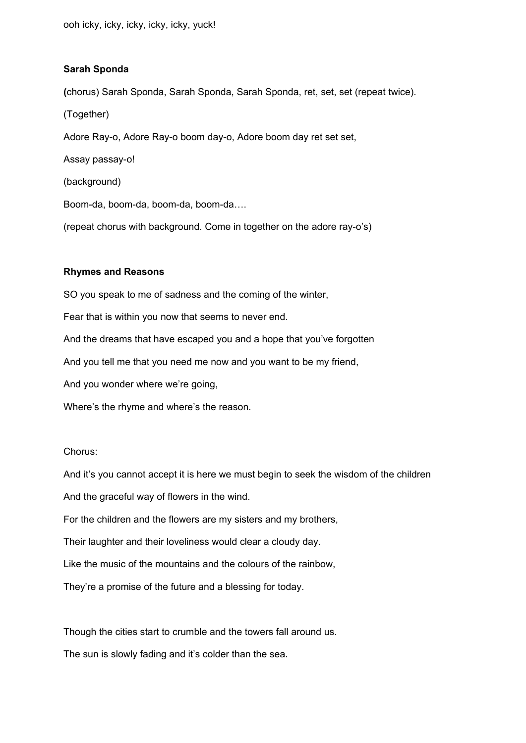ooh icky, icky, icky, icky, icky, yuck!

**Sarah Sponda**

**(**chorus) Sarah Sponda, Sarah Sponda, Sarah Sponda, ret, set, set (repeat twice).

(Together)

Adore Ray-o, Adore Ray-o boom day-o, Adore boom day ret set set,

Assay passay-o!

(background)

Boom-da, boom-da, boom-da, boom-da….

(repeat chorus with background. Come in together on the adore ray-o's)

**Rhymes and Reasons**

SO you speak to me of sadness and the coming of the winter,

Fear that is within you now that seems to never end.

And the dreams that have escaped you and a hope that you've forgotten

And you tell me that you need me now and you want to be my friend,

And you wonder where we're going,

Where's the rhyme and where's the reason.

Chorus:

And it's you cannot accept it is here we must begin to seek the wisdom of the children

And the graceful way of flowers in the wind.

For the children and the flowers are my sisters and my brothers,

Their laughter and their loveliness would clear a cloudy day.

Like the music of the mountains and the colours of the rainbow,

They're a promise of the future and a blessing for today.

Though the cities start to crumble and the towers fall around us.

The sun is slowly fading and it's colder than the sea.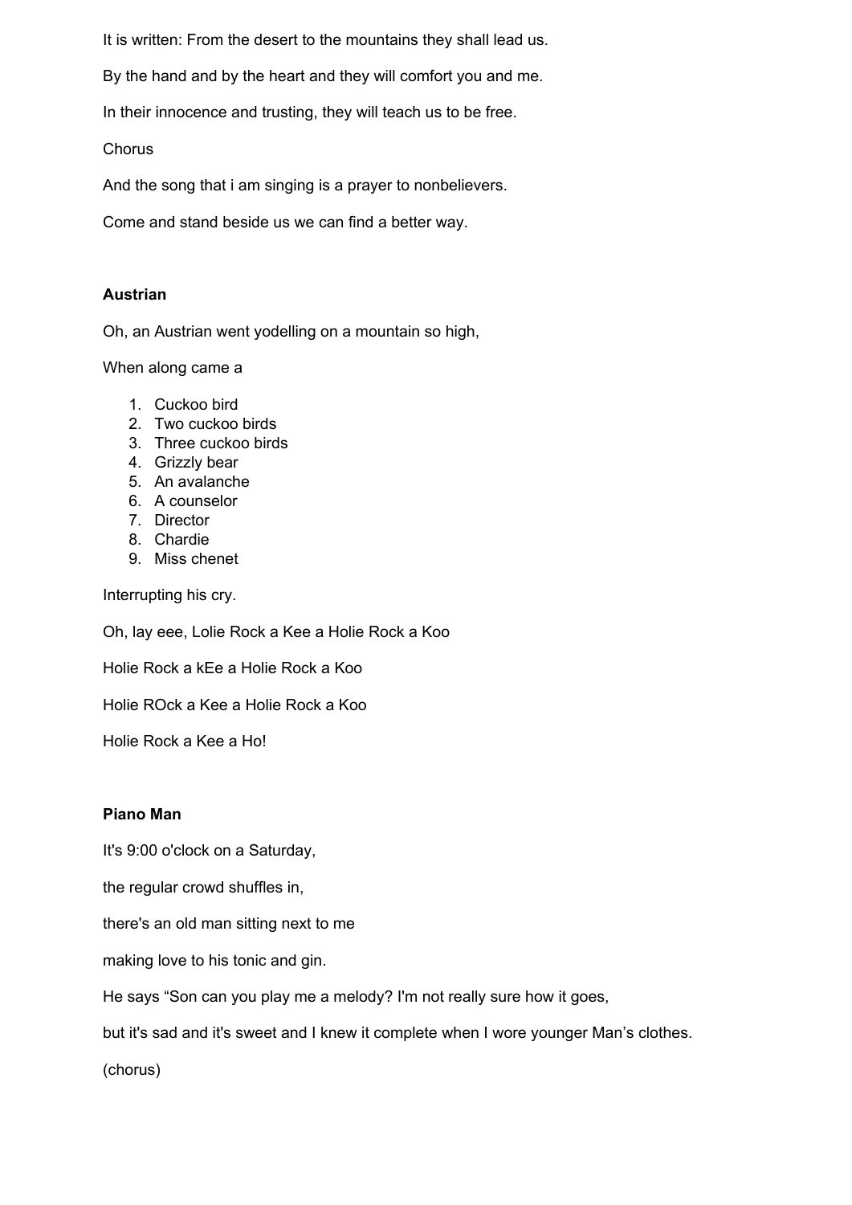It is written: From the desert to the mountains they shall lead us.

By the hand and by the heart and they will comfort you and me.

In their innocence and trusting, they will teach us to be free.

Chorus

And the song that i am singing is a prayer to nonbelievers.

Come and stand beside us we can find a better way.

**Austrian**

Oh, an Austrian went yodelling on a mountain so high,

When along came a

1. Cuckoo bird
2. Two cuckoo birds
3. Three cuckoo birds
4. Grizzly bear
5. An avalanche
6. A counselor
7. Director
8. Chardie
9. Miss chenet

Interrupting his cry.

Oh, lay eee, Lolie Rock a Kee a Holie Rock a Koo

Holie Rock a kEe a Holie Rock a Koo

Holie ROck a Kee a Holie Rock a Koo

Holie Rock a Kee a Ho!

**Piano Man**

It's 9:00 o'clock on a Saturday,

the regular crowd shuffles in,

there's an old man sitting next to me

making love to his tonic and gin.

He says “Son can you play me a melody? I'm not really sure how it goes,

but it's sad and it's sweet and I knew it complete when I wore younger Man’s clothes.

(chorus)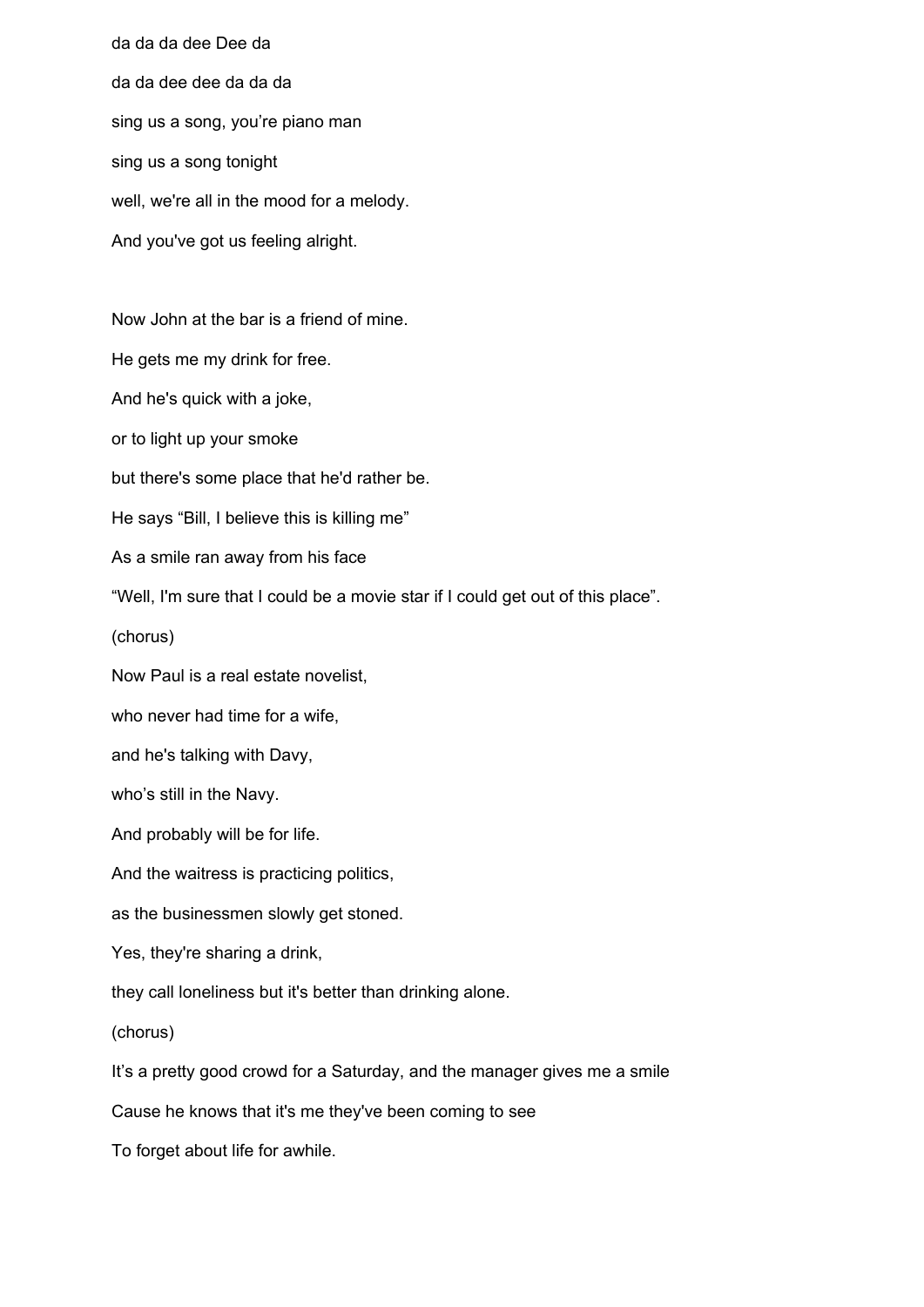da da da dee Dee da

da da dee dee da da da

sing us a song, you're piano man

sing us a song tonight

well, we're all in the mood for a melody.

And you've got us feeling alright.

Now John at the bar is a friend of mine.

He gets me my drink for free.

And he's quick with a joke,

or to light up your smoke

but there's some place that he'd rather be.

He says "Bill, I believe this is killing me"

As a smile ran away from his face

"Well, I'm sure that I could be a movie star if I could get out of this place".

(chorus)

Now Paul is a real estate novelist,

who never had time for a wife,

and he's talking with Davy,

who's still in the Navy.

And probably will be for life.

And the waitress is practicing politics,

as the businessmen slowly get stoned.

Yes, they're sharing a drink,

they call loneliness but it's better than drinking alone.

(chorus)

It's a pretty good crowd for a Saturday, and the manager gives me a smile

Cause he knows that it's me they've been coming to see

To forget about life for awhile.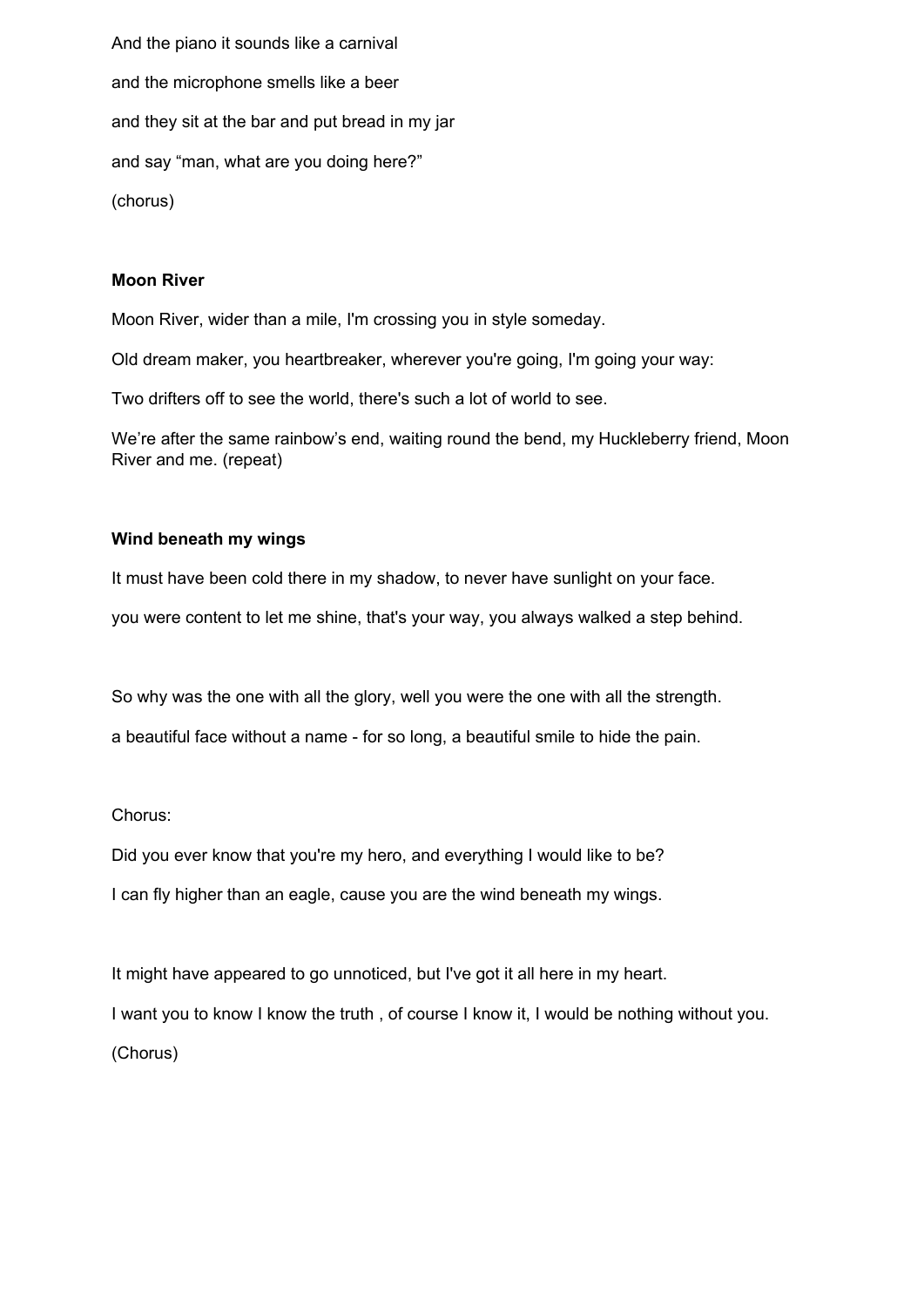And the piano it sounds like a carnival

and the microphone smells like a beer

and they sit at the bar and put bread in my jar

and say “man, what are you doing here?”

(chorus)

**Moon River**

Moon River, wider than a mile, I'm crossing you in style someday.

Old dream maker, you heartbreaker, wherever you're going, I'm going your way:

Two drifters off to see the world, there's such a lot of world to see.

We’re after the same rainbow’s end, waiting round the bend, my Huckleberry friend, Moon River and me. (repeat)

**Wind beneath my wings**

It must have been cold there in my shadow, to never have sunlight on your face.

you were content to let me shine, that's your way, you always walked a step behind.

So why was the one with all the glory, well you were the one with all the strength.

a beautiful face without a name - for so long, a beautiful smile to hide the pain.

Chorus:

Did you ever know that you're my hero, and everything I would like to be?

I can fly higher than an eagle, cause you are the wind beneath my wings.

It might have appeared to go unnoticed, but I've got it all here in my heart.

I want you to know I know the truth , of course I know it, I would be nothing without you.

(Chorus)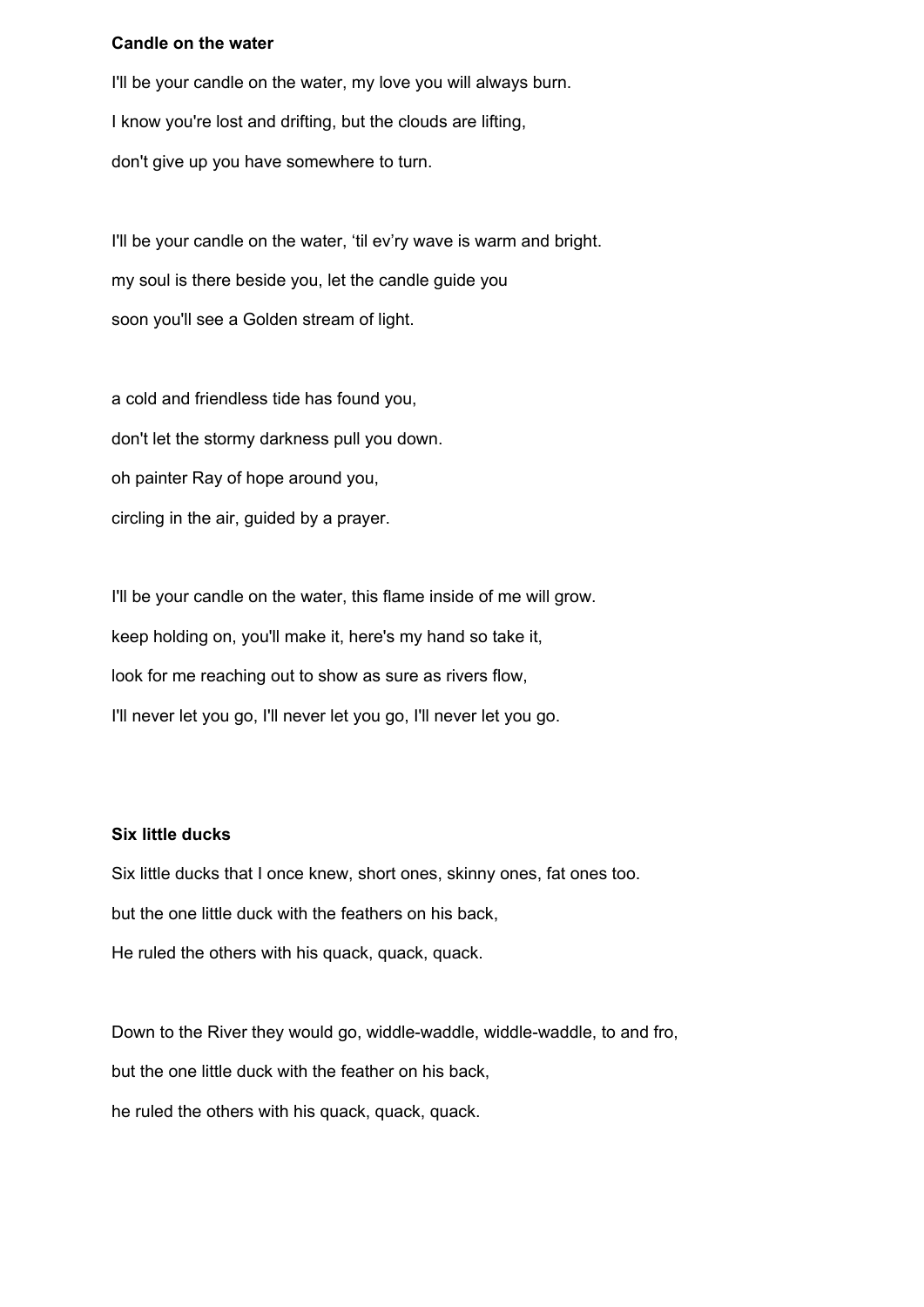**Candle on the water**

I'll be your candle on the water, my love you will always burn.

I know you're lost and drifting, but the clouds are lifting,

don't give up you have somewhere to turn.

I'll be your candle on the water, 'til ev'ry wave is warm and bright.

my soul is there beside you, let the candle guide you

soon you'll see a Golden stream of light.

a cold and friendless tide has found you,

don't let the stormy darkness pull you down.

oh painter Ray of hope around you,

circling in the air, guided by a prayer.

I'll be your candle on the water, this flame inside of me will grow.

keep holding on, you'll make it, here's my hand so take it,

look for me reaching out to show as sure as rivers flow,

I'll never let you go, I'll never let you go, I'll never let you go.

**Six little ducks**

Six little ducks that I once knew, short ones, skinny ones, fat ones too.

but the one little duck with the feathers on his back,

He ruled the others with his quack, quack, quack.

Down to the River they would go, widdle-waddle, widdle-waddle, to and fro,

but the one little duck with the feather on his back,

he ruled the others with his quack, quack, quack.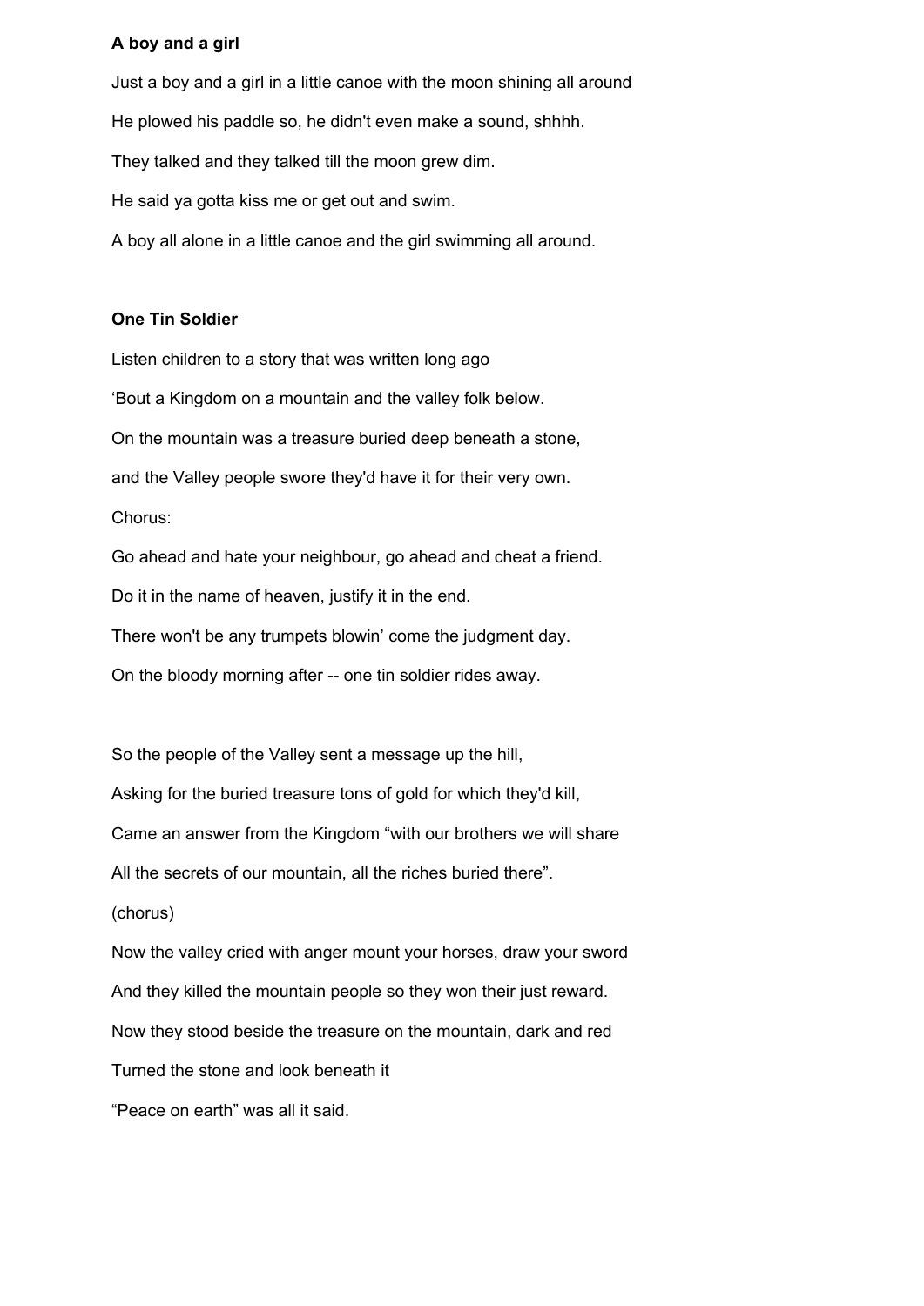**A boy and a girl**

Just a boy and a girl in a little canoe with the moon shining all around

He plowed his paddle so, he didn't even make a sound, shhhh.

They talked and they talked till the moon grew dim.

He said ya gotta kiss me or get out and swim.

A boy all alone in a little canoe and the girl swimming all around.

**One Tin Soldier**

Listen children to a story that was written long ago

'Bout a Kingdom on a mountain and the valley folk below.

On the mountain was a treasure buried deep beneath a stone,

and the Valley people swore they'd have it for their very own.

Chorus:

Go ahead and hate your neighbour, go ahead and cheat a friend.

Do it in the name of heaven, justify it in the end.

There won't be any trumpets blowin' come the judgment day.

On the bloody morning after -- one tin soldier rides away.

So the people of the Valley sent a message up the hill,

Asking for the buried treasure tons of gold for which they'd kill,

Came an answer from the Kingdom "with our brothers we will share

All the secrets of our mountain, all the riches buried there".

(chorus)

Now the valley cried with anger mount your horses, draw your sword

And they killed the mountain people so they won their just reward.

Now they stood beside the treasure on the mountain, dark and red

Turned the stone and look beneath it

"Peace on earth" was all it said.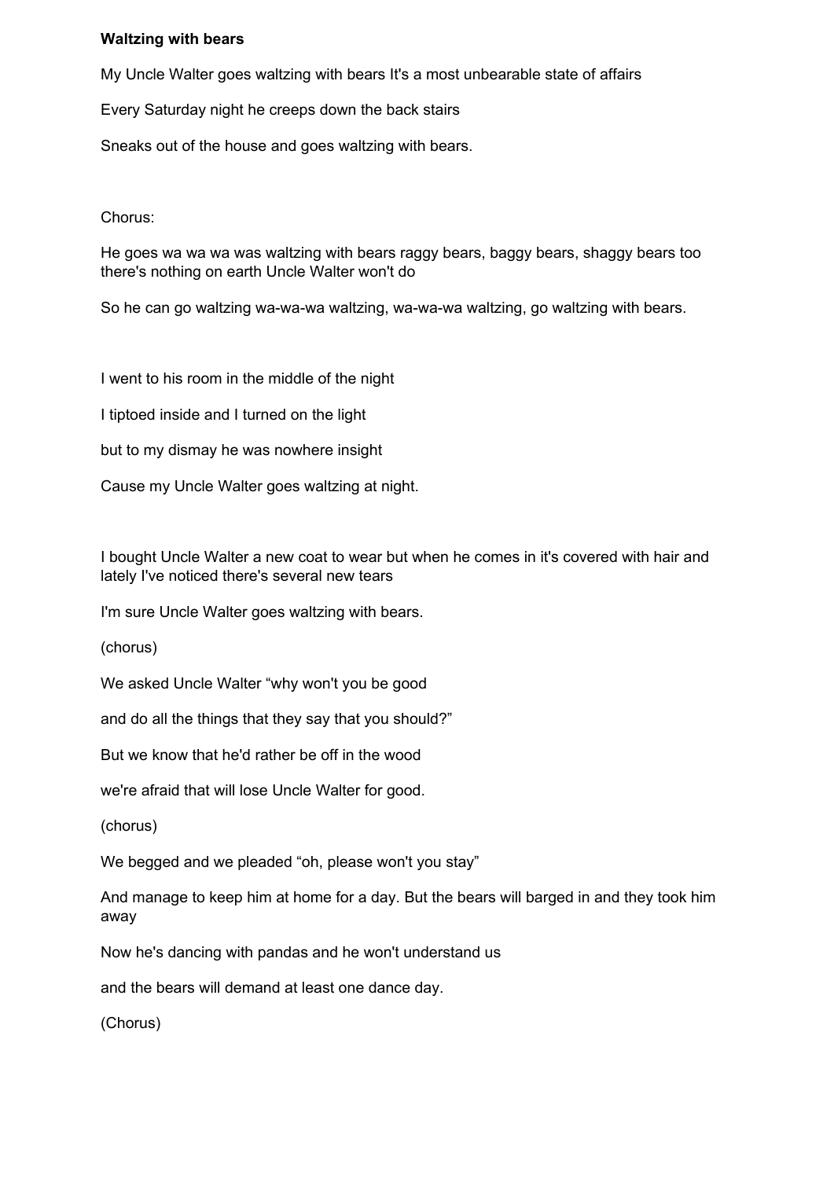**Waltzing with bears**

My Uncle Walter goes waltzing with bears It's a most unbearable state of affairs

Every Saturday night he creeps down the back stairs

Sneaks out of the house and goes waltzing with bears.

Chorus:

He goes wa wa wa was waltzing with bears raggy bears, baggy bears, shaggy bears too there's nothing on earth Uncle Walter won't do

So he can go waltzing wa-wa-wa waltzing, wa-wa-wa waltzing, go waltzing with bears.

I went to his room in the middle of the night

I tiptoed inside and I turned on the light

but to my dismay he was nowhere insight

Cause my Uncle Walter goes waltzing at night.

I bought Uncle Walter a new coat to wear but when he comes in it's covered with hair and lately I've noticed there's several new tears

I'm sure Uncle Walter goes waltzing with bears.

(chorus)

We asked Uncle Walter "why won't you be good

and do all the things that they say that you should?"

But we know that he'd rather be off in the wood

we're afraid that will lose Uncle Walter for good.

(chorus)

We begged and we pleaded "oh, please won't you stay"

And manage to keep him at home for a day. But the bears will barged in and they took him away

Now he's dancing with pandas and he won't understand us

and the bears will demand at least one dance day.

(Chorus)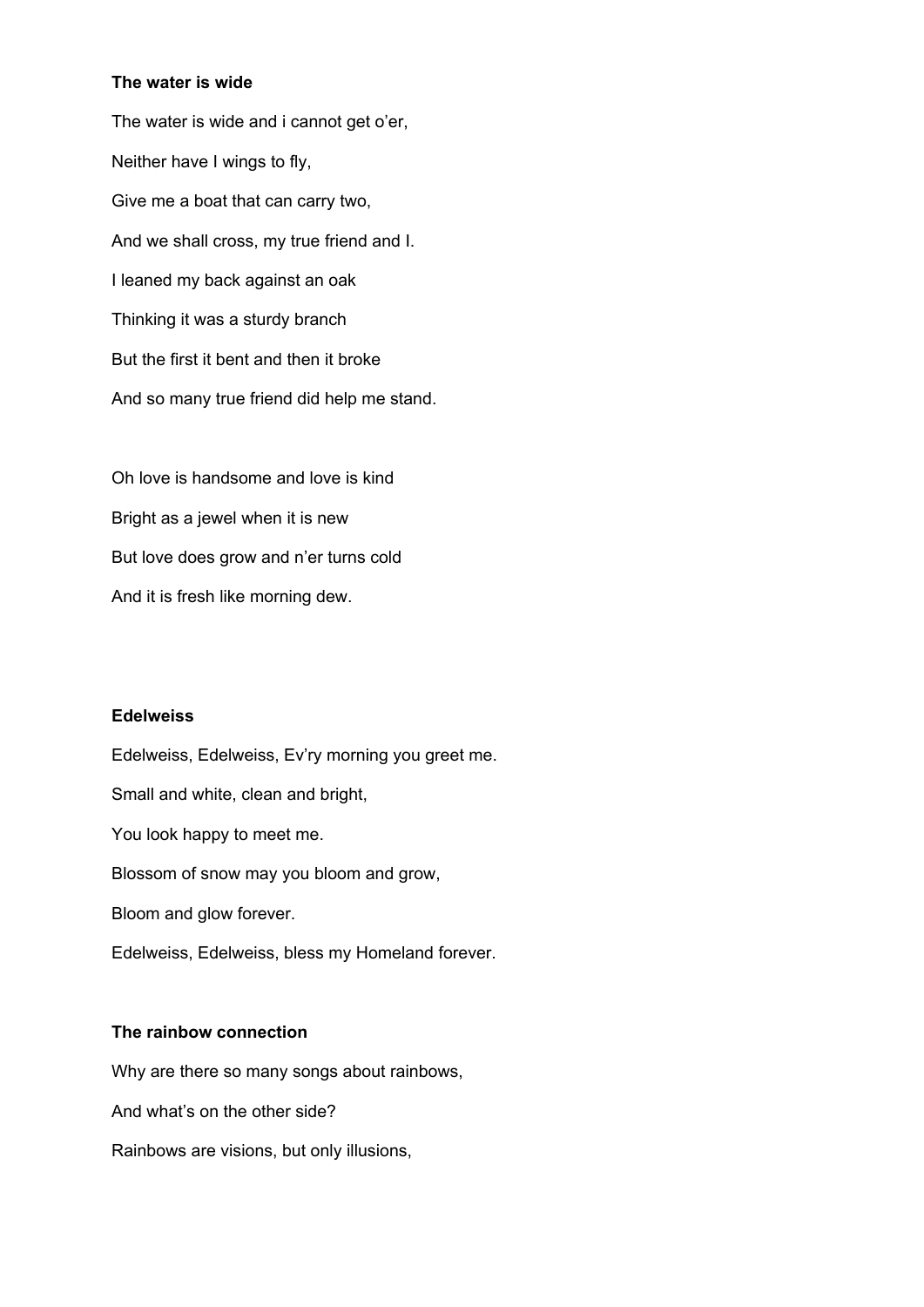**The water is wide**

The water is wide and i cannot get o'er,

Neither have I wings to fly,

Give me a boat that can carry two,

And we shall cross, my true friend and I.

I leaned my back against an oak

Thinking it was a sturdy branch

But the first it bent and then it broke

And so many true friend did help me stand.

Oh love is handsome and love is kind

Bright as a jewel when it is new

But love does grow and n'er turns cold

And it is fresh like morning dew.

**Edelweiss**

Edelweiss, Edelweiss, Ev'ry morning you greet me.

Small and white, clean and bright,

You look happy to meet me.

Blossom of snow may you bloom and grow,

Bloom and glow forever.

Edelweiss, Edelweiss, bless my Homeland forever.

**The rainbow connection**

Why are there so many songs about rainbows,

And what's on the other side?

Rainbows are visions, but only illusions,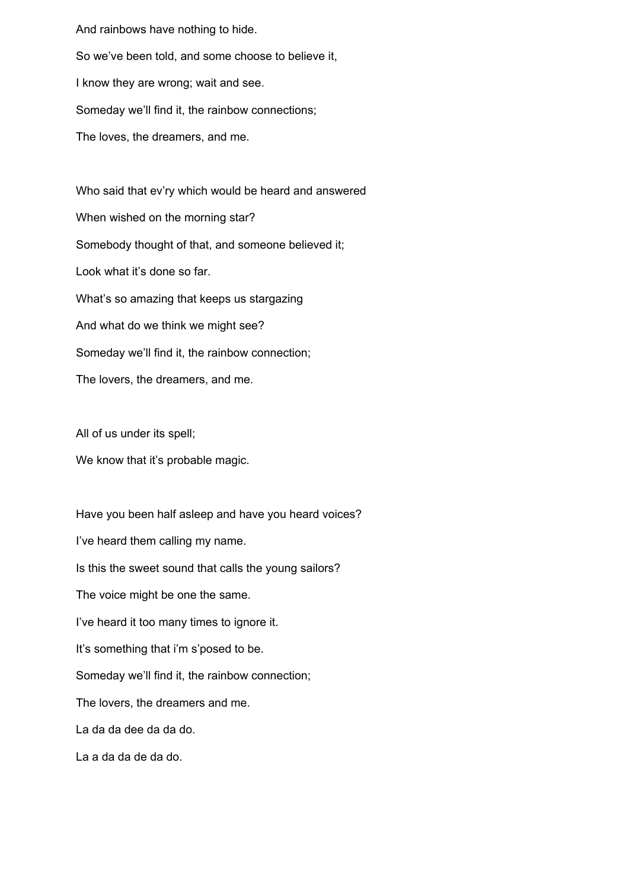And rainbows have nothing to hide.

So we've been told, and some choose to believe it,

I know they are wrong; wait and see.

Someday we'll find it, the rainbow connections;

The loves, the dreamers, and me.

Who said that ev'ry which would be heard and answered

When wished on the morning star?

Somebody thought of that, and someone believed it;

Look what it's done so far.

What's so amazing that keeps us stargazing

And what do we think we might see?

Someday we'll find it, the rainbow connection;

The lovers, the dreamers, and me.

All of us under its spell;

We know that it's probable magic.

Have you been half asleep and have you heard voices?

I've heard them calling my name.

Is this the sweet sound that calls the young sailors?

The voice might be one the same.

I've heard it too many times to ignore it.

It's something that i'm s'posed to be.

Someday we'll find it, the rainbow connection;

The lovers, the dreamers and me.

La da da dee da da do.

La a da da de da do.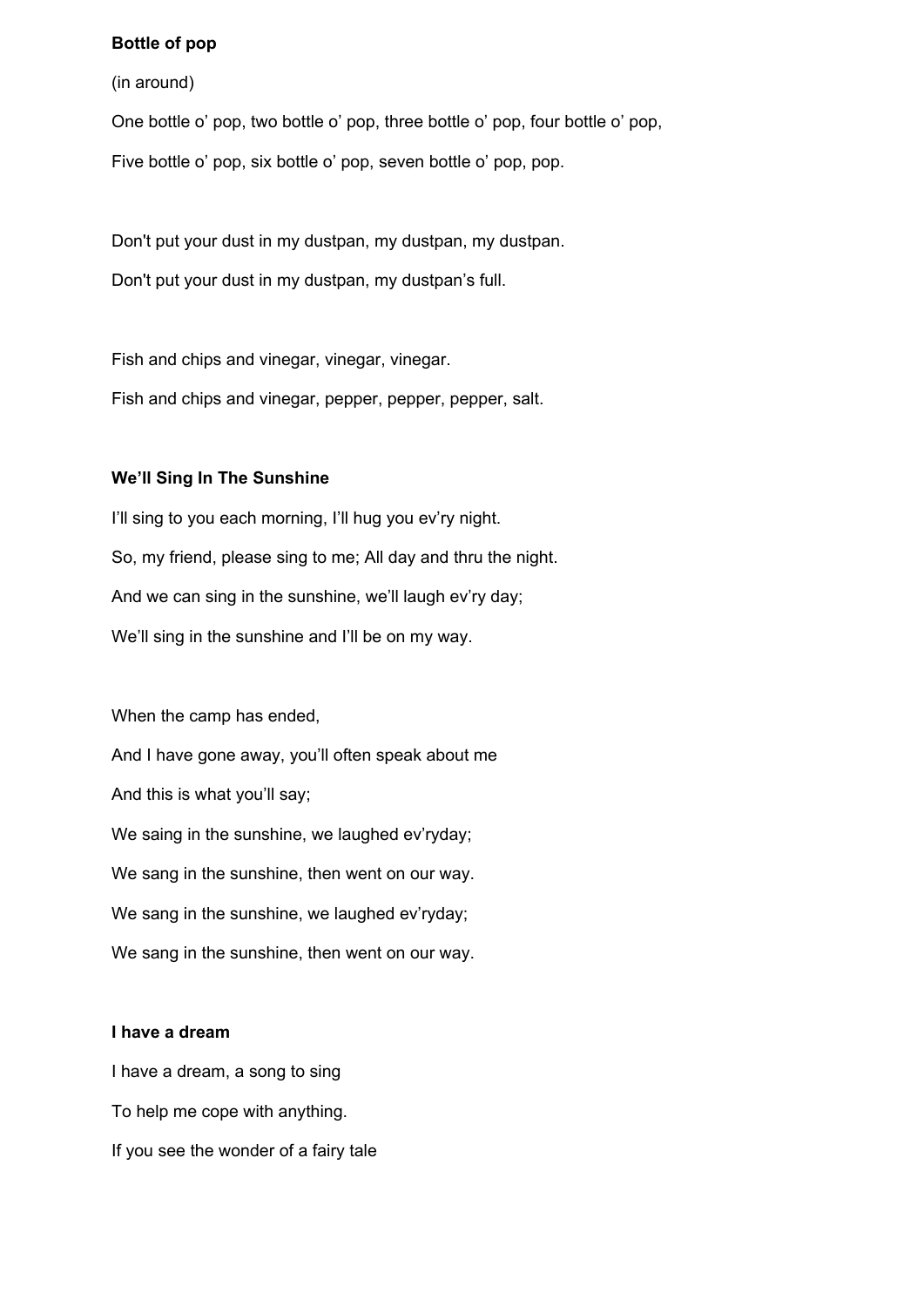**Bottle of pop**

(in around)

One bottle o' pop, two bottle o' pop, three bottle o' pop, four bottle o' pop,

Five bottle o' pop, six bottle o' pop, seven bottle o' pop, pop.

Don't put your dust in my dustpan, my dustpan, my dustpan.

Don't put your dust in my dustpan, my dustpan's full.

Fish and chips and vinegar, vinegar, vinegar.

Fish and chips and vinegar, pepper, pepper, pepper, salt.

**We'll Sing In The Sunshine**

I'll sing to you each morning, I'll hug you ev'ry night.

So, my friend, please sing to me; All day and thru the night.

And we can sing in the sunshine, we'll laugh ev'ry day;

We'll sing in the sunshine and I'll be on my way.

When the camp has ended,

And I have gone away, you'll often speak about me

And this is what you'll say;

We saing in the sunshine, we laughed ev'ryday;

We sang in the sunshine, then went on our way.

We sang in the sunshine, we laughed ev'ryday;

We sang in the sunshine, then went on our way.

**I have a dream**

I have a dream, a song to sing

To help me cope with anything.

If you see the wonder of a fairy tale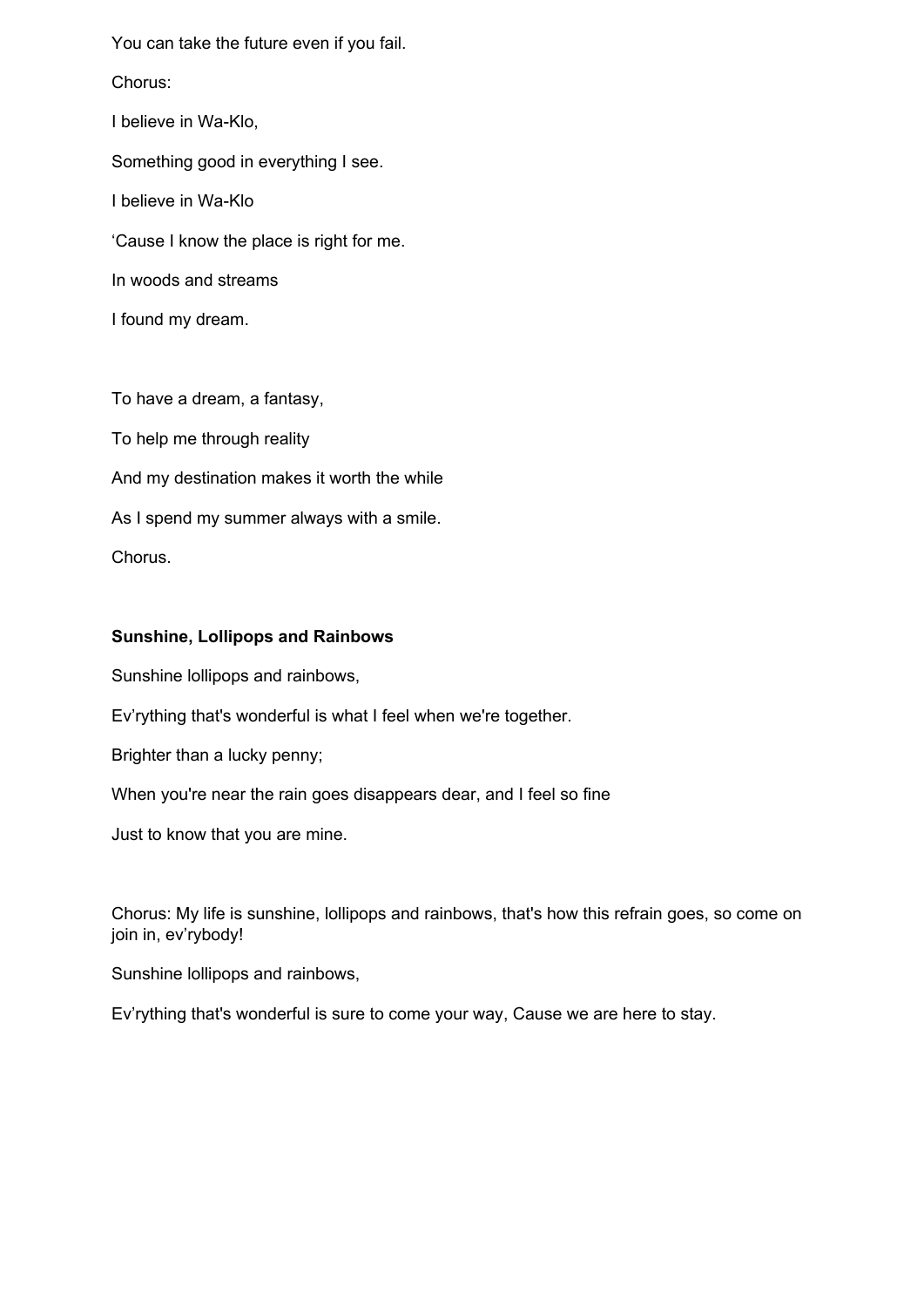You can take the future even if you fail.

Chorus:

I believe in Wa-Klo,

Something good in everything I see.

I believe in Wa-Klo

‘Cause I know the place is right for me.

In woods and streams

I found my dream.

To have a dream, a fantasy,

To help me through reality

And my destination makes it worth the while

As I spend my summer always with a smile.

Chorus.

**Sunshine, Lollipops and Rainbows**

Sunshine lollipops and rainbows,

Ev’rything that's wonderful is what I feel when we're together.

Brighter than a lucky penny;

When you're near the rain goes disappears dear, and I feel so fine

Just to know that you are mine.

Chorus: My life is sunshine, lollipops and rainbows, that's how this refrain goes, so come on join in, ev’rybody!

Sunshine lollipops and rainbows,

Ev’rything that's wonderful is sure to come your way, Cause we are here to stay.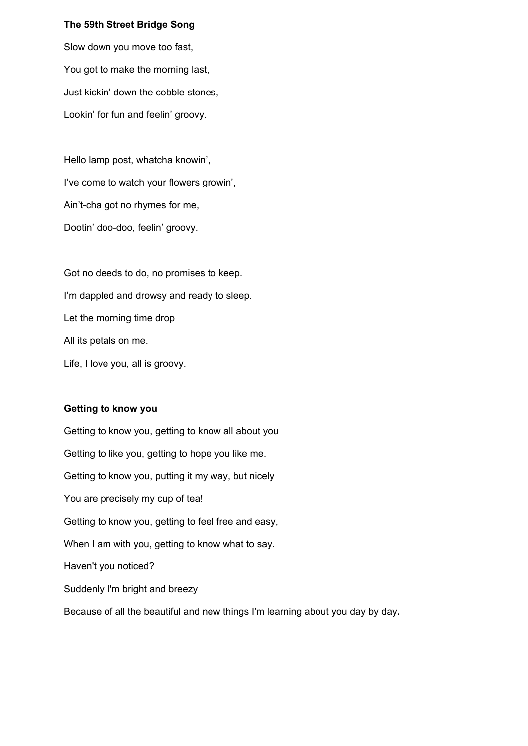**The 59th Street Bridge Song**

Slow down you move too fast,

You got to make the morning last,

Just kickin' down the cobble stones,

Lookin' for fun and feelin' groovy.

Hello lamp post, whatcha knowin',

I've come to watch your flowers growin',

Ain't-cha got no rhymes for me,

Dootin' doo-doo, feelin' groovy.

Got no deeds to do, no promises to keep.

I'm dappled and drowsy and ready to sleep.

Let the morning time drop

All its petals on me.

Life, I love you, all is groovy.

**Getting to know you**

Getting to know you, getting to know all about you

Getting to like you, getting to hope you like me.

Getting to know you, putting it my way, but nicely

You are precisely my cup of tea!

Getting to know you, getting to feel free and easy,

When I am with you, getting to know what to say.

Haven't you noticed?

Suddenly I'm bright and breezy

Because of all the beautiful and new things I'm learning about you day by day.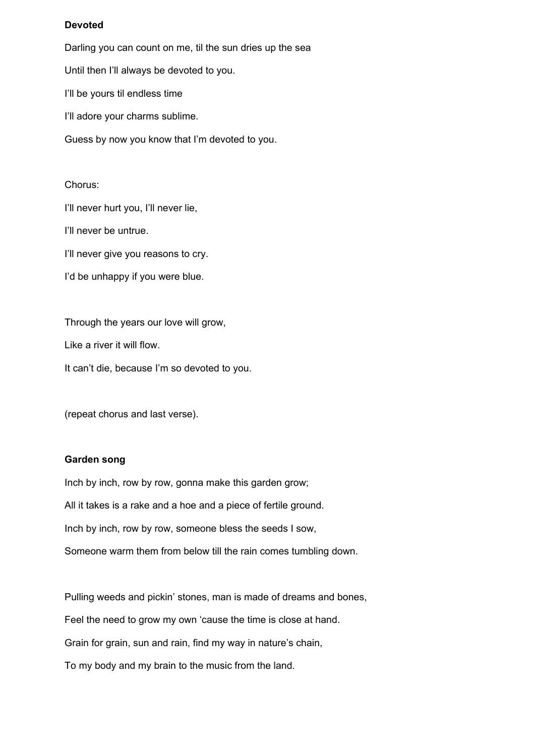**Devoted**

Darling you can count on me, til the sun dries up the sea

Until then I'll always be devoted to you.

I'll be yours til endless time

I'll adore your charms sublime.

Guess by now you know that I'm devoted to you.

Chorus:

I'll never hurt you, I'll never lie,

I'll never be untrue.

I'll never give you reasons to cry.

I'd be unhappy if you were blue.

Through the years our love will grow,

Like a river it will flow.

It can't die, because I'm so devoted to you.

(repeat chorus and last verse).

**Garden song**

Inch by inch, row by row, gonna make this garden grow;

All it takes is a rake and a hoe and a piece of fertile ground.

Inch by inch, row by row, someone bless the seeds I sow,

Someone warm them from below till the rain comes tumbling down.

Pulling weeds and pickin' stones, man is made of dreams and bones,

Feel the need to grow my own 'cause the time is close at hand.

Grain for grain, sun and rain, find my way in nature's chain,

To my body and my brain to the music from the land.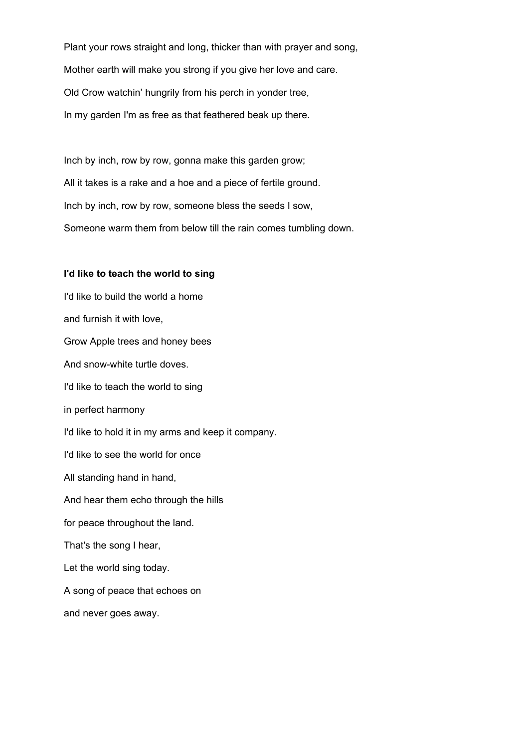Plant your rows straight and long, thicker than with prayer and song,

Mother earth will make you strong if you give her love and care.

Old Crow watchin' hungrily from his perch in yonder tree,

In my garden I'm as free as that feathered beak up there.

Inch by inch, row by row, gonna make this garden grow;

All it takes is a rake and a hoe and a piece of fertile ground.

Inch by inch, row by row, someone bless the seeds I sow,

Someone warm them from below till the rain comes tumbling down.

**I'd like to teach the world to sing**

I'd like to build the world a home

and furnish it with love,

Grow Apple trees and honey bees

And snow-white turtle doves.

I'd like to teach the world to sing

in perfect harmony

I'd like to hold it in my arms and keep it company.

I'd like to see the world for once

All standing hand in hand,

And hear them echo through the hills

for peace throughout the land.

That's the song I hear,

Let the world sing today.

A song of peace that echoes on

and never goes away.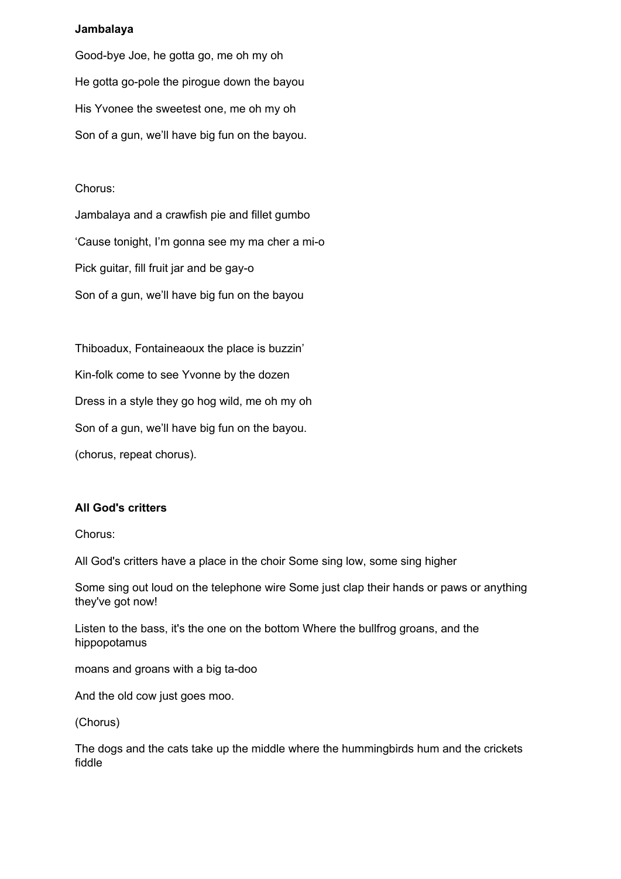**Jambalaya**

Good-bye Joe, he gotta go, me oh my oh

He gotta go-pole the pirogue down the bayou

His Yvonee the sweetest one, me oh my oh

Son of a gun, we'll have big fun on the bayou.

Chorus:

Jambalaya and a crawfish pie and fillet gumbo

'Cause tonight, I'm gonna see my ma cher a mi-o

Pick guitar, fill fruit jar and be gay-o

Son of a gun, we'll have big fun on the bayou

Thiboadux, Fontaineaoux the place is buzzin'

Kin-folk come to see Yvonne by the dozen

Dress in a style they go hog wild, me oh my oh

Son of a gun, we'll have big fun on the bayou.

(chorus, repeat chorus).

**All God's critters**

Chorus:

All God's critters have a place in the choir Some sing low, some sing higher

Some sing out loud on the telephone wire Some just clap their hands or paws or anything they've got now!

Listen to the bass, it's the one on the bottom Where the bullfrog groans, and the hippopotamus

moans and groans with a big ta-doo

And the old cow just goes moo.

(Chorus)

The dogs and the cats take up the middle where the hummingbirds hum and the crickets fiddle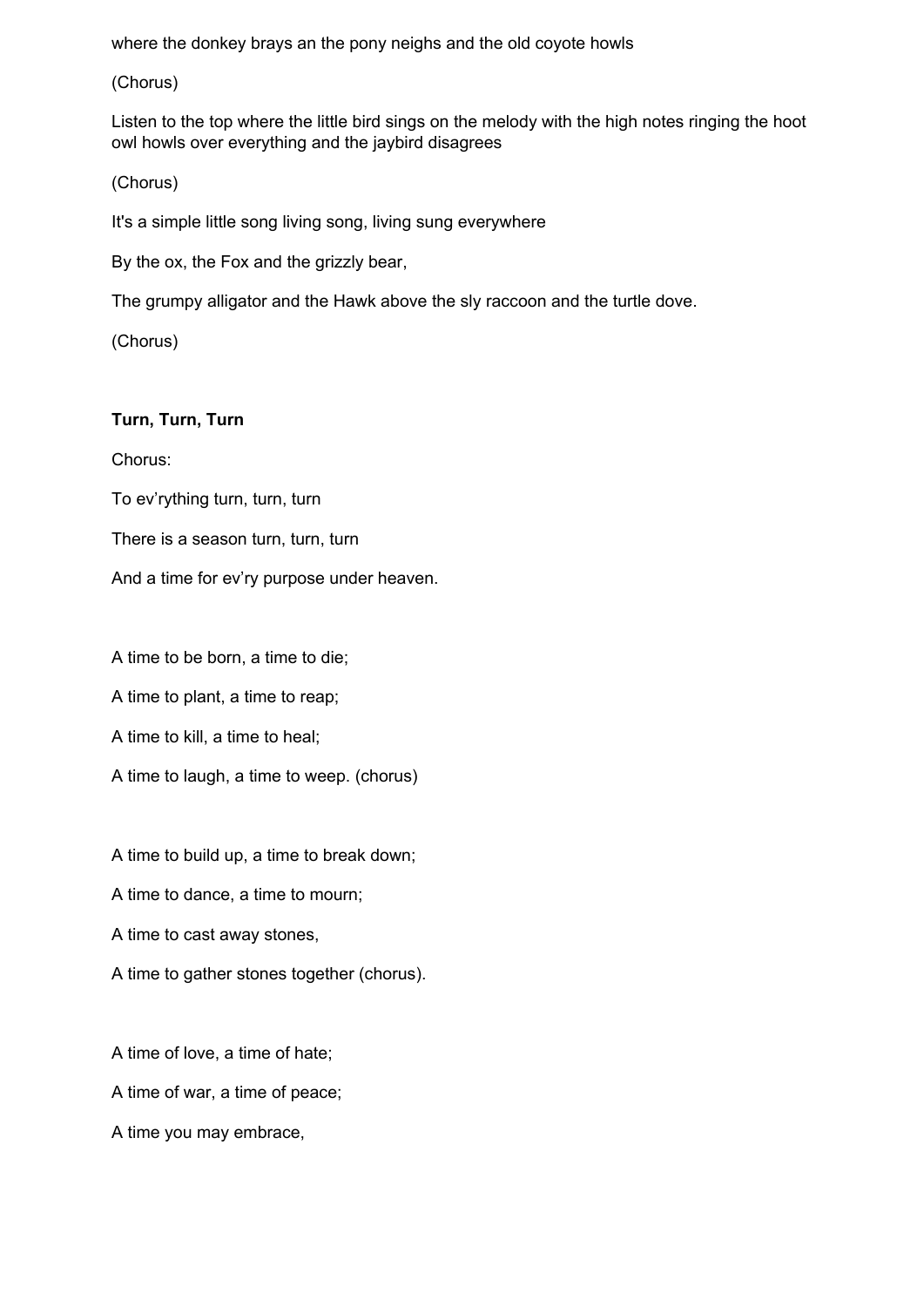where the donkey brays an the pony neighs and the old coyote howls

(Chorus)

Listen to the top where the little bird sings on the melody with the high notes ringing the hoot owl howls over everything and the jaybird disagrees

(Chorus)

It's a simple little song living song, living sung everywhere

By the ox, the Fox and the grizzly bear,

The grumpy alligator and the Hawk above the sly raccoon and the turtle dove.

(Chorus)

**Turn, Turn, Turn**

Chorus:

To ev'rything turn, turn, turn

There is a season turn, turn, turn

And a time for ev'ry purpose under heaven.

A time to be born, a time to die;

A time to plant, a time to reap;

A time to kill, a time to heal;

A time to laugh, a time to weep. (chorus)

A time to build up, a time to break down;

A time to dance, a time to mourn;

A time to cast away stones,

A time to gather stones together (chorus).

A time of love, a time of hate;

A time of war, a time of peace;

A time you may embrace,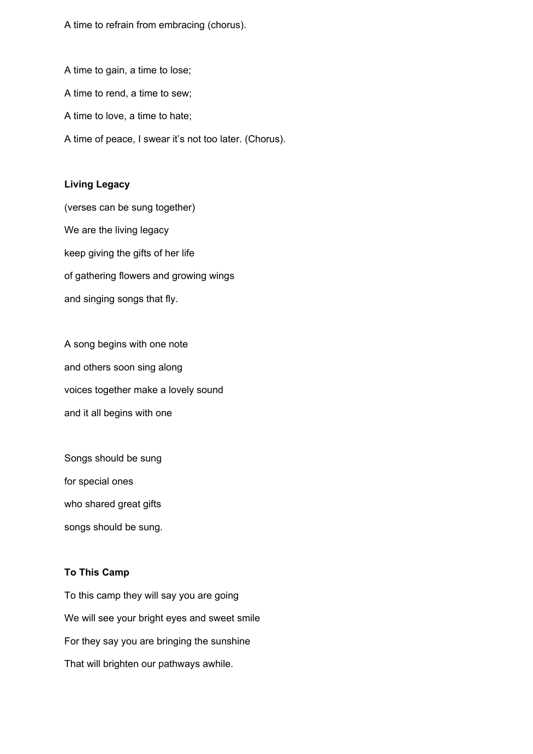A time to refrain from embracing (chorus).

A time to gain, a time to lose;

A time to rend, a time to sew;

A time to love, a time to hate;

A time of peace, I swear it's not too later. (Chorus).

**Living Legacy**

(verses can be sung together)

We are the living legacy

keep giving the gifts of her life

of gathering flowers and growing wings

and singing songs that fly.

A song begins with one note

and others soon sing along

voices together make a lovely sound

and it all begins with one

Songs should be sung

for special ones

who shared great gifts

songs should be sung.

**To This Camp**

To this camp they will say you are going

We will see your bright eyes and sweet smile

For they say you are bringing the sunshine

That will brighten our pathways awhile.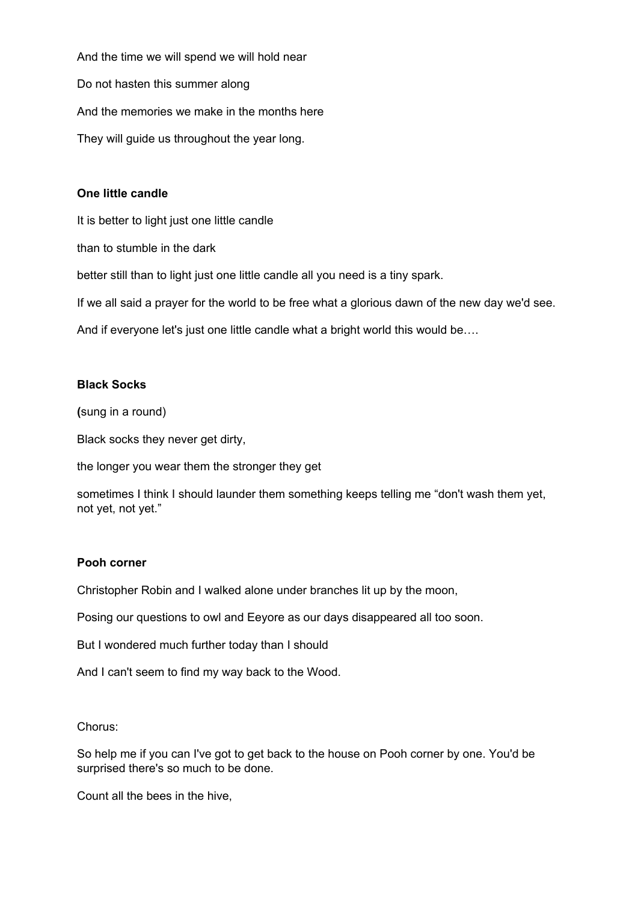And the time we will spend we will hold near

Do not hasten this summer along

And the memories we make in the months here

They will guide us throughout the year long.

**One little candle**

It is better to light just one little candle

than to stumble in the dark

better still than to light just one little candle all you need is a tiny spark.

If we all said a prayer for the world to be free what a glorious dawn of the new day we'd see.

And if everyone let's just one little candle what a bright world this would be….

**Black Socks**

**(**sung in a round)

Black socks they never get dirty,

the longer you wear them the stronger they get

sometimes I think I should launder them something keeps telling me "don't wash them yet, not yet, not yet."

**Pooh corner**

Christopher Robin and I walked alone under branches lit up by the moon,

Posing our questions to owl and Eeyore as our days disappeared all too soon.

But I wondered much further today than I should

And I can't seem to find my way back to the Wood.

Chorus:

So help me if you can I've got to get back to the house on Pooh corner by one. You'd be surprised there's so much to be done.

Count all the bees in the hive,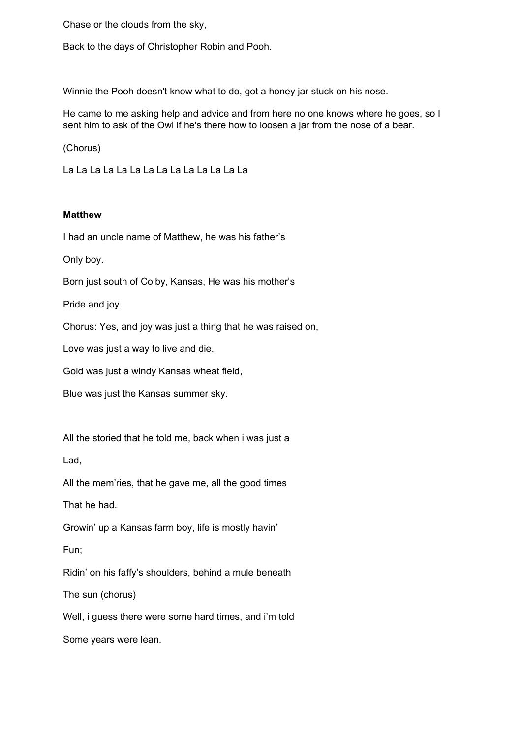Chase or the clouds from the sky,

Back to the days of Christopher Robin and Pooh.

Winnie the Pooh doesn't know what to do, got a honey jar stuck on his nose.

He came to me asking help and advice and from here no one knows where he goes, so I sent him to ask of the Owl if he's there how to loosen a jar from the nose of a bear.

(Chorus)

La La La La La La La La La La La La La

**Matthew**

I had an uncle name of Matthew, he was his father's

Only boy.

Born just south of Colby, Kansas, He was his mother's

Pride and joy.

Chorus: Yes, and joy was just a thing that he was raised on,

Love was just a way to live and die.

Gold was just a windy Kansas wheat field,

Blue was just the Kansas summer sky.

All the storied that he told me, back when i was just a

Lad,

All the mem'ries, that he gave me, all the good times

That he had.

Growin' up a Kansas farm boy, life is mostly havin'

Fun;

Ridin' on his faffy's shoulders, behind a mule beneath

The sun (chorus)

Well, i guess there were some hard times, and i'm told

Some years were lean.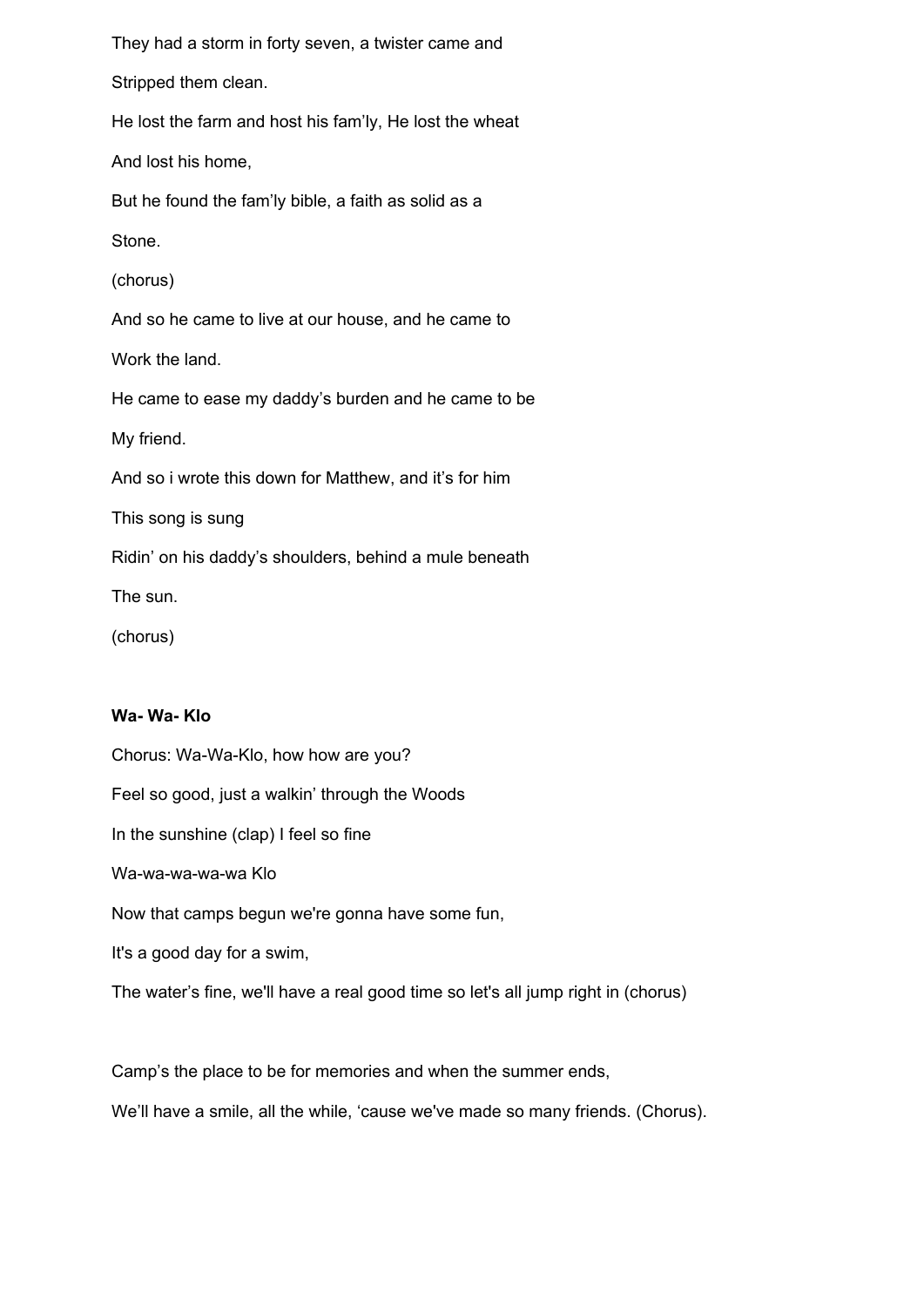They had a storm in forty seven, a twister came and

Stripped them clean.

He lost the farm and host his fam'ly, He lost the wheat

And lost his home,

But he found the fam'ly bible, a faith as solid as a

Stone.

(chorus)

And so he came to live at our house, and he came to

Work the land.

He came to ease my daddy's burden and he came to be

My friend.

And so i wrote this down for Matthew, and it's for him

This song is sung

Ridin' on his daddy's shoulders, behind a mule beneath

The sun.

(chorus)

**Wa- Wa- Klo**

Chorus: Wa-Wa-Klo, how how are you?

Feel so good, just a walkin' through the Woods

In the sunshine (clap) I feel so fine

Wa-wa-wa-wa-wa Klo

Now that camps begun we're gonna have some fun,

It's a good day for a swim,

The water's fine, we'll have a real good time so let's all jump right in (chorus)

Camp's the place to be for memories and when the summer ends,

We'll have a smile, all the while, 'cause we've made so many friends. (Chorus).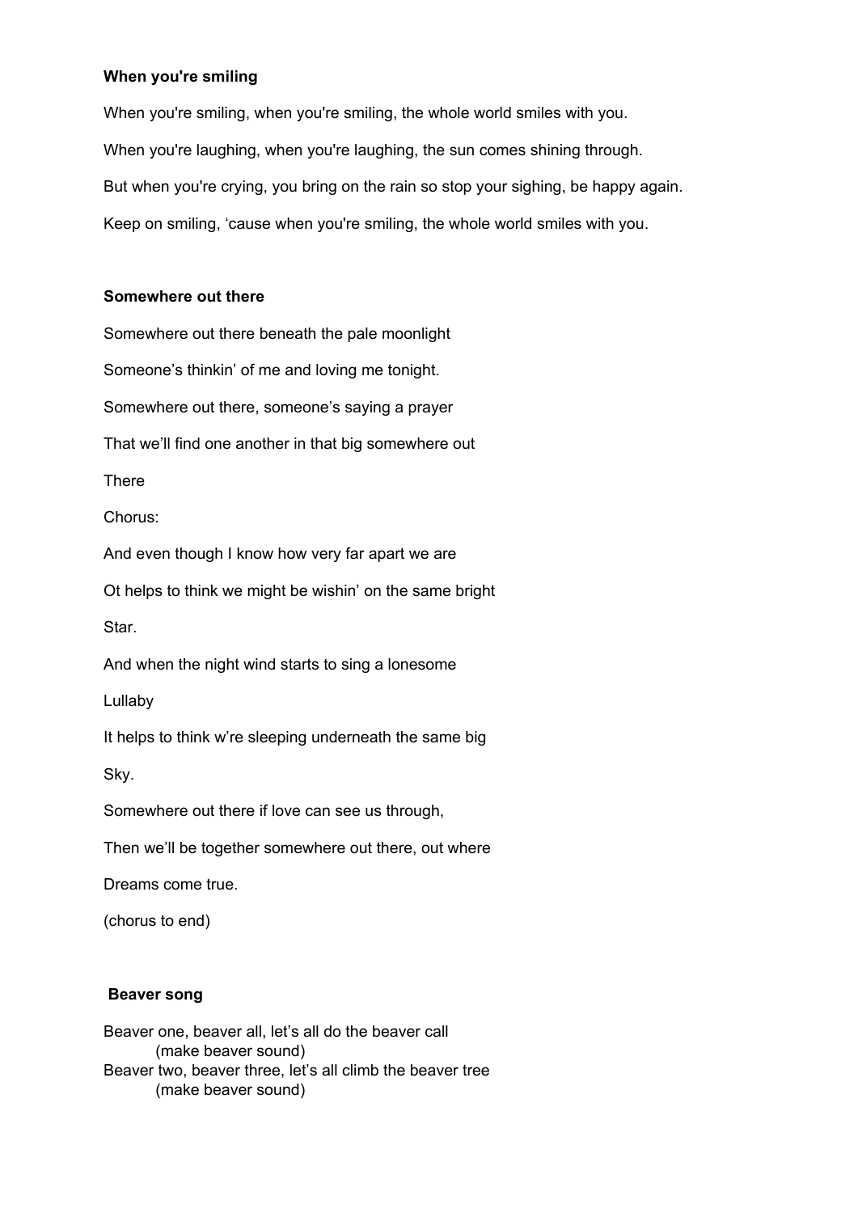**When you're smiling**

When you're smiling, when you're smiling, the whole world smiles with you.

When you're laughing, when you're laughing, the sun comes shining through.

But when you're crying, you bring on the rain so stop your sighing, be happy again.

Keep on smiling, 'cause when you're smiling, the whole world smiles with you.

**Somewhere out there**

Somewhere out there beneath the pale moonlight

Someone's thinkin' of me and loving me tonight.

Somewhere out there, someone's saying a prayer

That we'll find one another in that big somewhere out

There

Chorus:

And even though I know how very far apart we are

Ot helps to think we might be wishin' on the same bright

Star.

And when the night wind starts to sing a lonesome

Lullaby

It helps to think w're sleeping underneath the same big

Sky.

Somewhere out there if love can see us through,

Then we'll be together somewhere out there, out where

Dreams come true.

(chorus to end)

**Beaver song**

Beaver one, beaver all, let's all do the beaver call
    (make beaver sound)
Beaver two, beaver three, let's all climb the beaver tree
    (make beaver sound)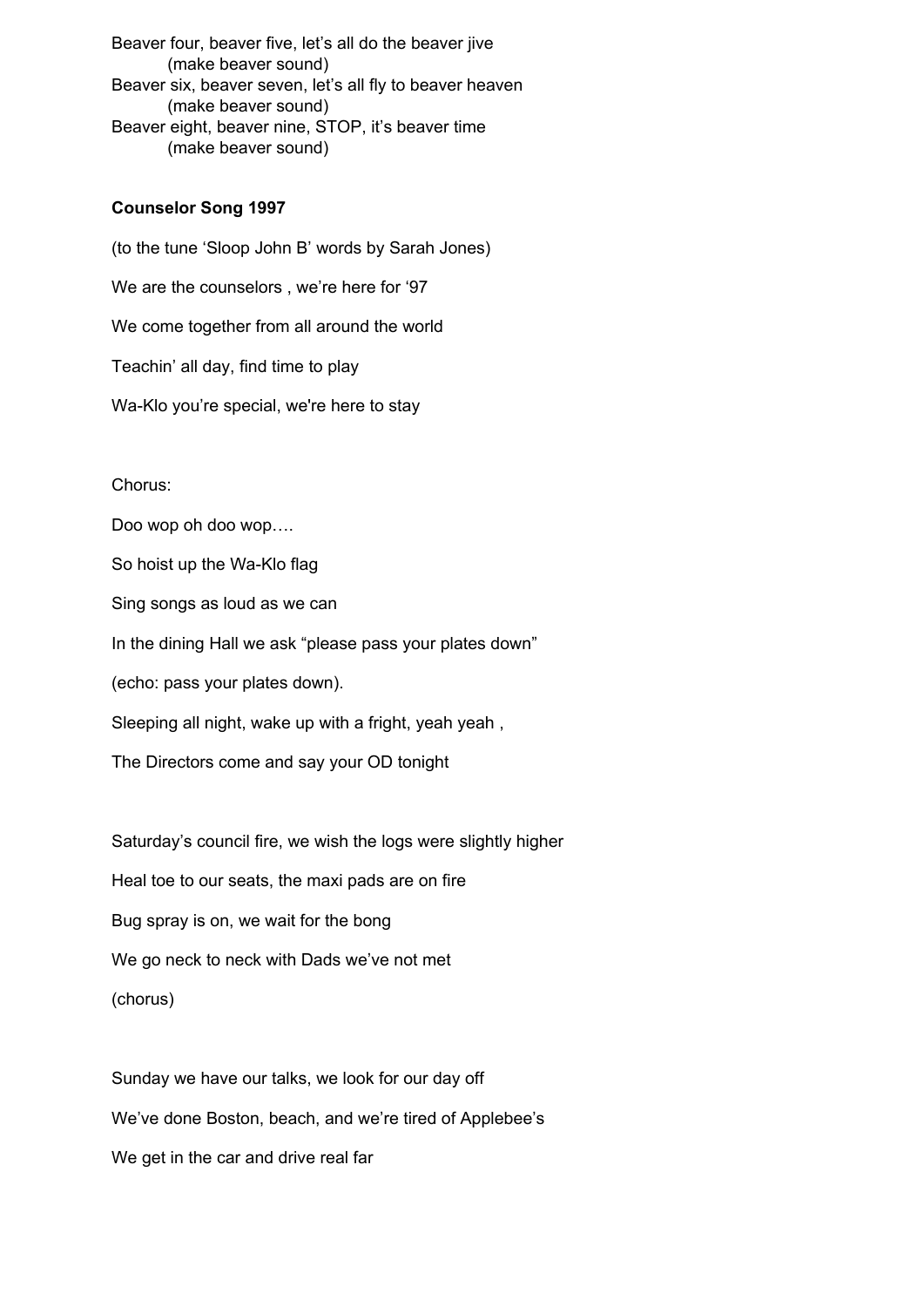Beaver four, beaver five, let's all do the beaver jive
(make beaver sound)
Beaver six, beaver seven, let's all fly to beaver heaven
(make beaver sound)
Beaver eight, beaver nine, STOP, it's beaver time
(make beaver sound)

**Counselor Song 1997**

(to the tune 'Sloop John B' words by Sarah Jones)

We are the counselors , we're here for '97

We come together from all around the world

Teachin' all day, find time to play

Wa-Klo you're special, we're here to stay

Chorus:

Doo wop oh doo wop….

So hoist up the Wa-Klo flag

Sing songs as loud as we can

In the dining Hall we ask "please pass your plates down"

(echo: pass your plates down).

Sleeping all night, wake up with a fright, yeah yeah ,

The Directors come and say your OD tonight

Saturday's council fire, we wish the logs were slightly higher

Heal toe to our seats, the maxi pads are on fire

Bug spray is on, we wait for the bong

We go neck to neck with Dads we've not met

(chorus)

Sunday we have our talks, we look for our day off

We've done Boston, beach, and we're tired of Applebee's

We get in the car and drive real far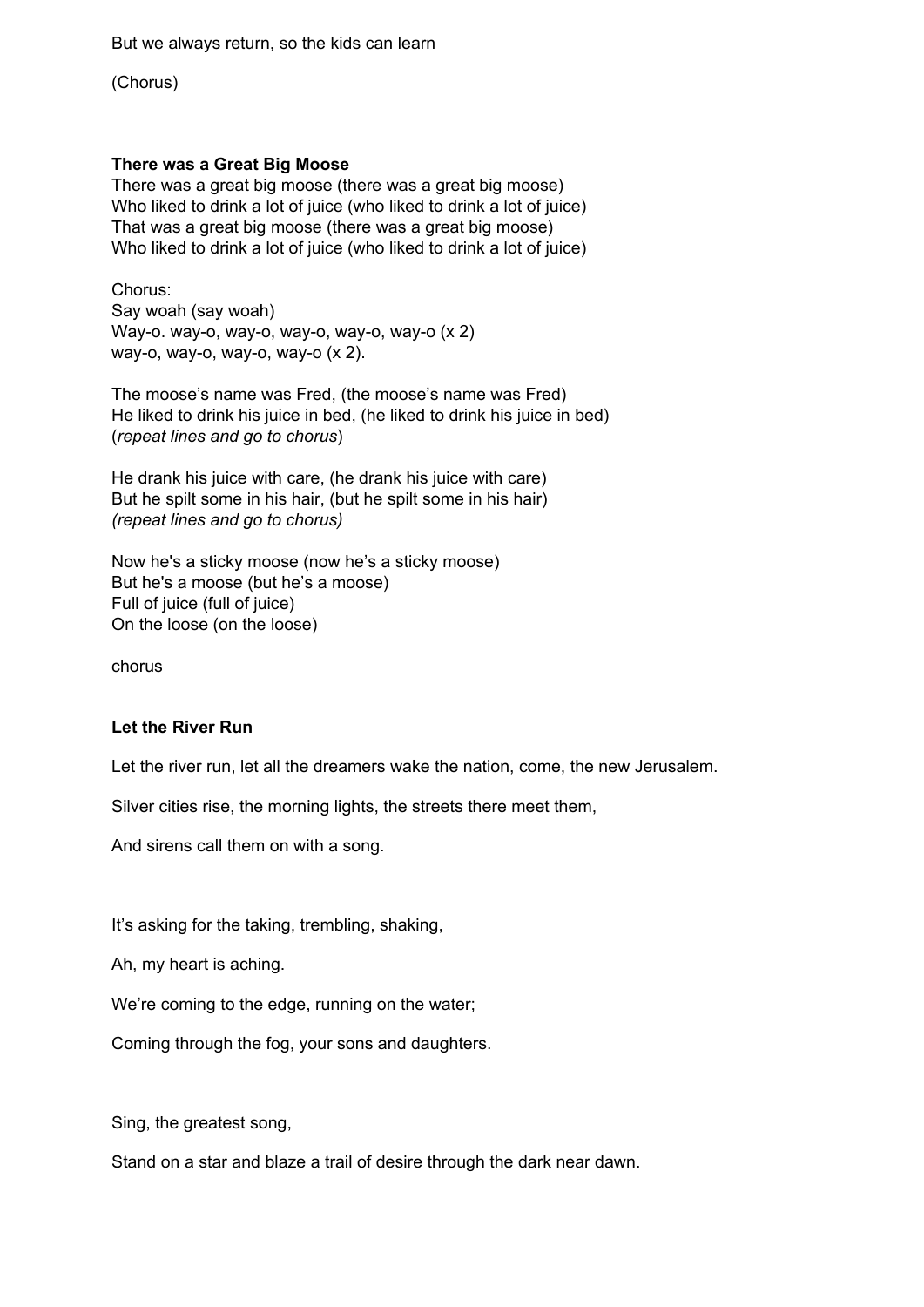But we always return, so the kids can learn

(Chorus)

**There was a Great Big Moose**

There was a great big moose (there was a great big moose)
Who liked to drink a lot of juice (who liked to drink a lot of juice)
That was a great big moose (there was a great big moose)
Who liked to drink a lot of juice (who liked to drink a lot of juice)

Chorus:
Say woah (say woah)
Way-o. way-o, way-o, way-o, way-o, way-o (x 2)
way-o, way-o, way-o, way-o (x 2).

The moose's name was Fred, (the moose's name was Fred)
He liked to drink his juice in bed, (he liked to drink his juice in bed)
(*repeat lines and go to chorus*)

He drank his juice with care, (he drank his juice with care)
But he spilt some in his hair, (but he spilt some in his hair)
*(repeat lines and go to chorus)*

Now he's a sticky moose (now he's a sticky moose)
But he's a moose (but he's a moose)
Full of juice (full of juice)
On the loose (on the loose)

chorus

**Let the River Run**

Let the river run, let all the dreamers wake the nation, come, the new Jerusalem.

Silver cities rise, the morning lights, the streets there meet them,

And sirens call them on with a song.

It's asking for the taking, trembling, shaking,

Ah, my heart is aching.

We're coming to the edge, running on the water;

Coming through the fog, your sons and daughters.

Sing, the greatest song,

Stand on a star and blaze a trail of desire through the dark near dawn.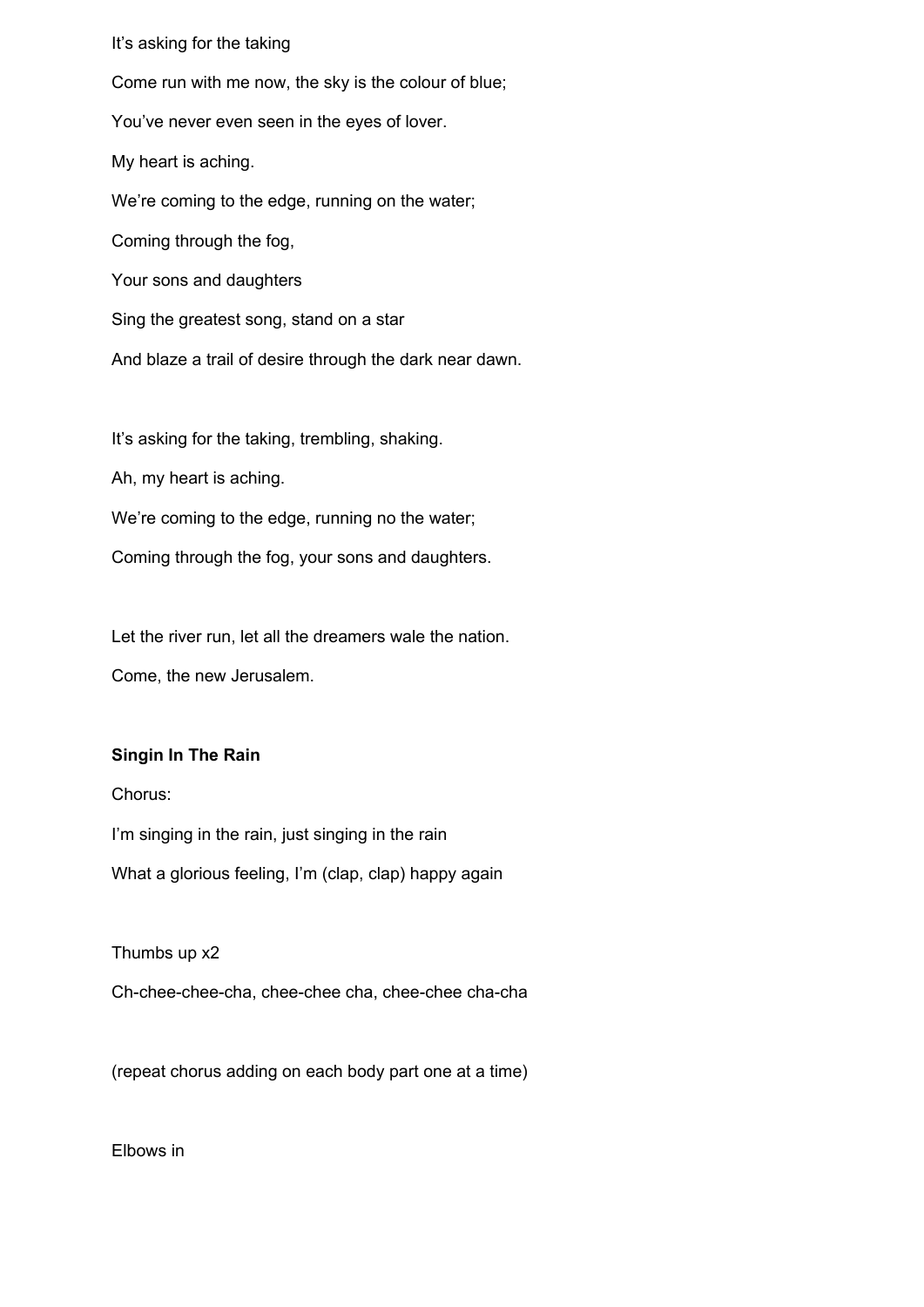It's asking for the taking

Come run with me now, the sky is the colour of blue;

You've never even seen in the eyes of lover.

My heart is aching.

We're coming to the edge, running on the water;

Coming through the fog,

Your sons and daughters

Sing the greatest song, stand on a star

And blaze a trail of desire through the dark near dawn.

It's asking for the taking, trembling, shaking.

Ah, my heart is aching.

We're coming to the edge, running no the water;

Coming through the fog, your sons and daughters.

Let the river run, let all the dreamers wale the nation.

Come, the new Jerusalem.

**Singin In The Rain**

Chorus:

I'm singing in the rain, just singing in the rain

What a glorious feeling, I'm (clap, clap) happy again

Thumbs up x2

Ch-chee-chee-cha, chee-chee cha, chee-chee cha-cha

(repeat chorus adding on each body part one at a time)

Elbows in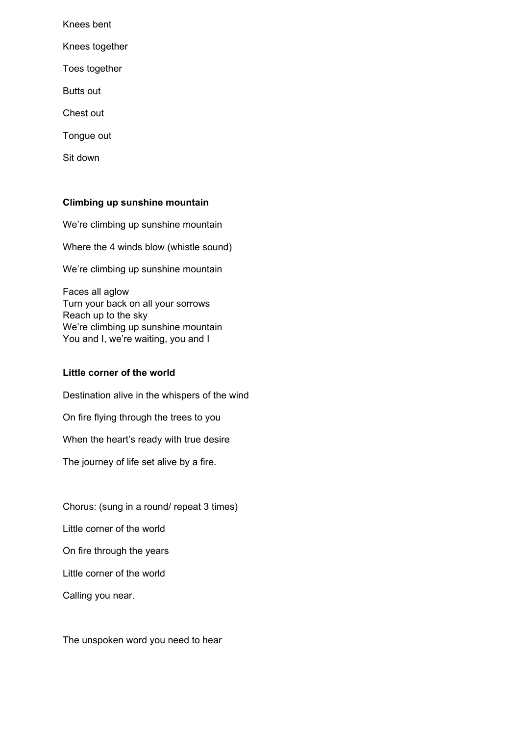Knees bent

Knees together

Toes together

Butts out

Chest out

Tongue out

Sit down

**Climbing up sunshine mountain**

We're climbing up sunshine mountain

Where the 4 winds blow (whistle sound)

We're climbing up sunshine mountain

Faces all aglow
Turn your back on all your sorrows
Reach up to the sky
We're climbing up sunshine mountain
You and I, we're waiting, you and I

**Little corner of the world**

Destination alive in the whispers of the wind

On fire flying through the trees to you

When the heart's ready with true desire

The journey of life set alive by a fire.

Chorus: (sung in a round/ repeat 3 times)

Little corner of the world

On fire through the years

Little corner of the world

Calling you near.

The unspoken word you need to hear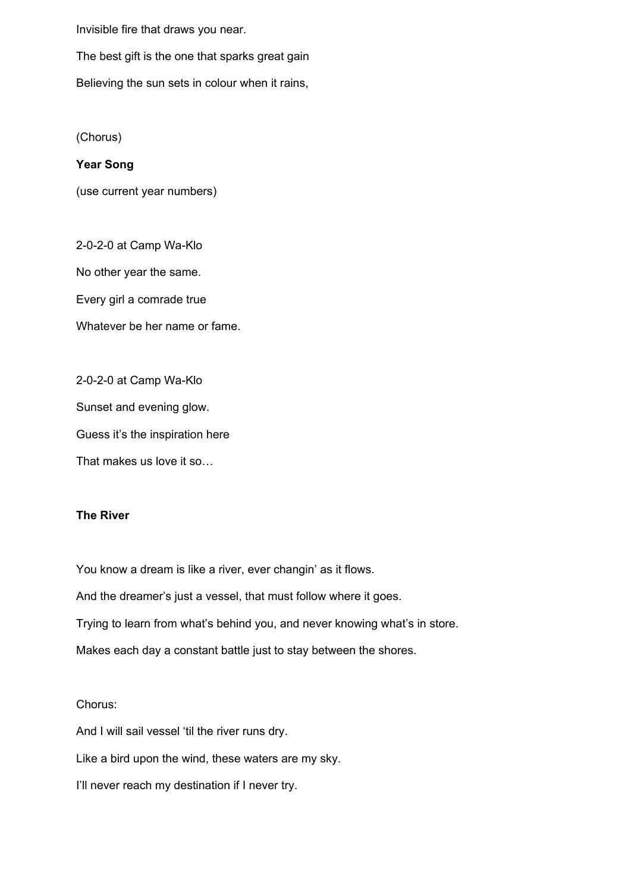Invisible fire that draws you near.

The best gift is the one that sparks great gain

Believing the sun sets in colour when it rains,

(Chorus)

**Year Song**

(use current year numbers)

2-0-2-0 at Camp Wa-Klo

No other year the same.

Every girl a comrade true

Whatever be her name or fame.

2-0-2-0 at Camp Wa-Klo

Sunset and evening glow.

Guess it's the inspiration here

That makes us love it so…

**The River**

You know a dream is like a river, ever changin' as it flows.

And the dreamer's just a vessel, that must follow where it goes.

Trying to learn from what's behind you, and never knowing what's in store.

Makes each day a constant battle just to stay between the shores.

Chorus:

And I will sail vessel 'til the river runs dry.

Like a bird upon the wind, these waters are my sky.

I'll never reach my destination if I never try.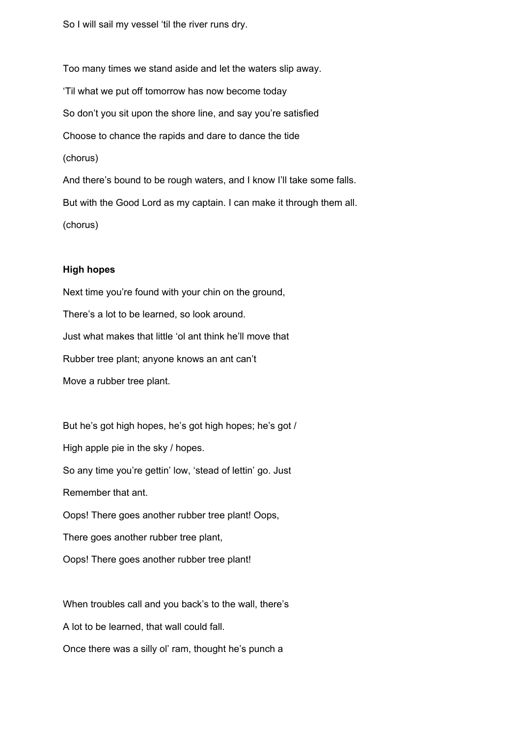So I will sail my vessel 'til the river runs dry.

Too many times we stand aside and let the waters slip away.

'Til what we put off tomorrow has now become today

So don't you sit upon the shore line, and say you're satisfied

Choose to chance the rapids and dare to dance the tide

(chorus)

And there's bound to be rough waters, and I know I'll take some falls.

But with the Good Lord as my captain. I can make it through them all.

(chorus)

**High hopes**

Next time you're found with your chin on the ground,

There's a lot to be learned, so look around.

Just what makes that little 'ol ant think he'll move that

Rubber tree plant; anyone knows an ant can't

Move a rubber tree plant.

But he's got high hopes, he's got high hopes; he's got /

High apple pie in the sky / hopes.

So any time you're gettin' low, 'stead of lettin' go. Just

Remember that ant.

Oops! There goes another rubber tree plant! Oops,

There goes another rubber tree plant,

Oops! There goes another rubber tree plant!

When troubles call and you back's to the wall, there's

A lot to be learned, that wall could fall.

Once there was a silly ol' ram, thought he's punch a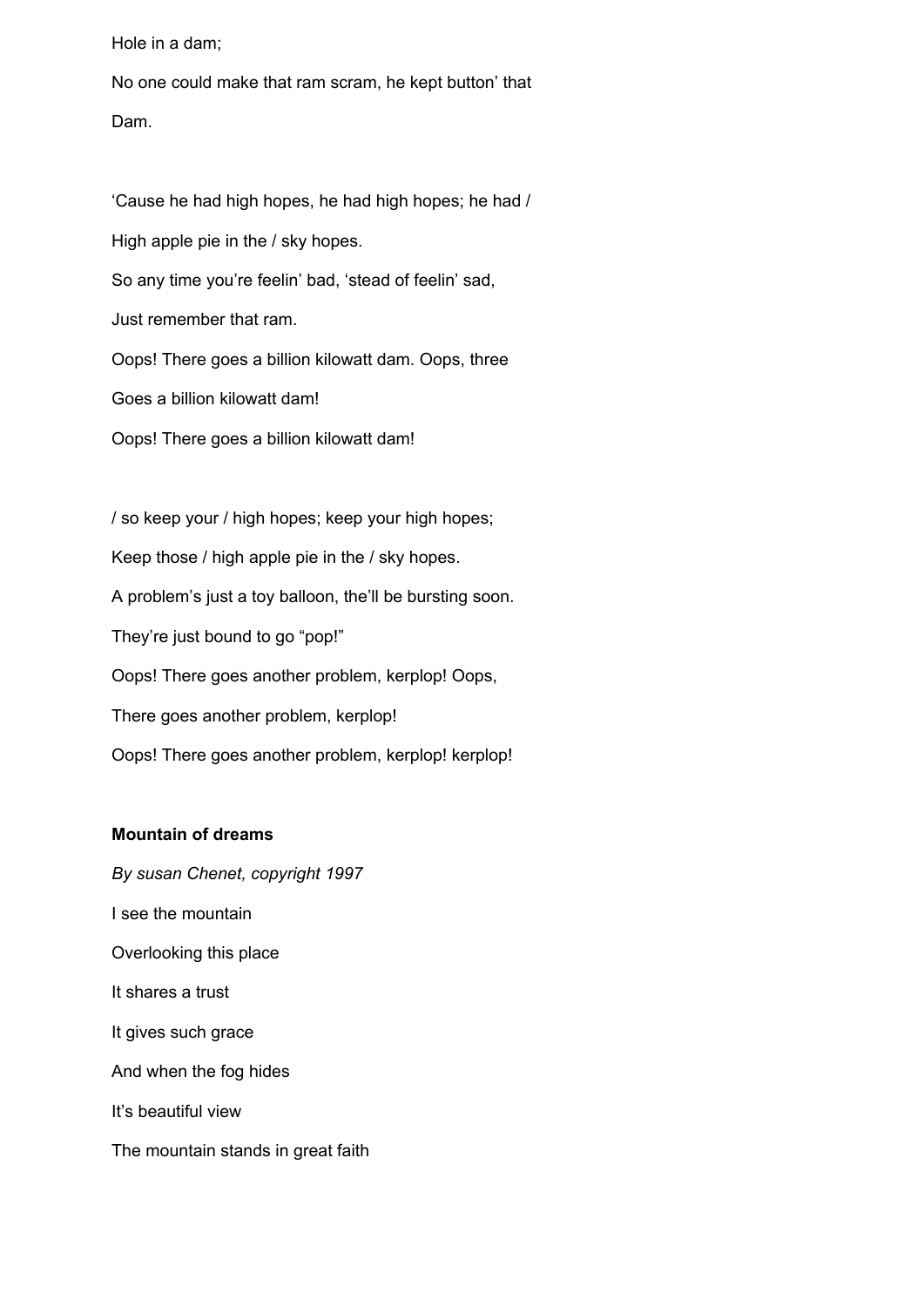Hole in a dam;

No one could make that ram scram, he kept button' that

Dam.

'Cause he had high hopes, he had high hopes; he had /

High apple pie in the / sky hopes.

So any time you're feelin' bad, 'stead of feelin' sad,

Just remember that ram.

Oops! There goes a billion kilowatt dam. Oops, three

Goes a billion kilowatt dam!

Oops! There goes a billion kilowatt dam!

/ so keep your / high hopes; keep your high hopes;

Keep those / high apple pie in the / sky hopes.

A problem's just a toy balloon, the'll be bursting soon.

They're just bound to go "pop!"

Oops! There goes another problem, kerplop! Oops,

There goes another problem, kerplop!

Oops! There goes another problem, kerplop! kerplop!

**Mountain of dreams**

*By susan Chenet, copyright 1997*

I see the mountain

Overlooking this place

It shares a trust

It gives such grace

And when the fog hides

It's beautiful view

The mountain stands in great faith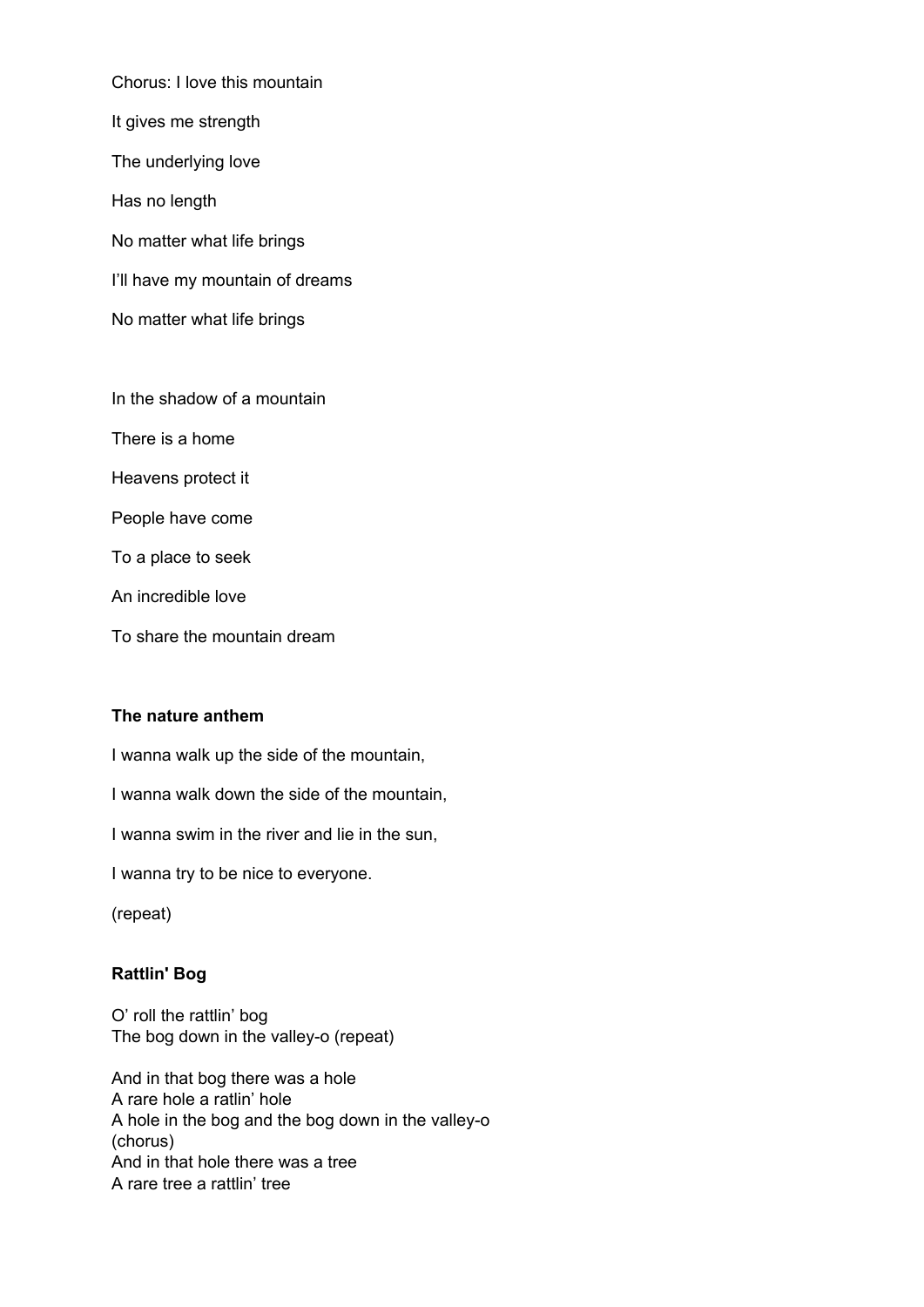Chorus: I love this mountain

It gives me strength

The underlying love

Has no length

No matter what life brings

I'll have my mountain of dreams

No matter what life brings

In the shadow of a mountain

There is a home

Heavens protect it

People have come

To a place to seek

An incredible love

To share the mountain dream

### The nature anthem

I wanna walk up the side of the mountain,

I wanna walk down the side of the mountain,

I wanna swim in the river and lie in the sun,

I wanna try to be nice to everyone.

(repeat)

### Rattlin' Bog

O' roll the rattlin' bog
The bog down in the valley-o (repeat)

And in that bog there was a hole
A rare hole a ratlin' hole
A hole in the bog and the bog down in the valley-o
(chorus)
And in that hole there was a tree
A rare tree a rattlin' tree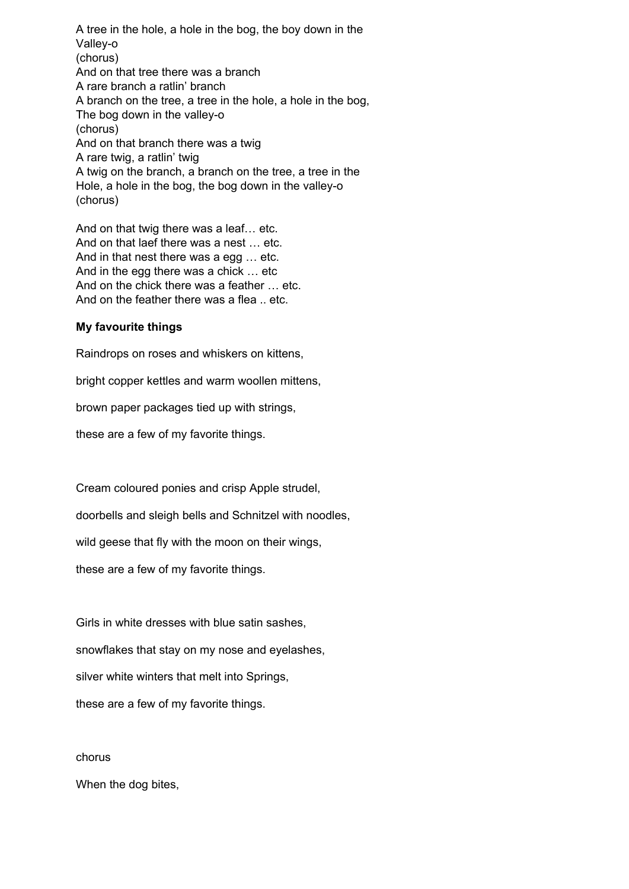A tree in the hole, a hole in the bog, the boy down in the Valley-o
(chorus)
And on that tree there was a branch
A rare branch a ratlin' branch
A branch on the tree, a tree in the hole, a hole in the bog,
The bog down in the valley-o
(chorus)
And on that branch there was a twig
A rare twig, a ratlin' twig
A twig on the branch, a branch on the tree, a tree in the Hole, a hole in the bog, the bog down in the valley-o
(chorus)

And on that twig there was a leaf… etc.
And on that laef there was a nest … etc.
And in that nest there was a egg … etc.
And in the egg there was a chick … etc
And on the chick there was a feather … etc.
And on the feather there was a flea .. etc.

**My favourite things**

Raindrops on roses and whiskers on kittens,

bright copper kettles and warm woollen mittens,

brown paper packages tied up with strings,

these are a few of my favorite things.

Cream coloured ponies and crisp Apple strudel,

doorbells and sleigh bells and Schnitzel with noodles,

wild geese that fly with the moon on their wings,

these are a few of my favorite things.

Girls in white dresses with blue satin sashes,

snowflakes that stay on my nose and eyelashes,

silver white winters that melt into Springs,

these are a few of my favorite things.

chorus

When the dog bites,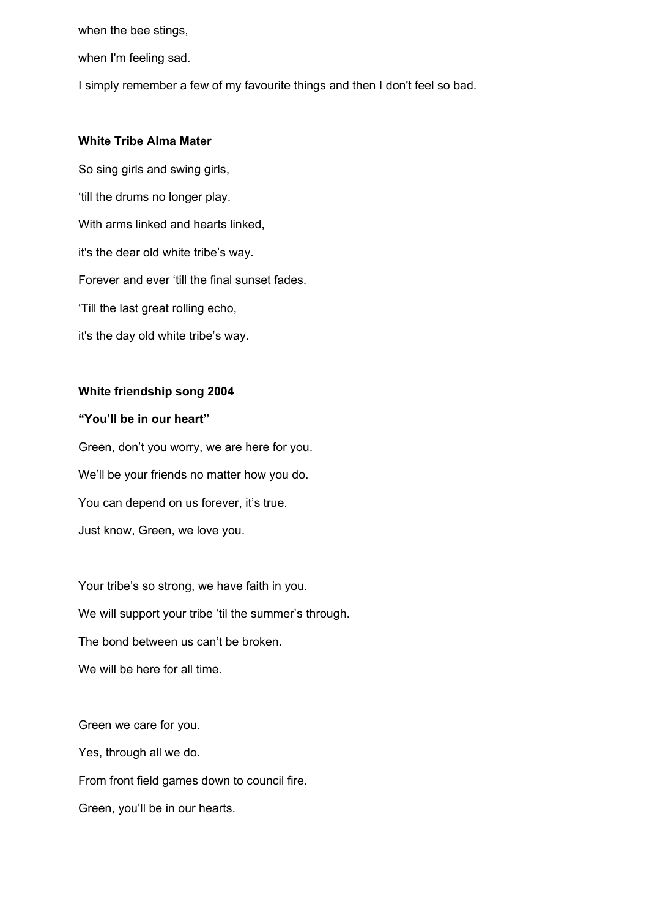when the bee stings,

when I'm feeling sad.

I simply remember a few of my favourite things and then I don't feel so bad.

**White Tribe Alma Mater**

So sing girls and swing girls,

‘till the drums no longer play.

With arms linked and hearts linked,

it's the dear old white tribe’s way.

Forever and ever ‘till the final sunset fades.

‘Till the last great rolling echo,

it's the day old white tribe’s way.

**White friendship song 2004**

**“You’ll be in our heart”**

Green, don’t you worry, we are here for you.

We’ll be your friends no matter how you do.

You can depend on us forever, it’s true.

Just know, Green, we love you.

Your tribe’s so strong, we have faith in you.

We will support your tribe ‘til the summer’s through.

The bond between us can’t be broken.

We will be here for all time.

Green we care for you.

Yes, through all we do.

From front field games down to council fire.

Green, you’ll be in our hearts.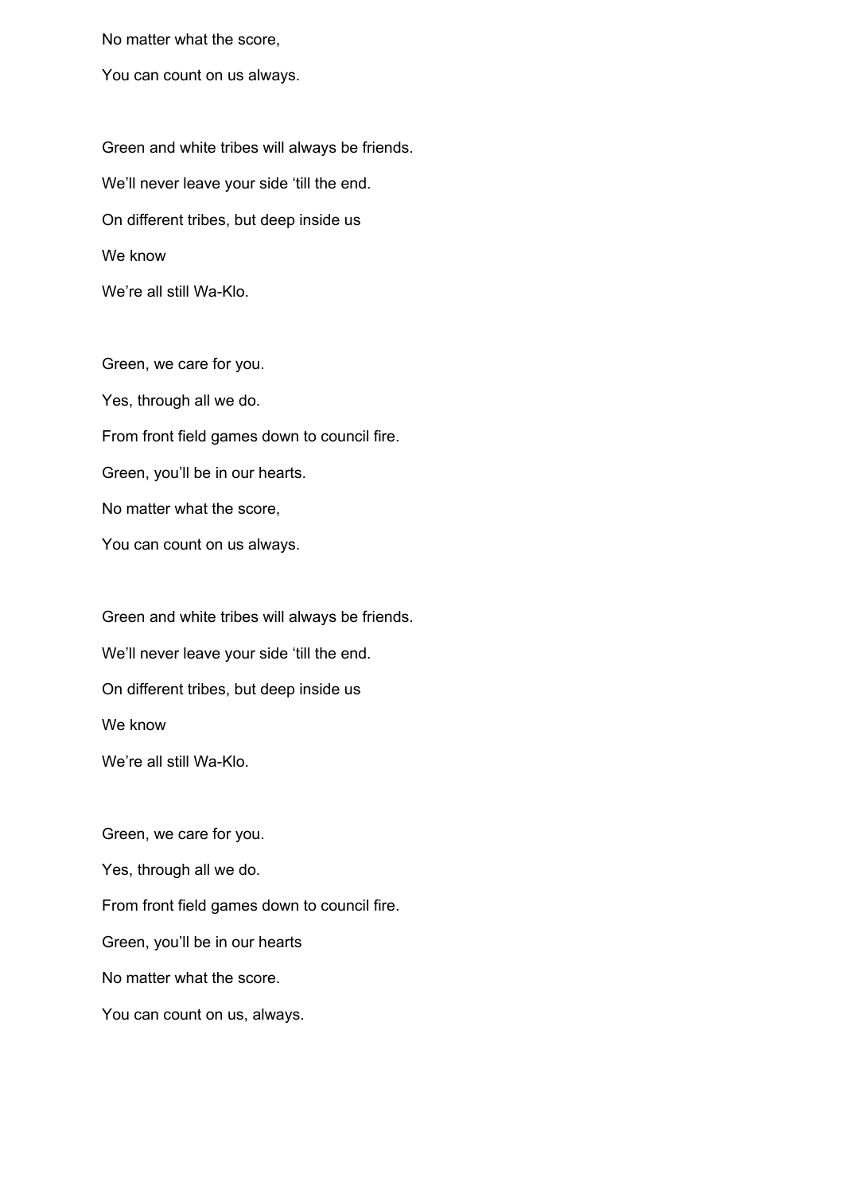No matter what the score,

You can count on us always.

Green and white tribes will always be friends.

We'll never leave your side 'till the end.

On different tribes, but deep inside us

We know

We're all still Wa-Klo.

Green, we care for you.

Yes, through all we do.

From front field games down to council fire.

Green, you'll be in our hearts.

No matter what the score,

You can count on us always.

Green and white tribes will always be friends.

We'll never leave your side 'till the end.

On different tribes, but deep inside us

We know

We're all still Wa-Klo.

Green, we care for you.

Yes, through all we do.

From front field games down to council fire.

Green, you'll be in our hearts

No matter what the score.

You can count on us, always.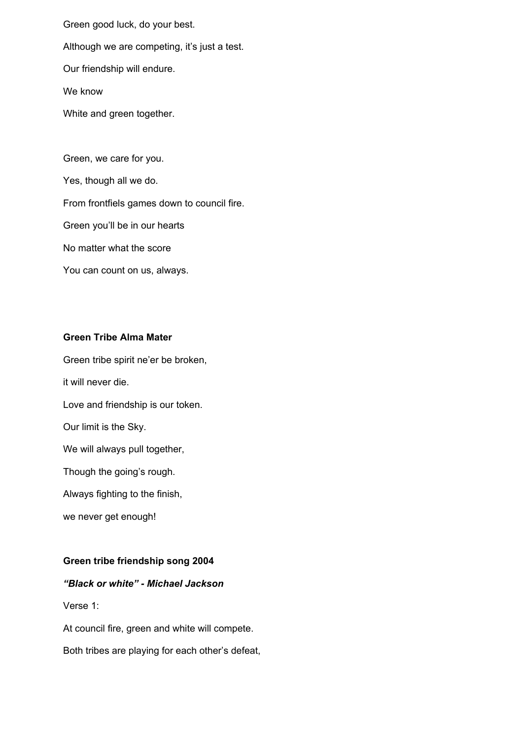Green good luck, do your best.

Although we are competing, it's just a test.

Our friendship will endure.

We know

White and green together.

Green, we care for you.

Yes, though all we do.

From frontfiels games down to council fire.

Green you'll be in our hearts

No matter what the score

You can count on us, always.

**Green Tribe Alma Mater**

Green tribe spirit ne'er be broken,

it will never die.

Love and friendship is our token.

Our limit is the Sky.

We will always pull together,

Though the going's rough.

Always fighting to the finish,

we never get enough!

**Green tribe friendship song 2004**

***"Black or white" - Michael Jackson***

Verse 1:

At council fire, green and white will compete.

Both tribes are playing for each other's defeat,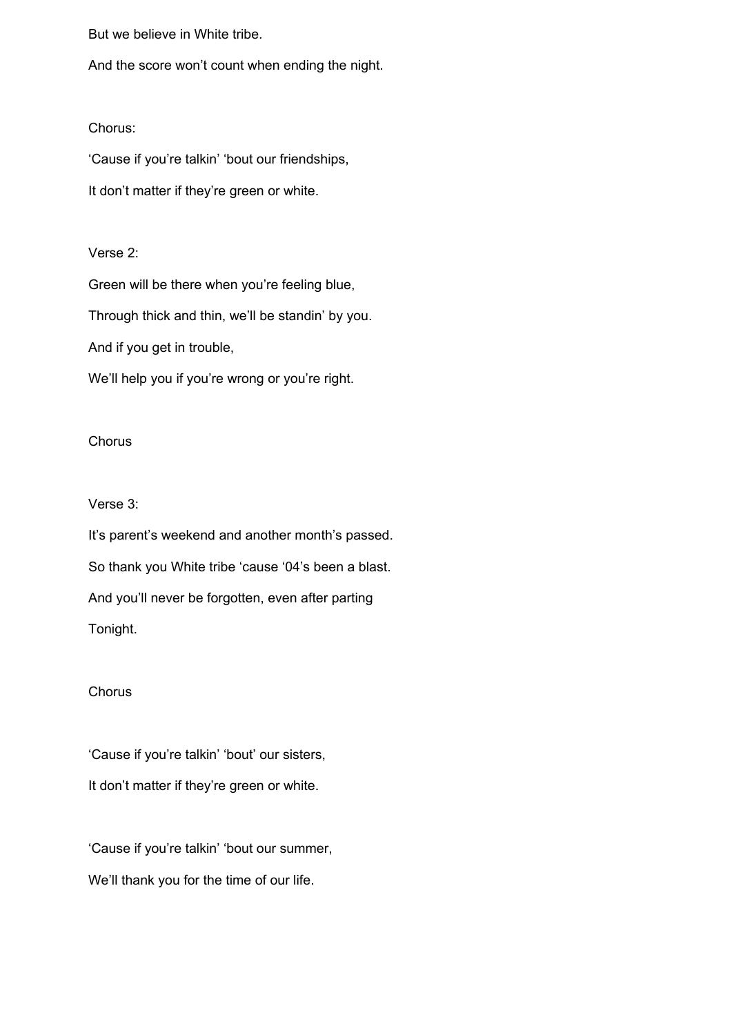But we believe in White tribe.

And the score won't count when ending the night.

Chorus:

'Cause if you're talkin' 'bout our friendships,

It don't matter if they're green or white.

Verse 2:

Green will be there when you're feeling blue,

Through thick and thin, we'll be standin' by you.

And if you get in trouble,

We'll help you if you're wrong or you're right.

Chorus

Verse 3:

It's parent's weekend and another month's passed.

So thank you White tribe 'cause '04's been a blast.

And you'll never be forgotten, even after parting

Tonight.

Chorus

'Cause if you're talkin' 'bout' our sisters,

It don't matter if they're green or white.

'Cause if you're talkin' 'bout our summer,

We'll thank you for the time of our life.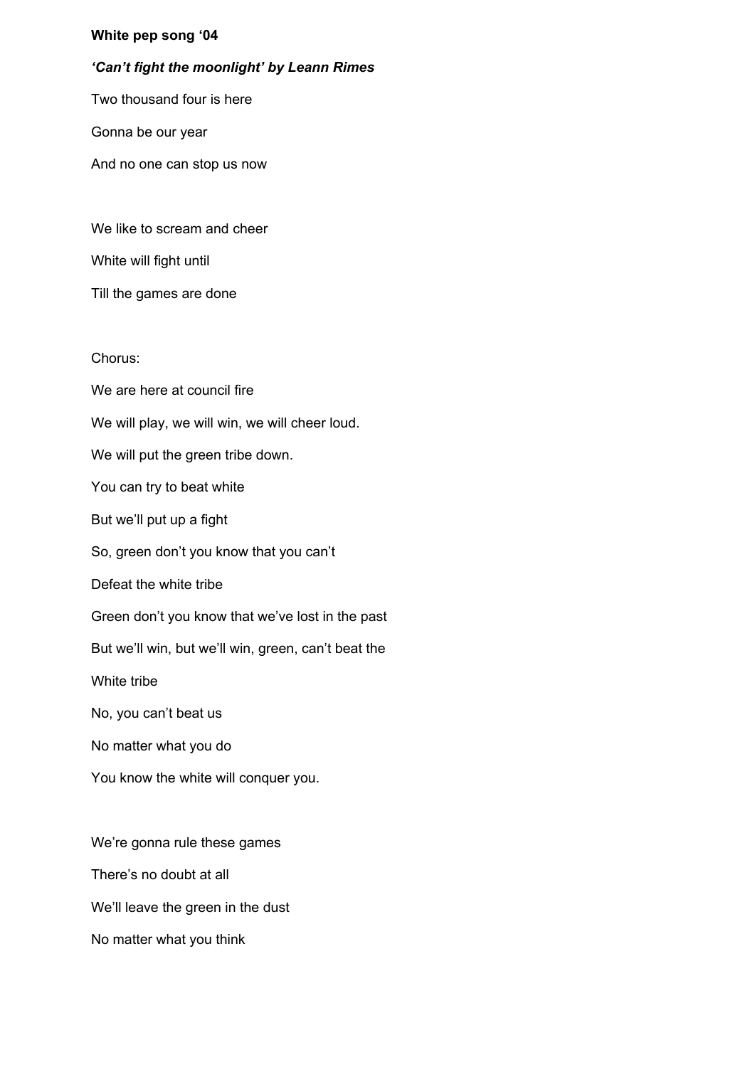**White pep song '04**

***'Can't fight the moonlight' by Leann Rimes***

Two thousand four is here

Gonna be our year

And no one can stop us now

We like to scream and cheer

White will fight until

Till the games are done

Chorus:

We are here at council fire

We will play, we will win, we will cheer loud.

We will put the green tribe down.

You can try to beat white

But we'll put up a fight

So, green don't you know that you can't

Defeat the white tribe

Green don't you know that we've lost in the past

But we'll win, but we'll win, green, can't beat the

White tribe

No, you can't beat us

No matter what you do

You know the white will conquer you.

We're gonna rule these games

There's no doubt at all

We'll leave the green in the dust

No matter what you think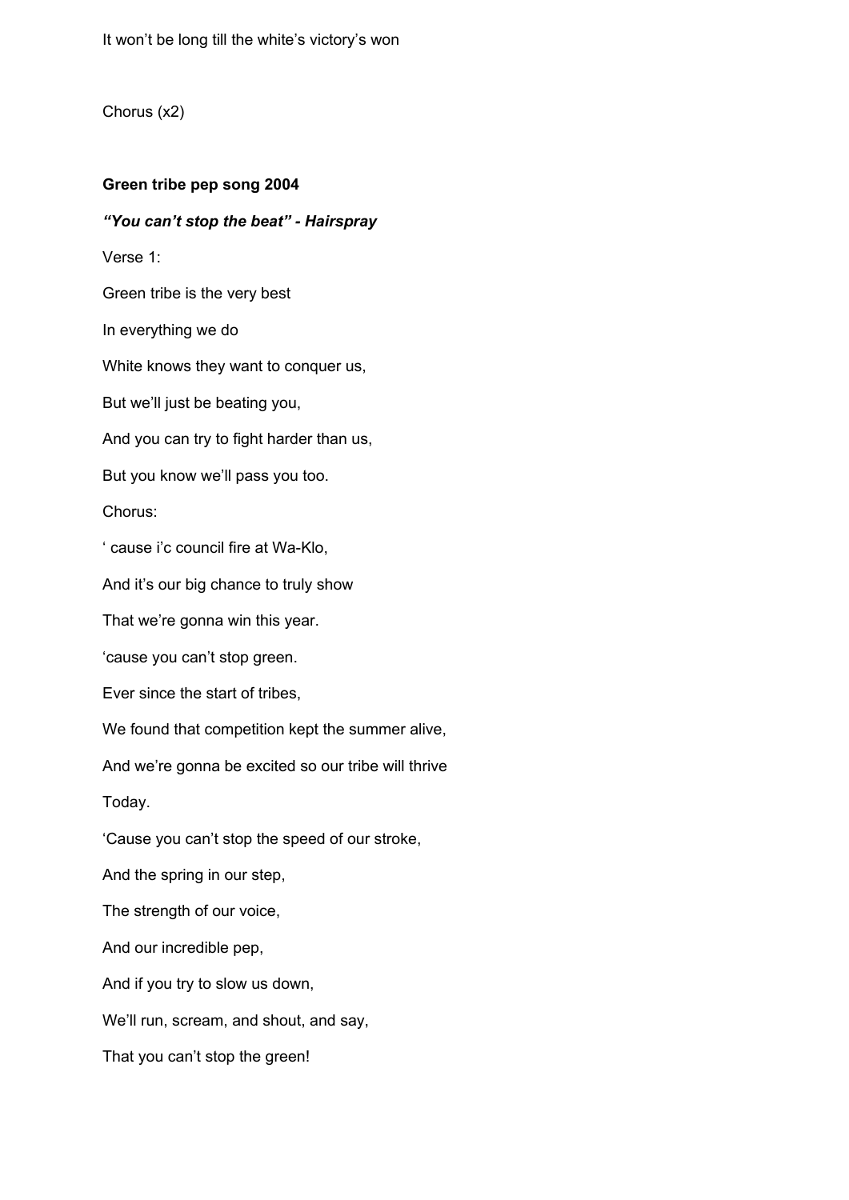It won't be long till the white's victory's won

Chorus (x2)

**Green tribe pep song 2004**

***"You can't stop the beat" - Hairspray***

Verse 1:

Green tribe is the very best

In everything we do

White knows they want to conquer us,

But we'll just be beating you,

And you can try to fight harder than us,

But you know we'll pass you too.

Chorus:

' cause i'c council fire at Wa-Klo,

And it's our big chance to truly show

That we're gonna win this year.

'cause you can't stop green.

Ever since the start of tribes,

We found that competition kept the summer alive,

And we're gonna be excited so our tribe will thrive

Today.

'Cause you can't stop the speed of our stroke,

And the spring in our step,

The strength of our voice,

And our incredible pep,

And if you try to slow us down,

We'll run, scream, and shout, and say,

That you can't stop the green!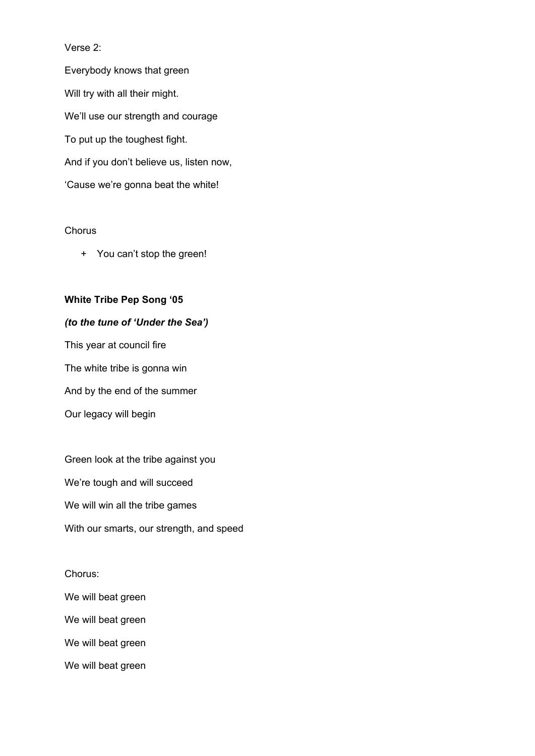Verse 2:

Everybody knows that green

Will try with all their might.

We'll use our strength and courage

To put up the toughest fight.

And if you don't believe us, listen now,

'Cause we're gonna beat the white!

Chorus

+ You can't stop the green!

**White Tribe Pep Song '05**

***(to the tune of 'Under the Sea')***

This year at council fire

The white tribe is gonna win

And by the end of the summer

Our legacy will begin

Green look at the tribe against you

We're tough and will succeed

We will win all the tribe games

With our smarts, our strength, and speed

Chorus:

We will beat green

We will beat green

We will beat green

We will beat green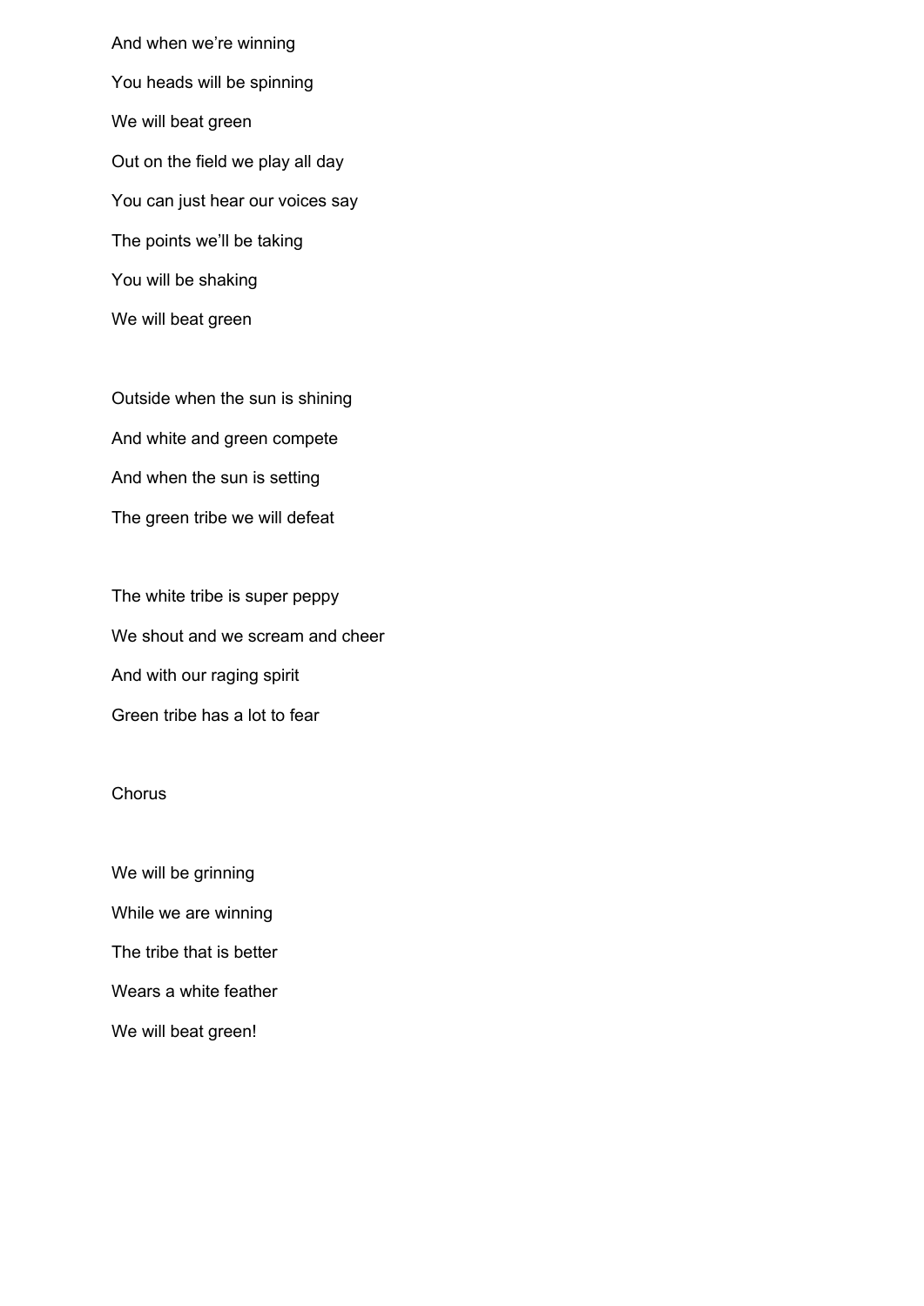And when we're winning

You heads will be spinning

We will beat green

Out on the field we play all day

You can just hear our voices say

The points we'll be taking

You will be shaking

We will beat green

Outside when the sun is shining

And white and green compete

And when the sun is setting

The green tribe we will defeat

The white tribe is super peppy

We shout and we scream and cheer

And with our raging spirit

Green tribe has a lot to fear

Chorus

We will be grinning

While we are winning

The tribe that is better

Wears a white feather

We will beat green!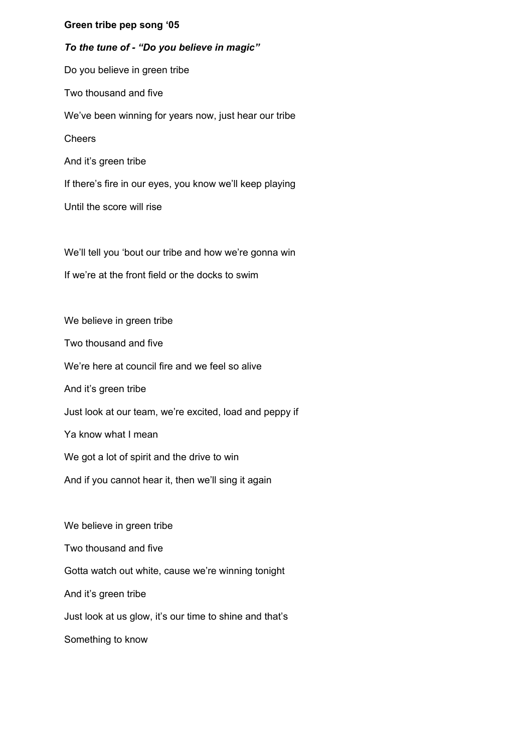**Green tribe pep song '05**

***To the tune of - "Do you believe in magic"***

Do you believe in green tribe

Two thousand and five

We've been winning for years now, just hear our tribe

Cheers

And it's green tribe

If there's fire in our eyes, you know we'll keep playing

Until the score will rise

We'll tell you 'bout our tribe and how we're gonna win

If we're at the front field or the docks to swim

We believe in green tribe

Two thousand and five

We're here at council fire and we feel so alive

And it's green tribe

Just look at our team, we're excited, load and peppy if

Ya know what I mean

We got a lot of spirit and the drive to win

And if you cannot hear it, then we'll sing it again

We believe in green tribe

Two thousand and five

Gotta watch out white, cause we're winning tonight

And it's green tribe

Just look at us glow, it's our time to shine and that's

Something to know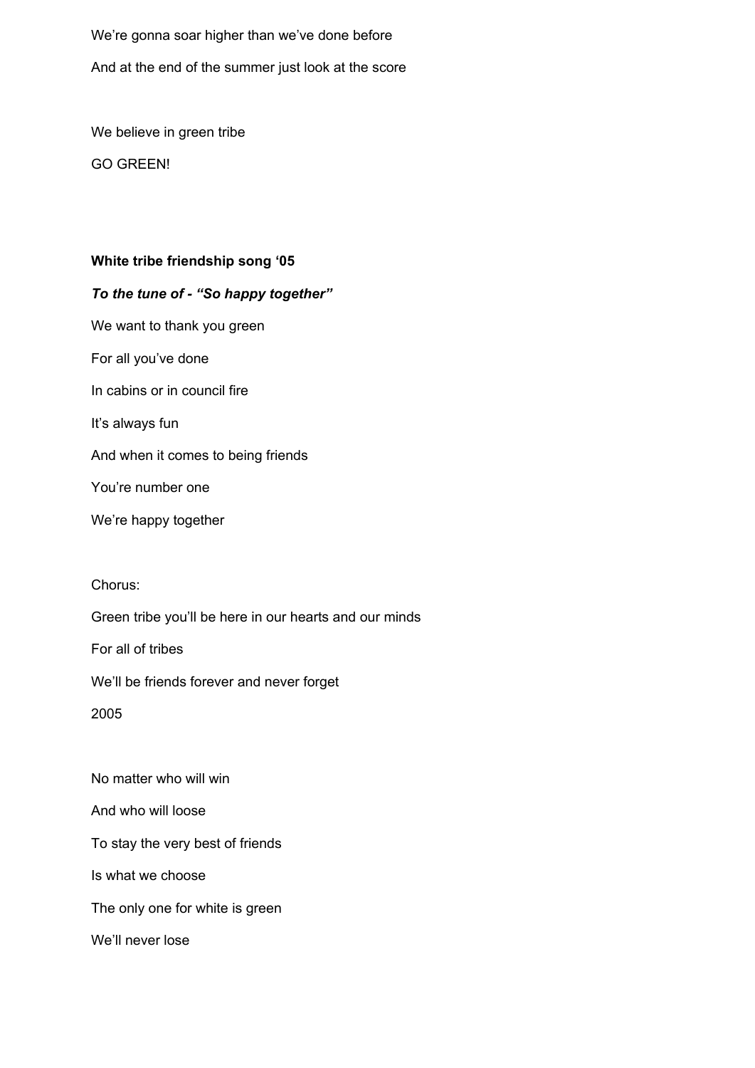We’re gonna soar higher than we’ve done before

And at the end of the summer just look at the score

We believe in green tribe

GO GREEN!

**White tribe friendship song ‘05**

***To the tune of - “So happy together”***

We want to thank you green

For all you’ve done

In cabins or in council fire

It’s always fun

And when it comes to being friends

You’re number one

We’re happy together

Chorus:

Green tribe you’ll be here in our hearts and our minds

For all of tribes

We’ll be friends forever and never forget

2005

No matter who will win

And who will loose

To stay the very best of friends

Is what we choose

The only one for white is green

We’ll never lose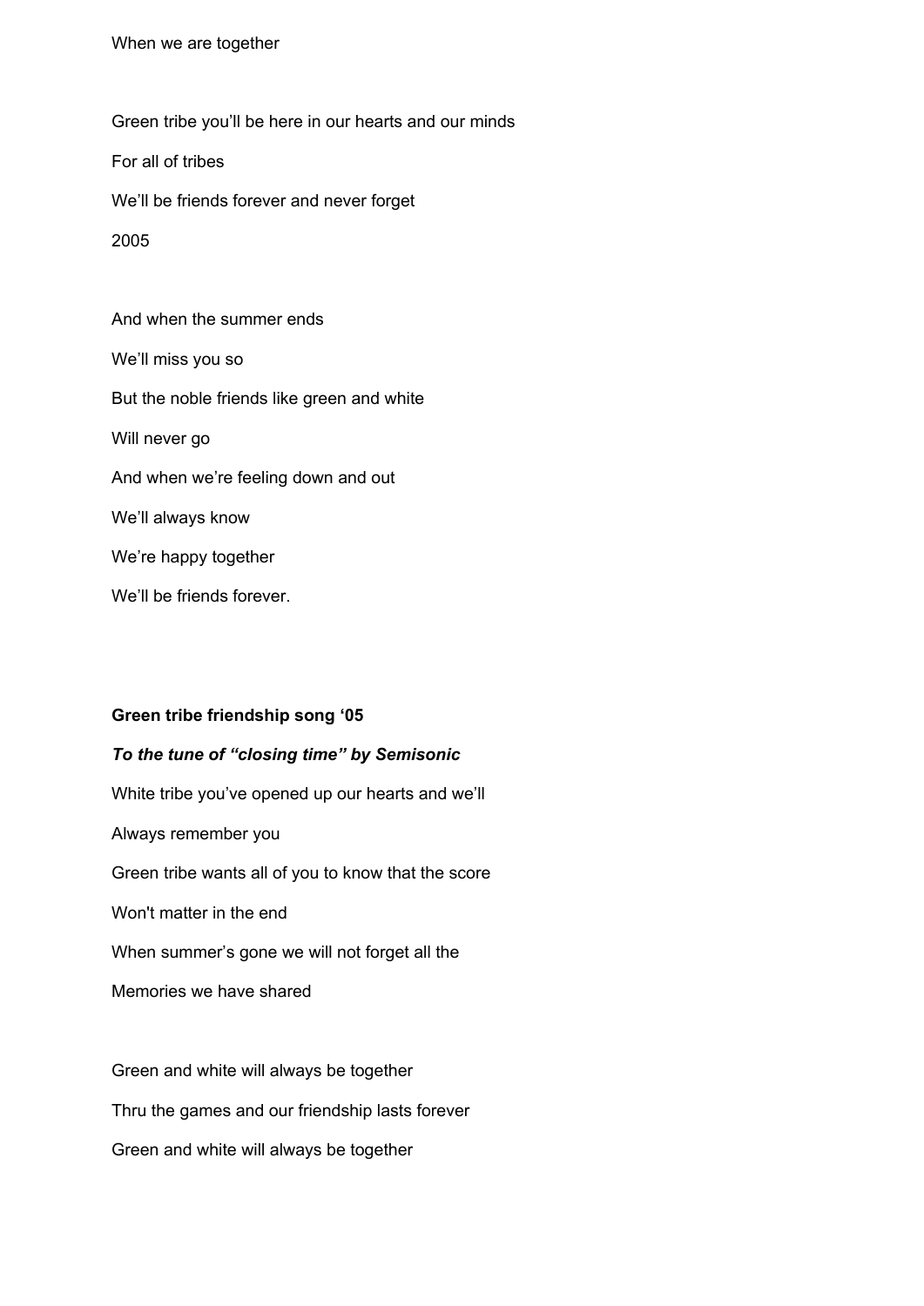When we are together

Green tribe you'll be here in our hearts and our minds

For all of tribes

We'll be friends forever and never forget

2005

And when the summer ends

We'll miss you so

But the noble friends like green and white

Will never go

And when we're feeling down and out

We'll always know

We're happy together

We'll be friends forever.

**Green tribe friendship song '05**

***To the tune of "closing time" by Semisonic***

White tribe you've opened up our hearts and we'll

Always remember you

Green tribe wants all of you to know that the score

Won't matter in the end

When summer's gone we will not forget all the

Memories we have shared

Green and white will always be together

Thru the games and our friendship lasts forever

Green and white will always be together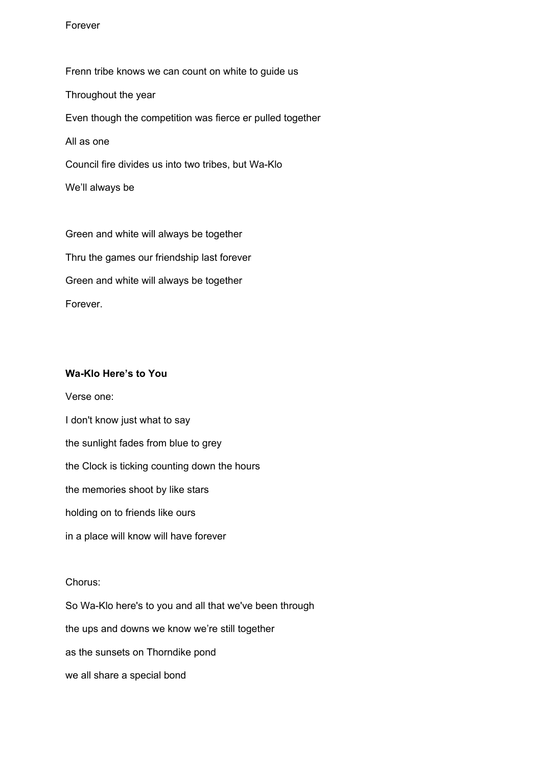Forever

Frenn tribe knows we can count on white to guide us

Throughout the year

Even though the competition was fierce er pulled together

All as one

Council fire divides us into two tribes, but Wa-Klo

We'll always be

Green and white will always be together

Thru the games our friendship last forever

Green and white will always be together

Forever.

**Wa-Klo Here's to You**

Verse one:

I don't know just what to say

the sunlight fades from blue to grey

the Clock is ticking counting down the hours

the memories shoot by like stars

holding on to friends like ours

in a place will know will have forever

Chorus:

So Wa-Klo here's to you and all that we've been through

the ups and downs we know we're still together

as the sunsets on Thorndike pond

we all share a special bond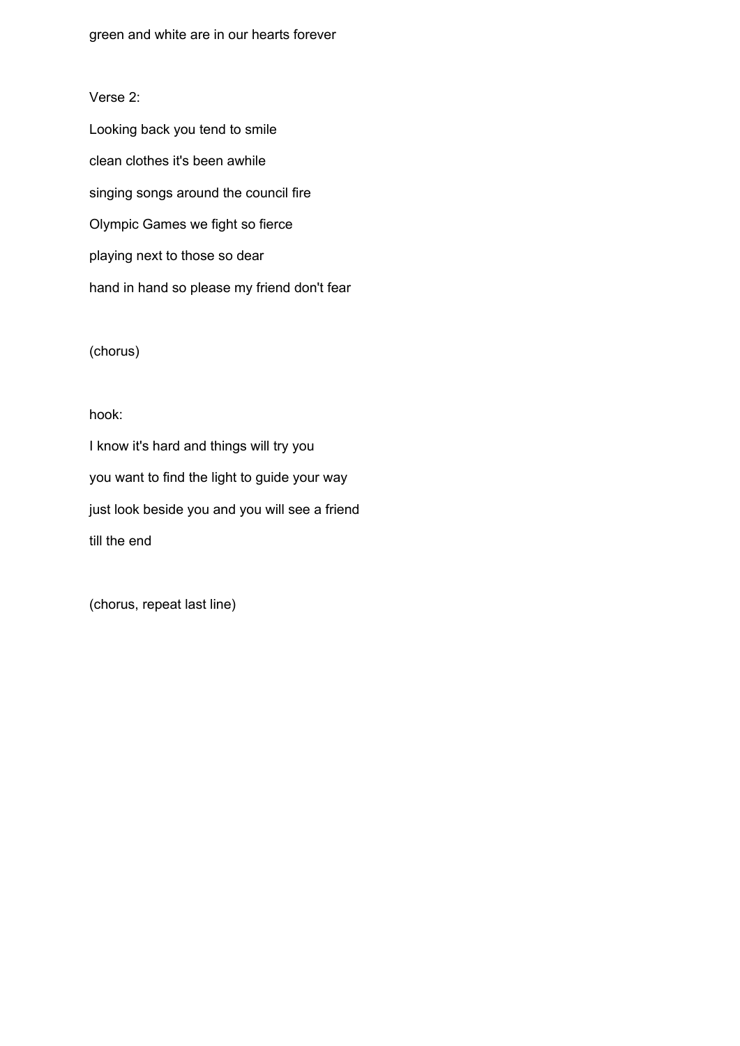green and white are in our hearts forever

Verse 2:

Looking back you tend to smile

clean clothes it's been awhile

singing songs around the council fire

Olympic Games we fight so fierce

playing next to those so dear

hand in hand so please my friend don't fear

(chorus)

hook:

I know it's hard and things will try you

you want to find the light to guide your way

just look beside you and you will see a friend

till the end

(chorus, repeat last line)